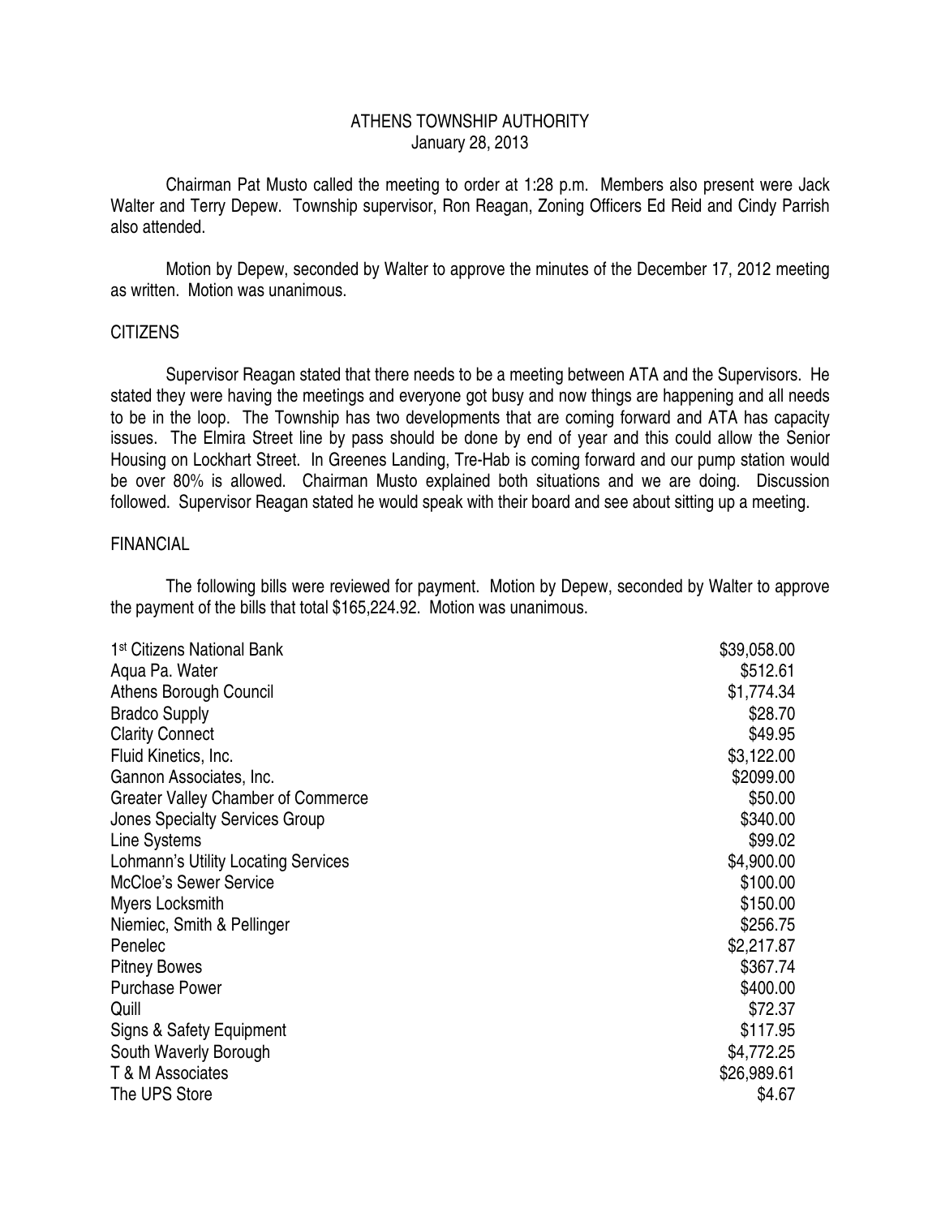# ATHENS TOWNSHIP AUTHORITY

January 28, 2013

Chairman Pat Musto called the meeting to order at 1:28 p.m. Members also present were Jack Walter and Terry Depew. Township supervisor, Ron Reagan, Zoning Officers Ed Reid and Cindy Parrish also attended.

Motion by Depew, seconded by Walter to approve the minutes of the December 17, 2012 meeting as written. Motion was unanimous.

## CITIZENS

Supervisor Reagan stated that there needs to be a meeting between ATA and the Supervisors. He stated they were having the meetings and everyone got busy and now things are happening and all needs to be in the loop. The Township has two developments that are coming forward and ATA has capacity issues. The Elmira Street line by pass should be done by end of year and this could allow the Senior Housing on Lockhart Street. In Greenes Landing, Tre-Hab is coming forward and our pump station would be over 80% is allowed. Chairman Musto explained both situations and we are doing. Discussion followed. Supervisor Reagan stated he would speak with their board and see about sitting up a meeting.

## FINANCIAL

The following bills were reviewed for payment. Motion by Depew, seconded by Walter to approve the payment of the bills that total $165,224.92. Motion was unanimous.

| | |
|---|---:|
| 1st Citizens National Bank | $39,058.00 |
| Aqua Pa. Water | $512.61 |
| Athens Borough Council | $1,774.34 |
| Bradco Supply | $28.70 |
| Clarity Connect | $49.95 |
| Fluid Kinetics, Inc. | $3,122.00 |
| Gannon Associates, Inc. | $2099.00 |
| Greater Valley Chamber of Commerce | $50.00 |
| Jones Specialty Services Group | $340.00 |
| Line Systems | $99.02 |
| Lohmann's Utility Locating Services | $4,900.00 |
| McCloe's Sewer Service | $100.00 |
| Myers Locksmith | $150.00 |
| Niemiec, Smith & Pellinger | $256.75 |
| Penelec | $2,217.87 |
| Pitney Bowes | $367.74 |
| Purchase Power | $400.00 |
| Quill | $72.37 |
| Signs & Safety Equipment | $117.95 |
| South Waverly Borough | $4,772.25 |
| T & M Associates | $26,989.61 |
| The UPS Store | $4.67 |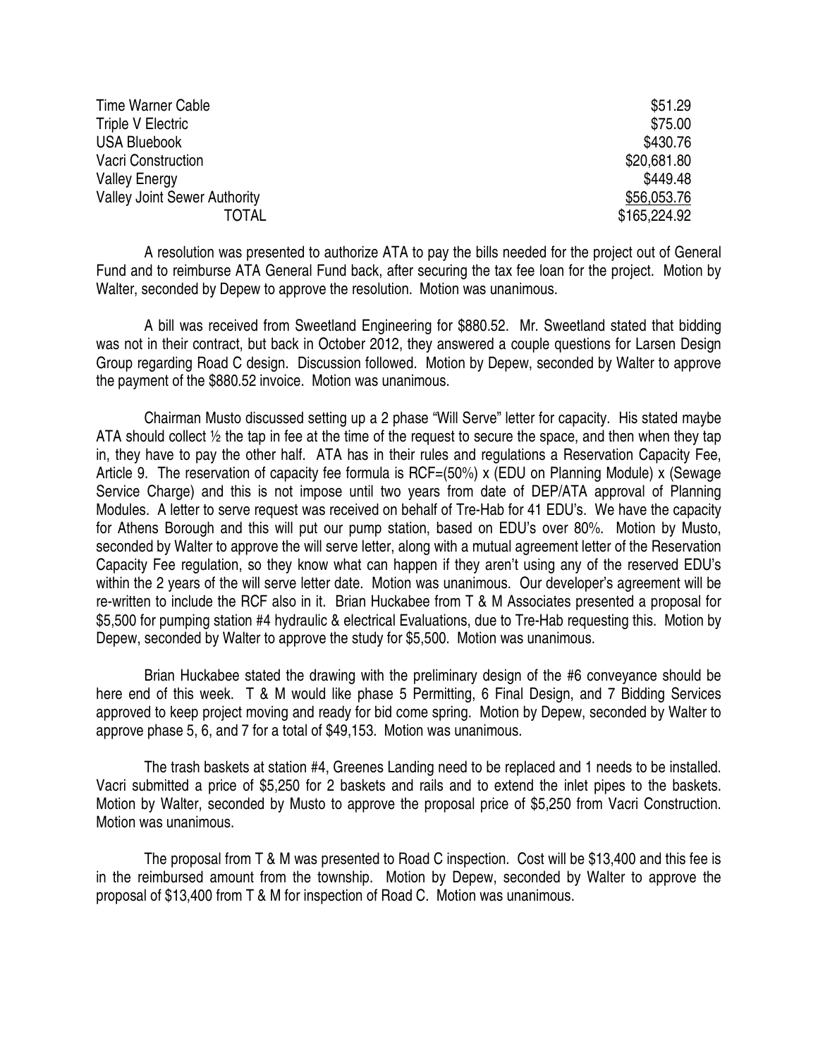| | |
|---|---|
| Time Warner Cable | \$51.29 |
| Triple V Electric | \$75.00 |
| USA Bluebook | \$430.76 |
| Vacri Construction | \$20,681.80 |
| Valley Energy | \$449.48 |
| Valley Joint Sewer Authority | \$56,053.76 |
| TOTAL | \$165,224.92 |

A resolution was presented to authorize ATA to pay the bills needed for the project out of General Fund and to reimburse ATA General Fund back, after securing the tax fee loan for the project. Motion by Walter, seconded by Depew to approve the resolution. Motion was unanimous.

A bill was received from Sweetland Engineering for \$880.52. Mr. Sweetland stated that bidding was not in their contract, but back in October 2012, they answered a couple questions for Larsen Design Group regarding Road C design. Discussion followed. Motion by Depew, seconded by Walter to approve the payment of the \$880.52 invoice. Motion was unanimous.

Chairman Musto discussed setting up a 2 phase "Will Serve" letter for capacity. His stated maybe ATA should collect ½ the tap in fee at the time of the request to secure the space, and then when they tap in, they have to pay the other half. ATA has in their rules and regulations a Reservation Capacity Fee, Article 9. The reservation of capacity fee formula is RCF=(50%) x (EDU on Planning Module) x (Sewage Service Charge) and this is not impose until two years from date of DEP/ATA approval of Planning Modules. A letter to serve request was received on behalf of Tre-Hab for 41 EDU's. We have the capacity for Athens Borough and this will put our pump station, based on EDU's over 80%. Motion by Musto, seconded by Walter to approve the will serve letter, along with a mutual agreement letter of the Reservation Capacity Fee regulation, so they know what can happen if they aren't using any of the reserved EDU's within the 2 years of the will serve letter date. Motion was unanimous. Our developer's agreement will be re-written to include the RCF also in it. Brian Huckabee from T & M Associates presented a proposal for \$5,500 for pumping station #4 hydraulic & electrical Evaluations, due to Tre-Hab requesting this. Motion by Depew, seconded by Walter to approve the study for \$5,500. Motion was unanimous.

Brian Huckabee stated the drawing with the preliminary design of the #6 conveyance should be here end of this week. T & M would like phase 5 Permitting, 6 Final Design, and 7 Bidding Services approved to keep project moving and ready for bid come spring. Motion by Depew, seconded by Walter to approve phase 5, 6, and 7 for a total of \$49,153. Motion was unanimous.

The trash baskets at station #4, Greenes Landing need to be replaced and 1 needs to be installed. Vacri submitted a price of \$5,250 for 2 baskets and rails and to extend the inlet pipes to the baskets. Motion by Walter, seconded by Musto to approve the proposal price of \$5,250 from Vacri Construction. Motion was unanimous.

The proposal from T & M was presented to Road C inspection. Cost will be \$13,400 and this fee is in the reimbursed amount from the township. Motion by Depew, seconded by Walter to approve the proposal of \$13,400 from T & M for inspection of Road C. Motion was unanimous.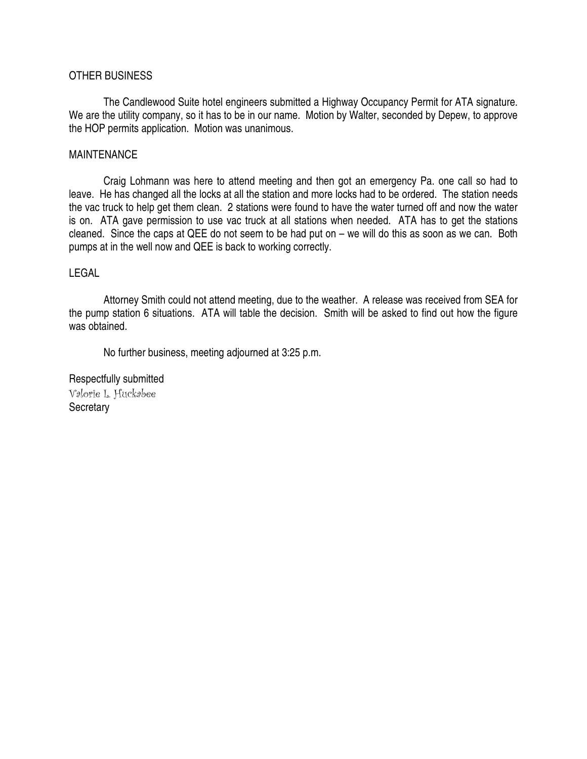## OTHER BUSINESS

The Candlewood Suite hotel engineers submitted a Highway Occupancy Permit for ATA signature. We are the utility company, so it has to be in our name. Motion by Walter, seconded by Depew, to approve the HOP permits application. Motion was unanimous.

## MAINTENANCE

Craig Lohmann was here to attend meeting and then got an emergency Pa. one call so had to leave. He has changed all the locks at all the station and more locks had to be ordered. The station needs the vac truck to help get them clean. 2 stations were found to have the water turned off and now the water is on. ATA gave permission to use vac truck at all stations when needed. ATA has to get the stations cleaned. Since the caps at QEE do not seem to be had put on – we will do this as soon as we can. Both pumps at in the well now and QEE is back to working correctly.

## LEGAL

Attorney Smith could not attend meeting, due to the weather. A release was received from SEA for the pump station 6 situations. ATA will table the decision. Smith will be asked to find out how the figure was obtained.

No further business, meeting adjourned at 3:25 p.m.

Respectfully submitted
Valorie L. Huckabee
Secretary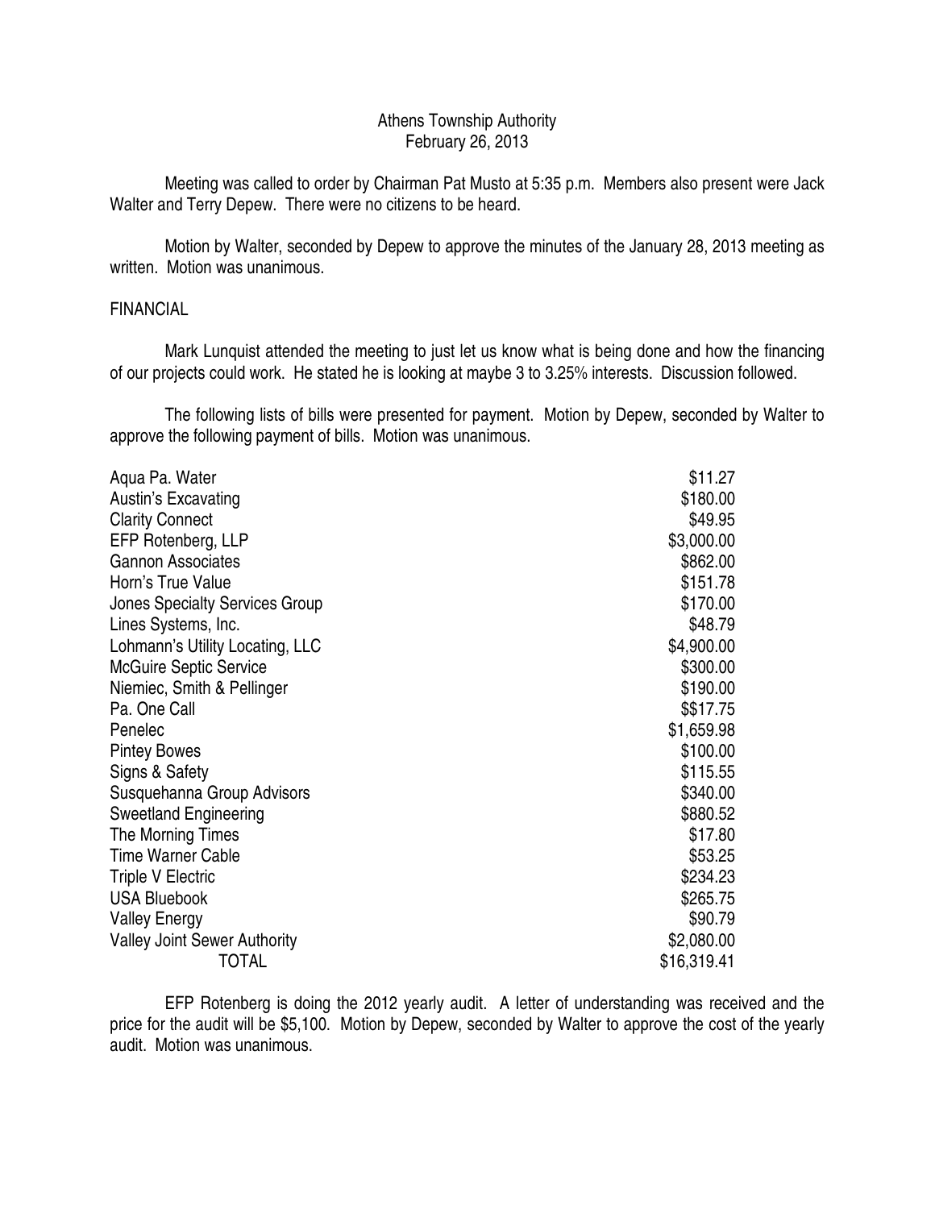Athens Township Authority
February 26, 2013

Meeting was called to order by Chairman Pat Musto at 5:35 p.m. Members also present were Jack Walter and Terry Depew. There were no citizens to be heard.

Motion by Walter, seconded by Depew to approve the minutes of the January 28, 2013 meeting as written. Motion was unanimous.

FINANCIAL

Mark Lunquist attended the meeting to just let us know what is being done and how the financing of our projects could work. He stated he is looking at maybe 3 to 3.25% interests. Discussion followed.

The following lists of bills were presented for payment. Motion by Depew, seconded by Walter to approve the following payment of bills. Motion was unanimous.

| | |
|---|---|
| Aqua Pa. Water | \$11.27 |
| Austin's Excavating | \$180.00 |
| Clarity Connect | \$49.95 |
| EFP Rotenberg, LLP | \$3,000.00 |
| Gannon Associates | \$862.00 |
| Horn's True Value | \$151.78 |
| Jones Specialty Services Group | \$170.00 |
| Lines Systems, Inc. | \$48.79 |
| Lohmann's Utility Locating, LLC | \$4,900.00 |
| McGuire Septic Service | \$300.00 |
| Niemiec, Smith & Pellinger | \$190.00 |
| Pa. One Call | \$\$17.75 |
| Penelec | \$1,659.98 |
| Pintey Bowes | \$100.00 |
| Signs & Safety | \$115.55 |
| Susquehanna Group Advisors | \$340.00 |
| Sweetland Engineering | \$880.52 |
| The Morning Times | \$17.80 |
| Time Warner Cable | \$53.25 |
| Triple V Electric | \$234.23 |
| USA Bluebook | \$265.75 |
| Valley Energy | \$90.79 |
| Valley Joint Sewer Authority | \$2,080.00 |
| TOTAL | \$16,319.41 |

EFP Rotenberg is doing the 2012 yearly audit. A letter of understanding was received and the price for the audit will be \$5,100. Motion by Depew, seconded by Walter to approve the cost of the yearly audit. Motion was unanimous.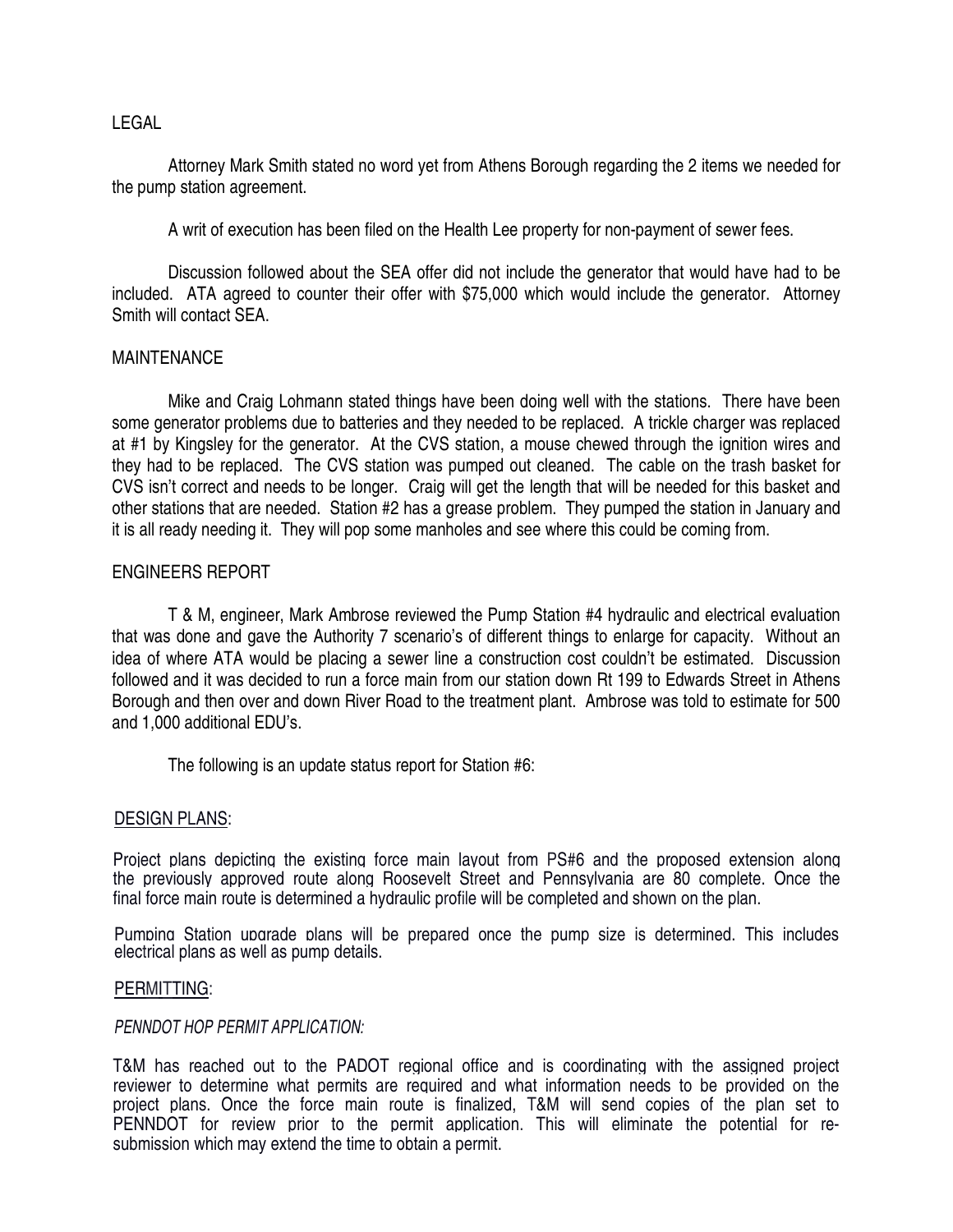LEGAL

Attorney Mark Smith stated no word yet from Athens Borough regarding the 2 items we needed for the pump station agreement.

A writ of execution has been filed on the Health Lee property for non-payment of sewer fees.

Discussion followed about the SEA offer did not include the generator that would have had to be included. ATA agreed to counter their offer with $75,000 which would include the generator. Attorney Smith will contact SEA.

MAINTENANCE

Mike and Craig Lohmann stated things have been doing well with the stations. There have been some generator problems due to batteries and they needed to be replaced. A trickle charger was replaced at #1 by Kingsley for the generator. At the CVS station, a mouse chewed through the ignition wires and they had to be replaced. The CVS station was pumped out cleaned. The cable on the trash basket for CVS isn't correct and needs to be longer. Craig will get the length that will be needed for this basket and other stations that are needed. Station #2 has a grease problem. They pumped the station in January and it is all ready needing it. They will pop some manholes and see where this could be coming from.

ENGINEERS REPORT

T & M, engineer, Mark Ambrose reviewed the Pump Station #4 hydraulic and electrical evaluation that was done and gave the Authority 7 scenario's of different things to enlarge for capacity. Without an idea of where ATA would be placing a sewer line a construction cost couldn't be estimated. Discussion followed and it was decided to run a force main from our station down Rt 199 to Edwards Street in Athens Borough and then over and down River Road to the treatment plant. Ambrose was told to estimate for 500 and 1,000 additional EDU's.

The following is an update status report for Station #6:

DESIGN PLANS:

Project plans depicting the existing force main layout from PS#6 and the proposed extension along the previously approved route along Roosevelt Street and Pennsylvania are 80 complete. Once the final force main route is determined a hydraulic profile will be completed and shown on the plan.

Pumping Station upgrade plans will be prepared once the pump size is determined. This includes electrical plans as well as pump details.

PERMITTING:

*PENNDOT HOP PERMIT APPLICATION:*

T&M has reached out to the PADOT regional office and is coordinating with the assigned project reviewer to determine what permits are required and what information needs to be provided on the project plans. Once the force main route is finalized, T&M will send copies of the plan set to PENNDOT for review prior to the permit application. This will eliminate the potential for re-submission which may extend the time to obtain a permit.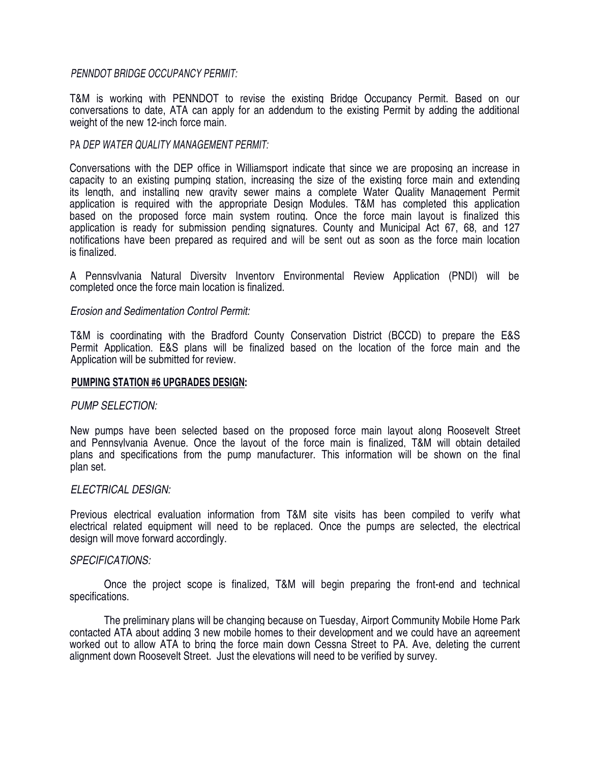*PENNDOT BRIDGE OCCUPANCY PERMIT:*

T&M is working with PENNDOT to revise the existing Bridge Occupancy Permit. Based on our conversations to date, ATA can apply for an addendum to the existing Permit by adding the additional weight of the new 12-inch force main.

*PA DEP WATER QUALITY MANAGEMENT PERMIT:*

Conversations with the DEP office in Williamsport indicate that since we are proposing an increase in capacity to an existing pumping station, increasing the size of the existing force main and extending its length, and installing new gravity sewer mains a complete Water Quality Management Permit application is required with the appropriate Design Modules. T&M has completed this application based on the proposed force main system routing. Once the force main layout is finalized this application is ready for submission pending signatures. County and Municipal Act 67, 68, and 127 notifications have been prepared as required and will be sent out as soon as the force main location is finalized.

A Pennsylvania Natural Diversity Inventory Environmental Review Application (PNDI) will be completed once the force main location is finalized.

*Erosion and Sedimentation Control Permit:*

T&M is coordinating with the Bradford County Conservation District (BCCD) to prepare the E&S Permit Application. E&S plans will be finalized based on the location of the force main and the Application will be submitted for review.

**PUMPING STATION #6 UPGRADES DESIGN:**

*PUMP SELECTION:*

New pumps have been selected based on the proposed force main layout along Roosevelt Street and Pennsylvania Avenue. Once the layout of the force main is finalized, T&M will obtain detailed plans and specifications from the pump manufacturer. This information will be shown on the final plan set.

*ELECTRICAL DESIGN:*

Previous electrical evaluation information from T&M site visits has been compiled to verify what electrical related equipment will need to be replaced. Once the pumps are selected, the electrical design will move forward accordingly.

*SPECIFICATIONS:*

Once the project scope is finalized, T&M will begin preparing the front-end and technical specifications.

The preliminary plans will be changing because on Tuesday, Airport Community Mobile Home Park contacted ATA about adding 3 new mobile homes to their development and we could have an agreement worked out to allow ATA to bring the force main down Cessna Street to PA. Ave, deleting the current alignment down Roosevelt Street. Just the elevations will need to be verified by survey.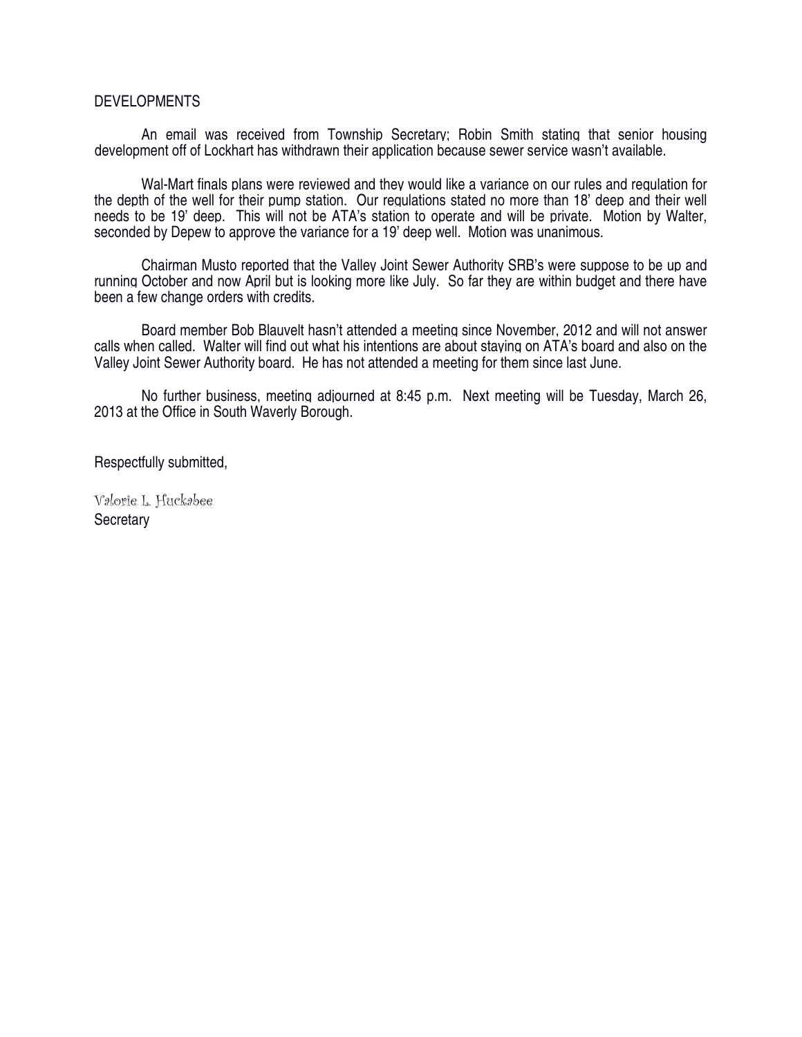DEVELOPMENTS

An email was received from Township Secretary; Robin Smith stating that senior housing development off of Lockhart has withdrawn their application because sewer service wasn't available.

Wal-Mart finals plans were reviewed and they would like a variance on our rules and regulation for the depth of the well for their pump station. Our regulations stated no more than 18' deep and their well needs to be 19' deep. This will not be ATA's station to operate and will be private. Motion by Walter, seconded by Depew to approve the variance for a 19' deep well. Motion was unanimous.

Chairman Musto reported that the Valley Joint Sewer Authority SRB's were suppose to be up and running October and now April but is looking more like July. So far they are within budget and there have been a few change orders with credits.

Board member Bob Blauvelt hasn't attended a meeting since November, 2012 and will not answer calls when called. Walter will find out what his intentions are about staying on ATA's board and also on the Valley Joint Sewer Authority board. He has not attended a meeting for them since last June.

No further business, meeting adjourned at 8:45 p.m. Next meeting will be Tuesday, March 26, 2013 at the Office in South Waverly Borough.

Respectfully submitted,

Valorie L. Huckabee  
Secretary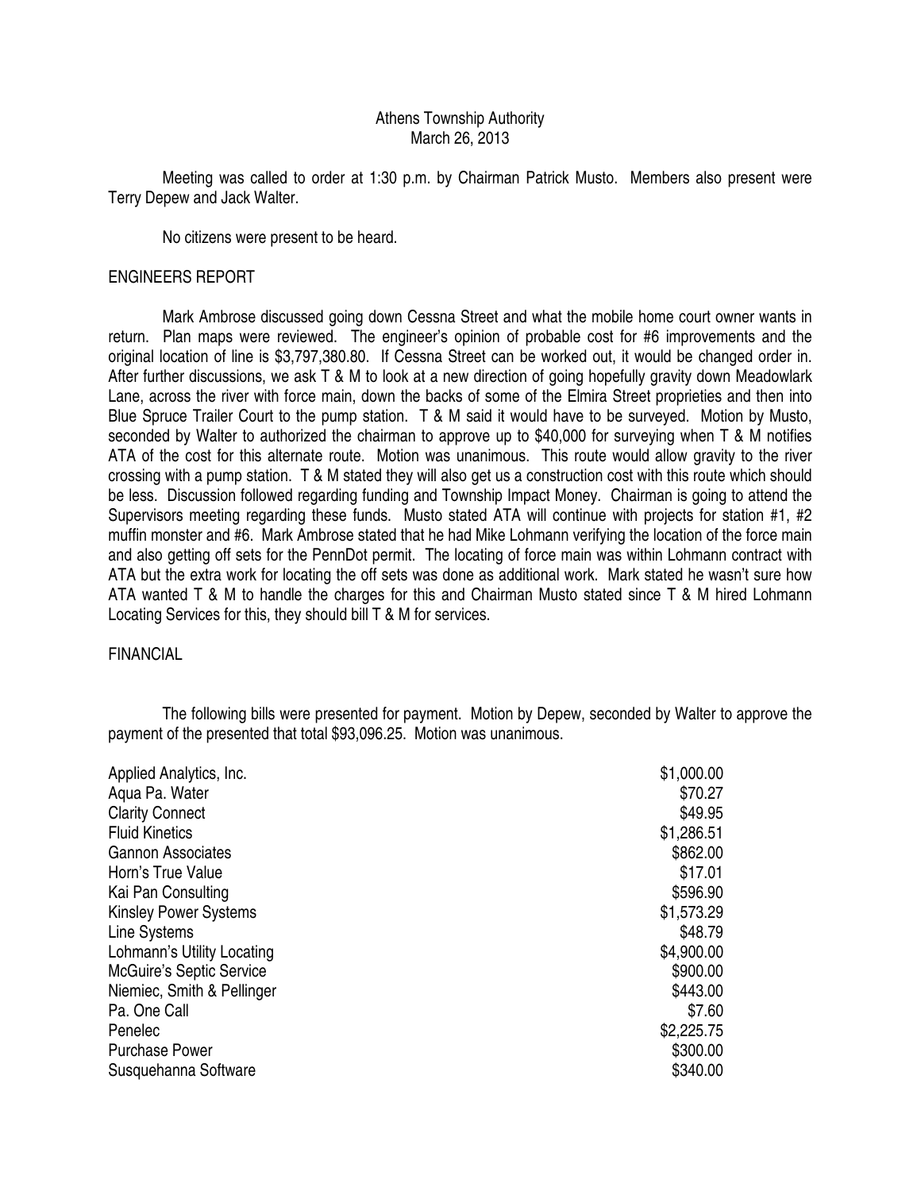Athens Township Authority
March 26, 2013

Meeting was called to order at 1:30 p.m. by Chairman Patrick Musto. Members also present were Terry Depew and Jack Walter.

No citizens were present to be heard.

## ENGINEERS REPORT

Mark Ambrose discussed going down Cessna Street and what the mobile home court owner wants in return. Plan maps were reviewed. The engineer's opinion of probable cost for #6 improvements and the original location of line is $3,797,380.80. If Cessna Street can be worked out, it would be changed order in. After further discussions, we ask T & M to look at a new direction of going hopefully gravity down Meadowlark Lane, across the river with force main, down the backs of some of the Elmira Street proprieties and then into Blue Spruce Trailer Court to the pump station. T & M said it would have to be surveyed. Motion by Musto, seconded by Walter to authorized the chairman to approve up to $40,000 for surveying when T & M notifies ATA of the cost for this alternate route. Motion was unanimous. This route would allow gravity to the river crossing with a pump station. T & M stated they will also get us a construction cost with this route which should be less. Discussion followed regarding funding and Township Impact Money. Chairman is going to attend the Supervisors meeting regarding these funds. Musto stated ATA will continue with projects for station #1, #2 muffin monster and #6. Mark Ambrose stated that he had Mike Lohmann verifying the location of the force main and also getting off sets for the PennDot permit. The locating of force main was within Lohmann contract with ATA but the extra work for locating the off sets was done as additional work. Mark stated he wasn't sure how ATA wanted T & M to handle the charges for this and Chairman Musto stated since T & M hired Lohmann Locating Services for this, they should bill T & M for services.

## FINANCIAL

The following bills were presented for payment. Motion by Depew, seconded by Walter to approve the payment of the presented that total $93,096.25. Motion was unanimous.

| | |
|---|---|
| Applied Analytics, Inc. | $1,000.00 |
| Aqua Pa. Water | $70.27 |
| Clarity Connect | $49.95 |
| Fluid Kinetics | $1,286.51 |
| Gannon Associates | $862.00 |
| Horn's True Value | $17.01 |
| Kai Pan Consulting | $596.90 |
| Kinsley Power Systems | $1,573.29 |
| Line Systems | $48.79 |
| Lohmann's Utility Locating | $4,900.00 |
| McGuire's Septic Service | $900.00 |
| Niemiec, Smith & Pellinger | $443.00 |
| Pa. One Call | $7.60 |
| Penelec | $2,225.75 |
| Purchase Power | $300.00 |
| Susquehanna Software | $340.00 |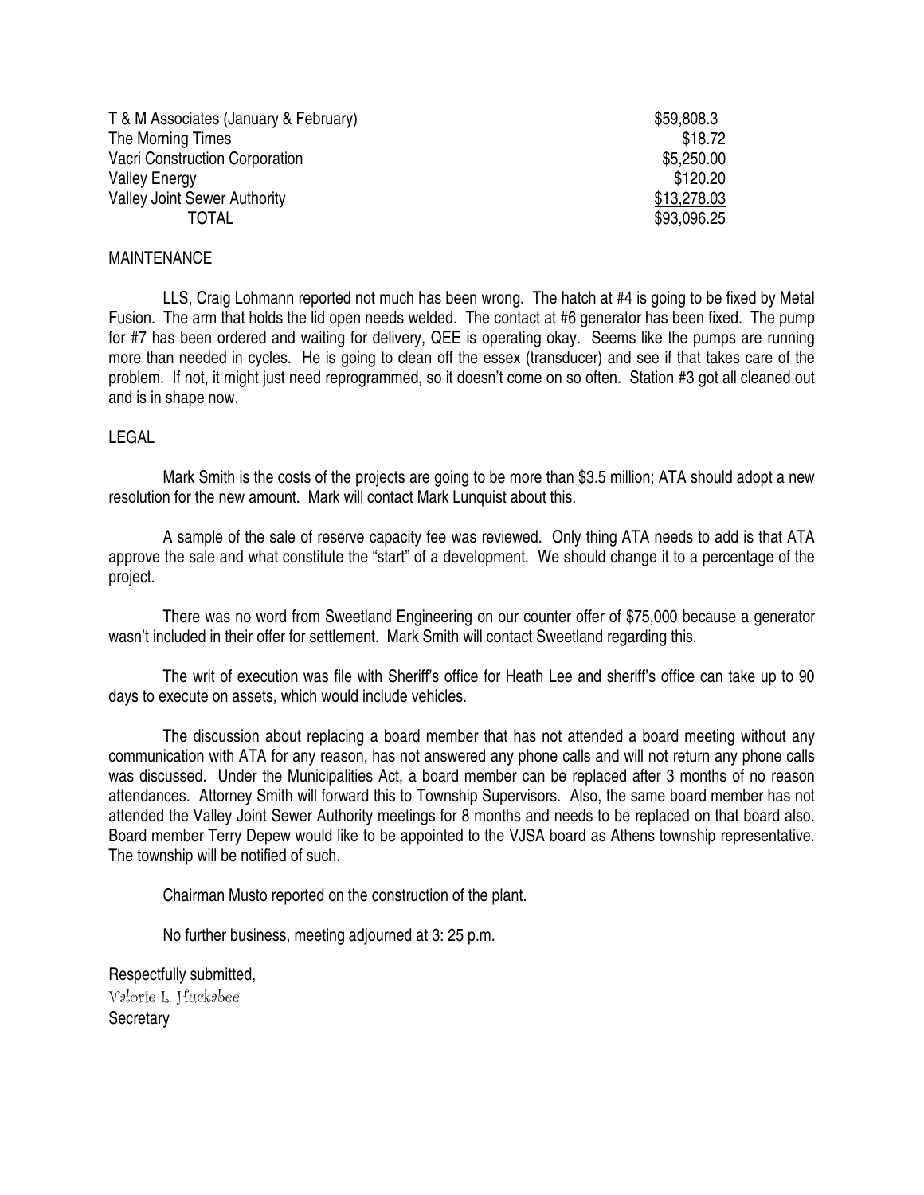| | |
|---|---|
| T & M Associates (January & February) | $59,808.3 |
| The Morning Times | $18.72 |
| Vacri Construction Corporation | $5,250.00 |
| Valley Energy | $120.20 |
| Valley Joint Sewer Authority | $13,278.03 |
| TOTAL | $93,096.25 |

MAINTENANCE

LLS, Craig Lohmann reported not much has been wrong. The hatch at #4 is going to be fixed by Metal Fusion. The arm that holds the lid open needs welded. The contact at #6 generator has been fixed. The pump for #7 has been ordered and waiting for delivery, QEE is operating okay. Seems like the pumps are running more than needed in cycles. He is going to clean off the essex (transducer) and see if that takes care of the problem. If not, it might just need reprogrammed, so it doesn't come on so often. Station #3 got all cleaned out and is in shape now.

LEGAL

Mark Smith is the costs of the projects are going to be more than $3.5 million; ATA should adopt a new resolution for the new amount. Mark will contact Mark Lunquist about this.

A sample of the sale of reserve capacity fee was reviewed. Only thing ATA needs to add is that ATA approve the sale and what constitute the "start" of a development. We should change it to a percentage of the project.

There was no word from Sweetland Engineering on our counter offer of $75,000 because a generator wasn't included in their offer for settlement. Mark Smith will contact Sweetland regarding this.

The writ of execution was file with Sheriff's office for Heath Lee and sheriff's office can take up to 90 days to execute on assets, which would include vehicles.

The discussion about replacing a board member that has not attended a board meeting without any communication with ATA for any reason, has not answered any phone calls and will not return any phone calls was discussed. Under the Municipalities Act, a board member can be replaced after 3 months of no reason attendances. Attorney Smith will forward this to Township Supervisors. Also, the same board member has not attended the Valley Joint Sewer Authority meetings for 8 months and needs to be replaced on that board also. Board member Terry Depew would like to be appointed to the VJSA board as Athens township representative. The township will be notified of such.

Chairman Musto reported on the construction of the plant.

No further business, meeting adjourned at 3: 25 p.m.

Respectfully submitted,
Valorie L. Huckabee
Secretary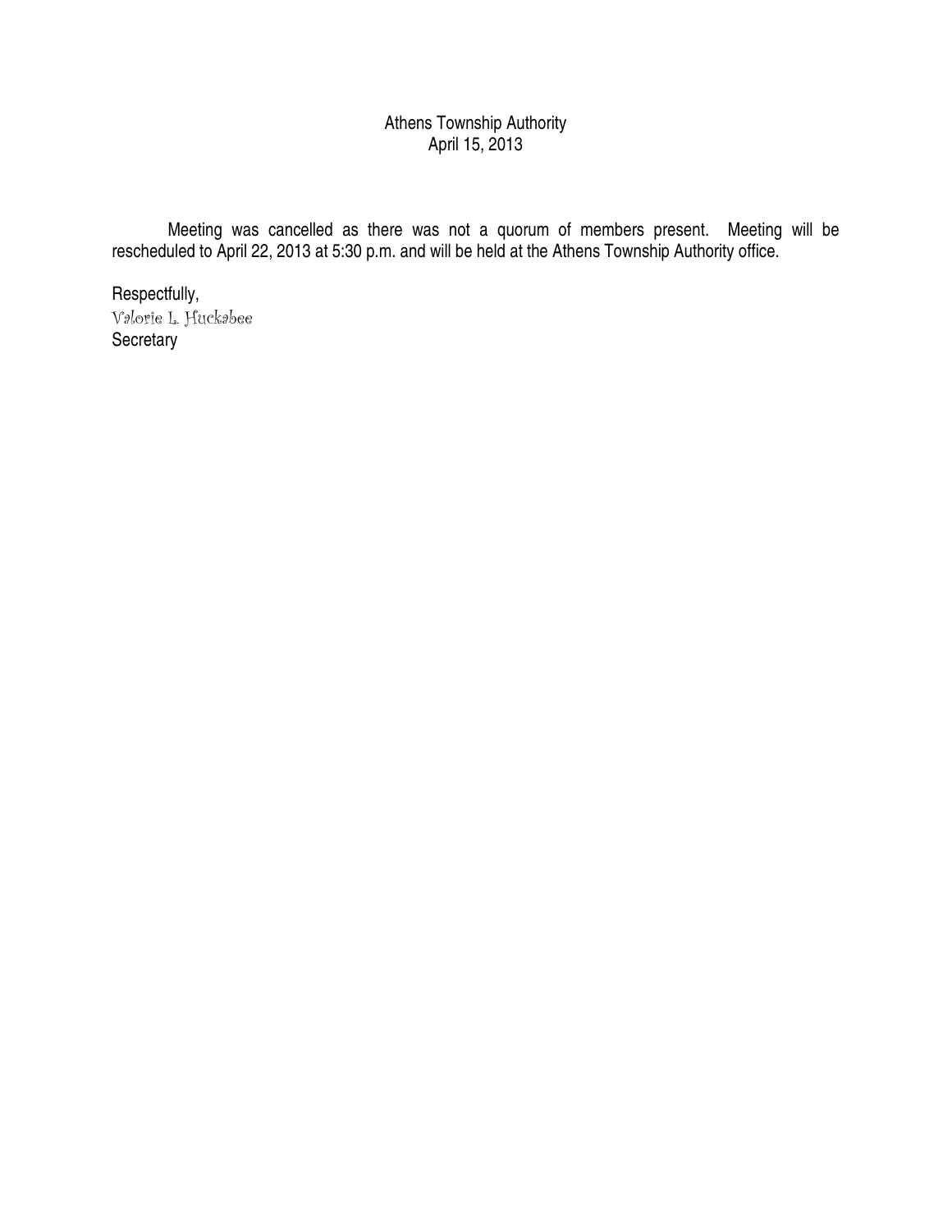Athens Township Authority
April 15, 2013

Meeting was cancelled as there was not a quorum of members present. Meeting will be rescheduled to April 22, 2013 at 5:30 p.m. and will be held at the Athens Township Authority office.

Respectfully,
Valorie L. Huckabee
Secretary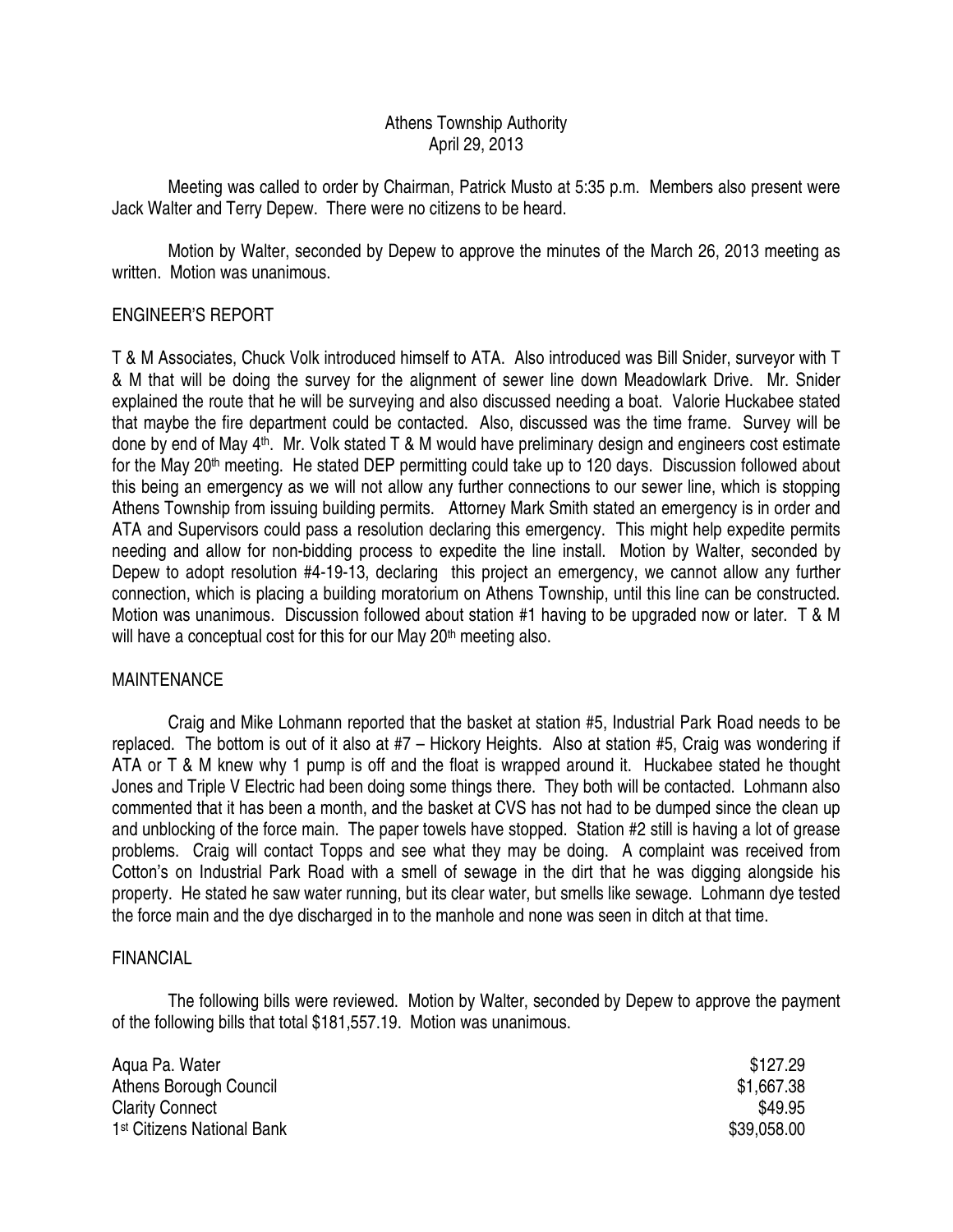Athens Township Authority
April 29, 2013

Meeting was called to order by Chairman, Patrick Musto at 5:35 p.m. Members also present were Jack Walter and Terry Depew. There were no citizens to be heard.

Motion by Walter, seconded by Depew to approve the minutes of the March 26, 2013 meeting as written. Motion was unanimous.

## ENGINEER'S REPORT

T & M Associates, Chuck Volk introduced himself to ATA. Also introduced was Bill Snider, surveyor with T & M that will be doing the survey for the alignment of sewer line down Meadowlark Drive. Mr. Snider explained the route that he will be surveying and also discussed needing a boat. Valorie Huckabee stated that maybe the fire department could be contacted. Also, discussed was the time frame. Survey will be done by end of May 4th. Mr. Volk stated T & M would have preliminary design and engineers cost estimate for the May 20th meeting. He stated DEP permitting could take up to 120 days. Discussion followed about this being an emergency as we will not allow any further connections to our sewer line, which is stopping Athens Township from issuing building permits. Attorney Mark Smith stated an emergency is in order and ATA and Supervisors could pass a resolution declaring this emergency. This might help expedite permits needing and allow for non-bidding process to expedite the line install. Motion by Walter, seconded by Depew to adopt resolution #4-19-13, declaring this project an emergency, we cannot allow any further connection, which is placing a building moratorium on Athens Township, until this line can be constructed. Motion was unanimous. Discussion followed about station #1 having to be upgraded now or later. T & M will have a conceptual cost for this for our May 20th meeting also.

## MAINTENANCE

Craig and Mike Lohmann reported that the basket at station #5, Industrial Park Road needs to be replaced. The bottom is out of it also at #7 – Hickory Heights. Also at station #5, Craig was wondering if ATA or T & M knew why 1 pump is off and the float is wrapped around it. Huckabee stated he thought Jones and Triple V Electric had been doing some things there. They both will be contacted. Lohmann also commented that it has been a month, and the basket at CVS has not had to be dumped since the clean up and unblocking of the force main. The paper towels have stopped. Station #2 still is having a lot of grease problems. Craig will contact Topps and see what they may be doing. A complaint was received from Cotton's on Industrial Park Road with a smell of sewage in the dirt that he was digging alongside his property. He stated he saw water running, but its clear water, but smells like sewage. Lohmann dye tested the force main and the dye discharged in to the manhole and none was seen in ditch at that time.

## FINANCIAL

The following bills were reviewed. Motion by Walter, seconded by Depew to approve the payment of the following bills that total $181,557.19. Motion was unanimous.

| | |
|---|---:|
| Aqua Pa. Water | $127.29 |
| Athens Borough Council | $1,667.38 |
| Clarity Connect | $49.95 |
| 1st Citizens National Bank | $39,058.00 |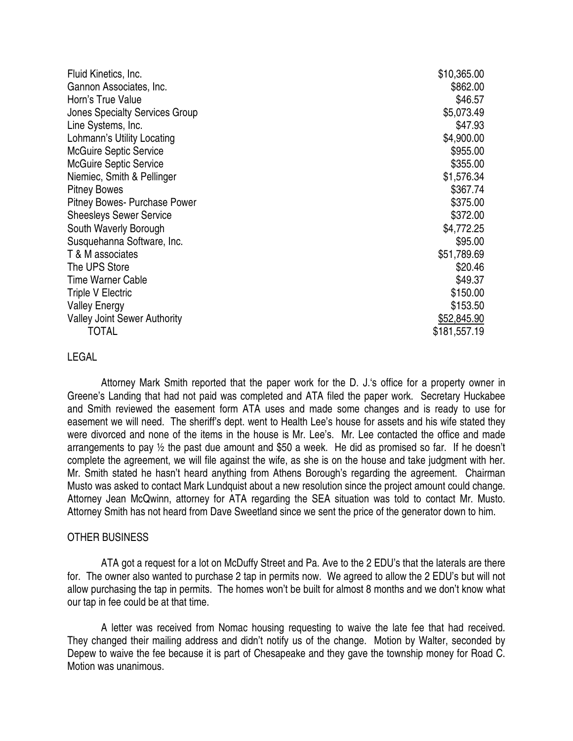| | |
|---|---|
| Fluid Kinetics, Inc. | $10,365.00 |
| Gannon Associates, Inc. | $862.00 |
| Horn's True Value | $46.57 |
| Jones Specialty Services Group | $5,073.49 |
| Line Systems, Inc. | $47.93 |
| Lohmann's Utility Locating | $4,900.00 |
| McGuire Septic Service | $955.00 |
| McGuire Septic Service | $355.00 |
| Niemiec, Smith & Pellinger | $1,576.34 |
| Pitney Bowes | $367.74 |
| Pitney Bowes- Purchase Power | $375.00 |
| Sheesleys Sewer Service | $372.00 |
| South Waverly Borough | $4,772.25 |
| Susquehanna Software, Inc. | $95.00 |
| T & M associates | $51,789.69 |
| The UPS Store | $20.46 |
| Time Warner Cable | $49.37 |
| Triple V Electric | $150.00 |
| Valley Energy | $153.50 |
| Valley Joint Sewer Authority | $52,845.90 |
| TOTAL | $181,557.19 |

LEGAL

Attorney Mark Smith reported that the paper work for the D. J.'s office for a property owner in Greene's Landing that had not paid was completed and ATA filed the paper work. Secretary Huckabee and Smith reviewed the easement form ATA uses and made some changes and is ready to use for easement we will need. The sheriff's dept. went to Health Lee's house for assets and his wife stated they were divorced and none of the items in the house is Mr. Lee's. Mr. Lee contacted the office and made arrangements to pay ½ the past due amount and $50 a week. He did as promised so far. If he doesn't complete the agreement, we will file against the wife, as she is on the house and take judgment with her. Mr. Smith stated he hasn't heard anything from Athens Borough's regarding the agreement. Chairman Musto was asked to contact Mark Lundquist about a new resolution since the project amount could change. Attorney Jean McQwinn, attorney for ATA regarding the SEA situation was told to contact Mr. Musto. Attorney Smith has not heard from Dave Sweetland since we sent the price of the generator down to him.

OTHER BUSINESS

ATA got a request for a lot on McDuffy Street and Pa. Ave to the 2 EDU's that the laterals are there for. The owner also wanted to purchase 2 tap in permits now. We agreed to allow the 2 EDU's but will not allow purchasing the tap in permits. The homes won't be built for almost 8 months and we don't know what our tap in fee could be at that time.

A letter was received from Nomac housing requesting to waive the late fee that had received. They changed their mailing address and didn't notify us of the change. Motion by Walter, seconded by Depew to waive the fee because it is part of Chesapeake and they gave the township money for Road C. Motion was unanimous.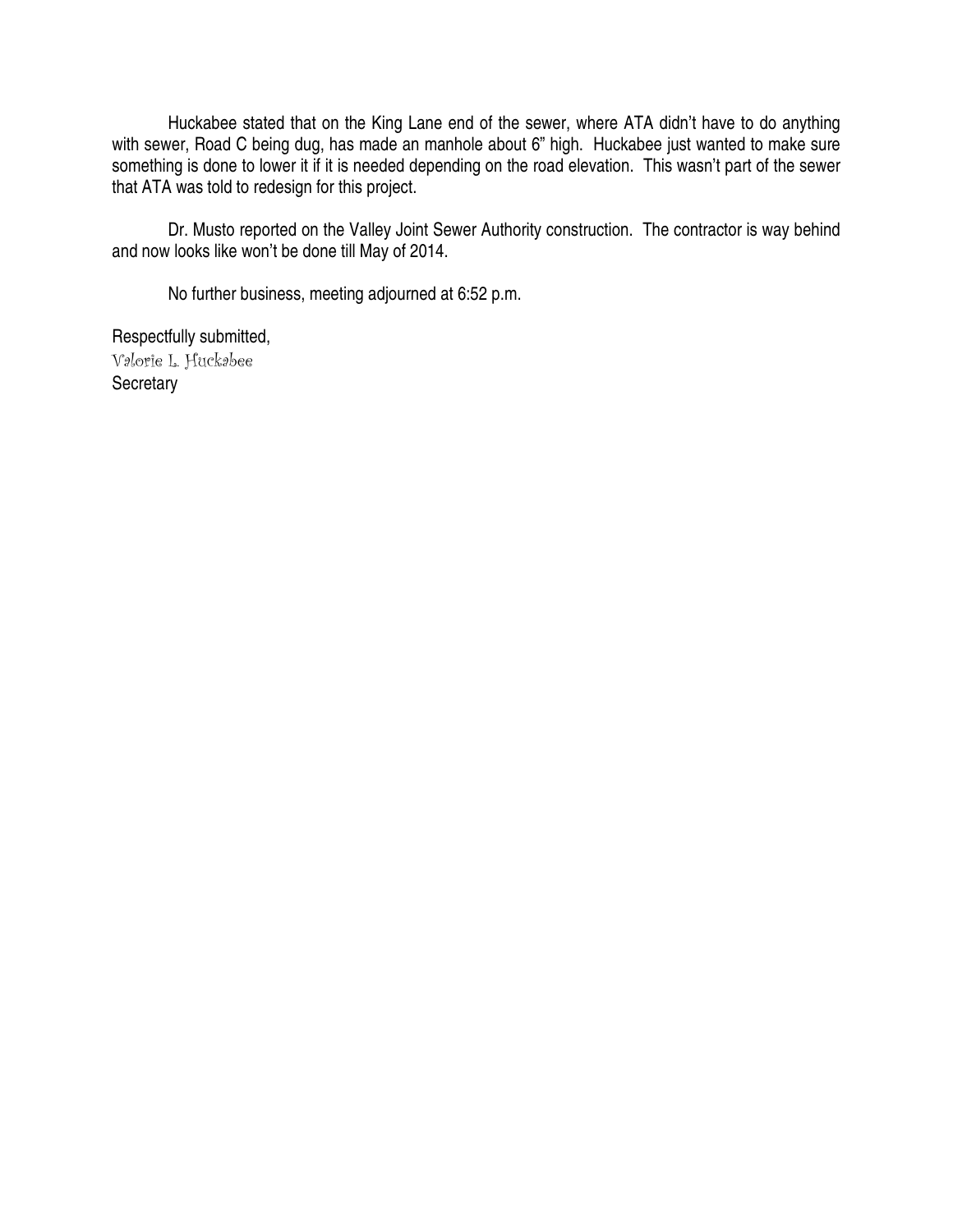Huckabee stated that on the King Lane end of the sewer, where ATA didn't have to do anything with sewer, Road C being dug, has made an manhole about 6" high. Huckabee just wanted to make sure something is done to lower it if it is needed depending on the road elevation. This wasn't part of the sewer that ATA was told to redesign for this project.

Dr. Musto reported on the Valley Joint Sewer Authority construction. The contractor is way behind and now looks like won't be done till May of 2014.

No further business, meeting adjourned at 6:52 p.m.

Respectfully submitted,
Valorie L. Huckabee
Secretary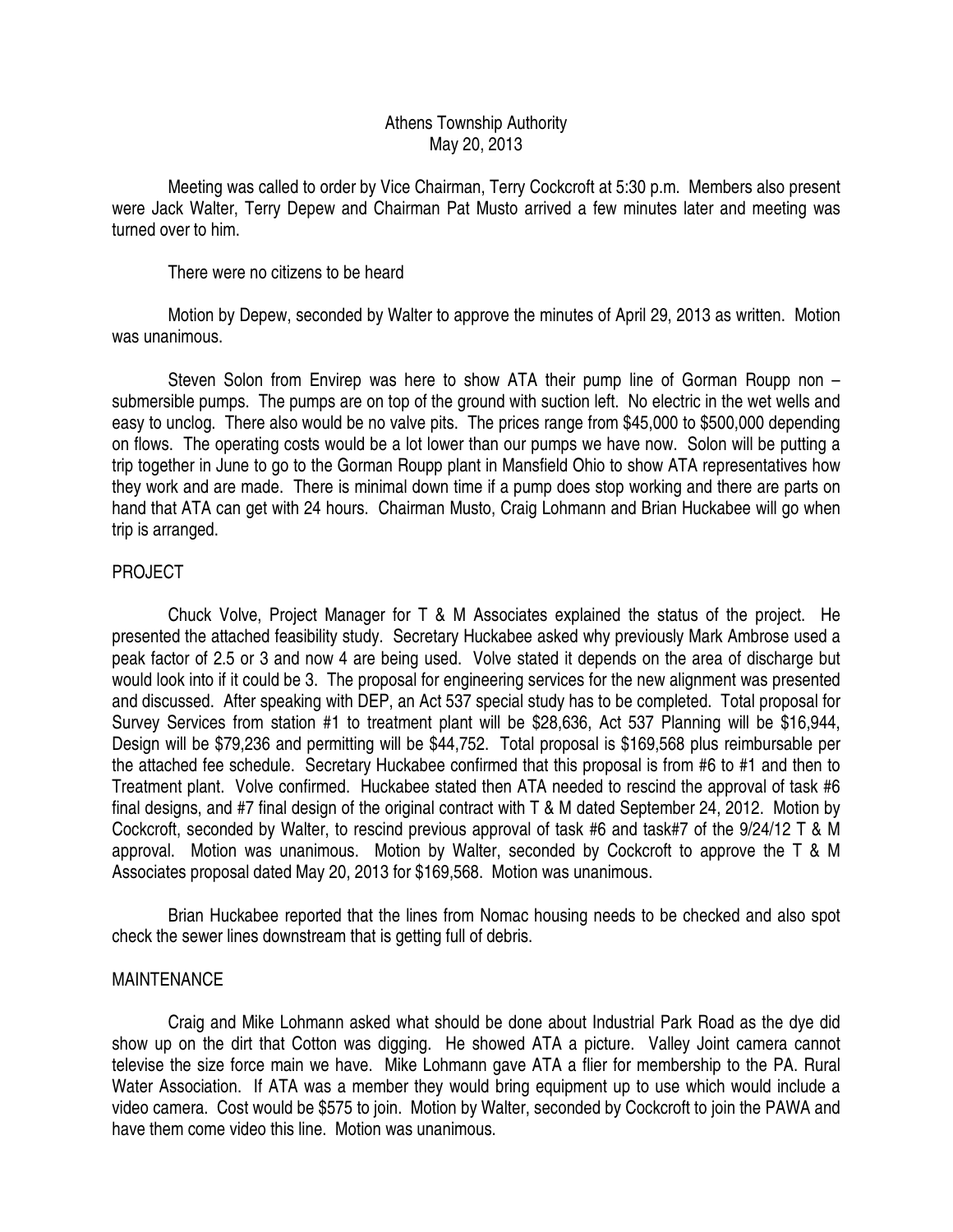Athens Township Authority
May 20, 2013

Meeting was called to order by Vice Chairman, Terry Cockcroft at 5:30 p.m. Members also present were Jack Walter, Terry Depew and Chairman Pat Musto arrived a few minutes later and meeting was turned over to him.

There were no citizens to be heard

Motion by Depew, seconded by Walter to approve the minutes of April 29, 2013 as written. Motion was unanimous.

Steven Solon from Envirep was here to show ATA their pump line of Gorman Roupp non – submersible pumps. The pumps are on top of the ground with suction left. No electric in the wet wells and easy to unclog. There also would be no valve pits. The prices range from $45,000 to $500,000 depending on flows. The operating costs would be a lot lower than our pumps we have now. Solon will be putting a trip together in June to go to the Gorman Roupp plant in Mansfield Ohio to show ATA representatives how they work and are made. There is minimal down time if a pump does stop working and there are parts on hand that ATA can get with 24 hours. Chairman Musto, Craig Lohmann and Brian Huckabee will go when trip is arranged.

PROJECT

Chuck Volve, Project Manager for T & M Associates explained the status of the project. He presented the attached feasibility study. Secretary Huckabee asked why previously Mark Ambrose used a peak factor of 2.5 or 3 and now 4 are being used. Volve stated it depends on the area of discharge but would look into if it could be 3. The proposal for engineering services for the new alignment was presented and discussed. After speaking with DEP, an Act 537 special study has to be completed. Total proposal for Survey Services from station #1 to treatment plant will be $28,636, Act 537 Planning will be $16,944, Design will be $79,236 and permitting will be $44,752. Total proposal is $169,568 plus reimbursable per the attached fee schedule. Secretary Huckabee confirmed that this proposal is from #6 to #1 and then to Treatment plant. Volve confirmed. Huckabee stated then ATA needed to rescind the approval of task #6 final designs, and #7 final design of the original contract with T & M dated September 24, 2012. Motion by Cockcroft, seconded by Walter, to rescind previous approval of task #6 and task#7 of the 9/24/12 T & M approval. Motion was unanimous. Motion by Walter, seconded by Cockcroft to approve the T & M Associates proposal dated May 20, 2013 for $169,568. Motion was unanimous.

Brian Huckabee reported that the lines from Nomac housing needs to be checked and also spot check the sewer lines downstream that is getting full of debris.

MAINTENANCE

Craig and Mike Lohmann asked what should be done about Industrial Park Road as the dye did show up on the dirt that Cotton was digging. He showed ATA a picture. Valley Joint camera cannot televise the size force main we have. Mike Lohmann gave ATA a flier for membership to the PA. Rural Water Association. If ATA was a member they would bring equipment up to use which would include a video camera. Cost would be $575 to join. Motion by Walter, seconded by Cockcroft to join the PAWA and have them come video this line. Motion was unanimous.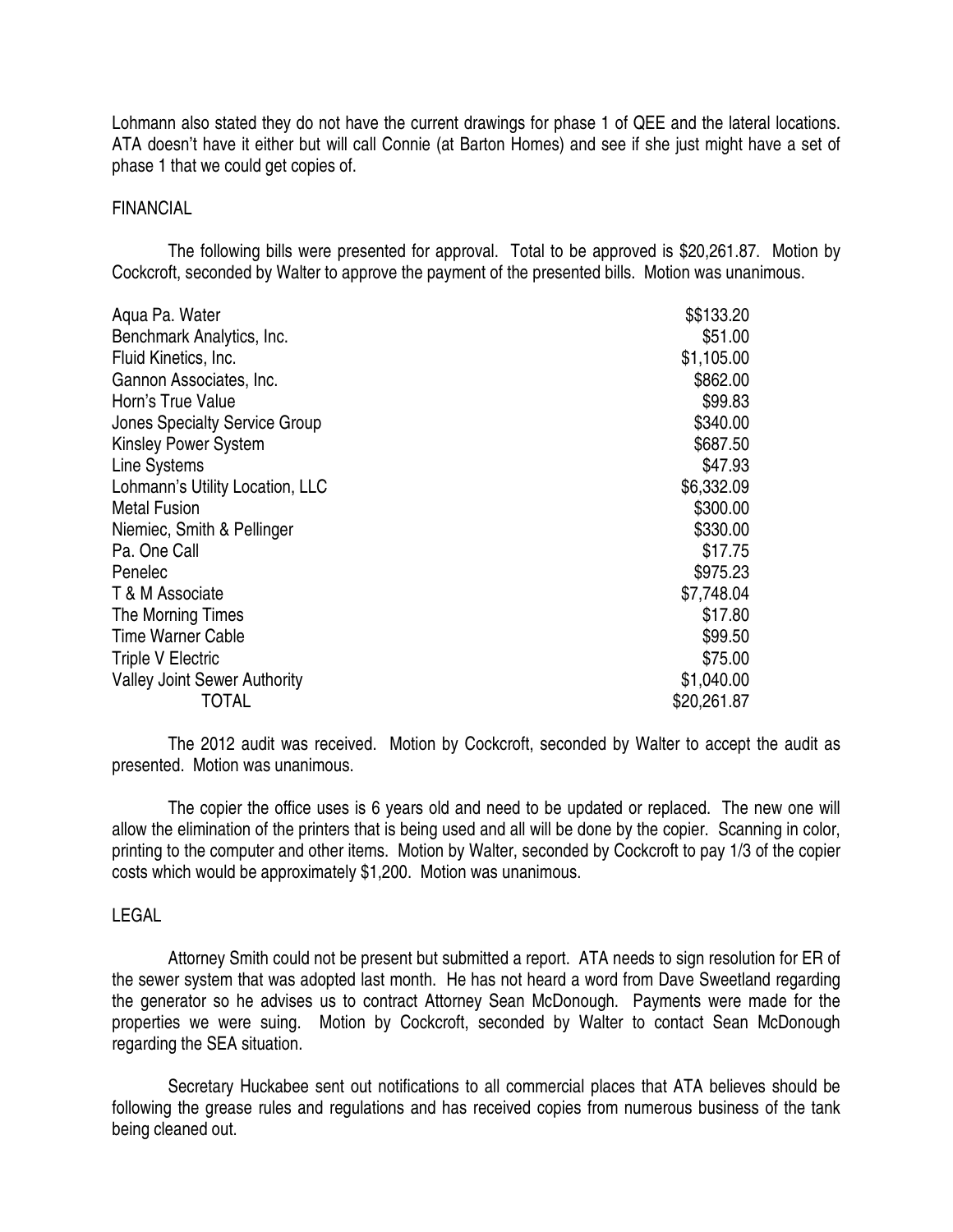Lohmann also stated they do not have the current drawings for phase 1 of QEE and the lateral locations. ATA doesn't have it either but will call Connie (at Barton Homes) and see if she just might have a set of phase 1 that we could get copies of.

## FINANCIAL

The following bills were presented for approval. Total to be approved is $20,261.87. Motion by Cockcroft, seconded by Walter to approve the payment of the presented bills. Motion was unanimous.

| | |
|---|---|
| Aqua Pa. Water | $$133.20 |
| Benchmark Analytics, Inc. | $51.00 |
| Fluid Kinetics, Inc. | $1,105.00 |
| Gannon Associates, Inc. | $862.00 |
| Horn's True Value | $99.83 |
| Jones Specialty Service Group | $340.00 |
| Kinsley Power System | $687.50 |
| Line Systems | $47.93 |
| Lohmann's Utility Location, LLC | $6,332.09 |
| Metal Fusion | $300.00 |
| Niemiec, Smith & Pellinger | $330.00 |
| Pa. One Call | $17.75 |
| Penelec | $975.23 |
| T & M Associate | $7,748.04 |
| The Morning Times | $17.80 |
| Time Warner Cable | $99.50 |
| Triple V Electric | $75.00 |
| Valley Joint Sewer Authority | $1,040.00 |
| TOTAL | $20,261.87 |

The 2012 audit was received. Motion by Cockcroft, seconded by Walter to accept the audit as presented. Motion was unanimous.

The copier the office uses is 6 years old and need to be updated or replaced. The new one will allow the elimination of the printers that is being used and all will be done by the copier. Scanning in color, printing to the computer and other items. Motion by Walter, seconded by Cockcroft to pay 1/3 of the copier costs which would be approximately $1,200. Motion was unanimous.

## LEGAL

Attorney Smith could not be present but submitted a report. ATA needs to sign resolution for ER of the sewer system that was adopted last month. He has not heard a word from Dave Sweetland regarding the generator so he advises us to contract Attorney Sean McDonough. Payments were made for the properties we were suing. Motion by Cockcroft, seconded by Walter to contact Sean McDonough regarding the SEA situation.

Secretary Huckabee sent out notifications to all commercial places that ATA believes should be following the grease rules and regulations and has received copies from numerous business of the tank being cleaned out.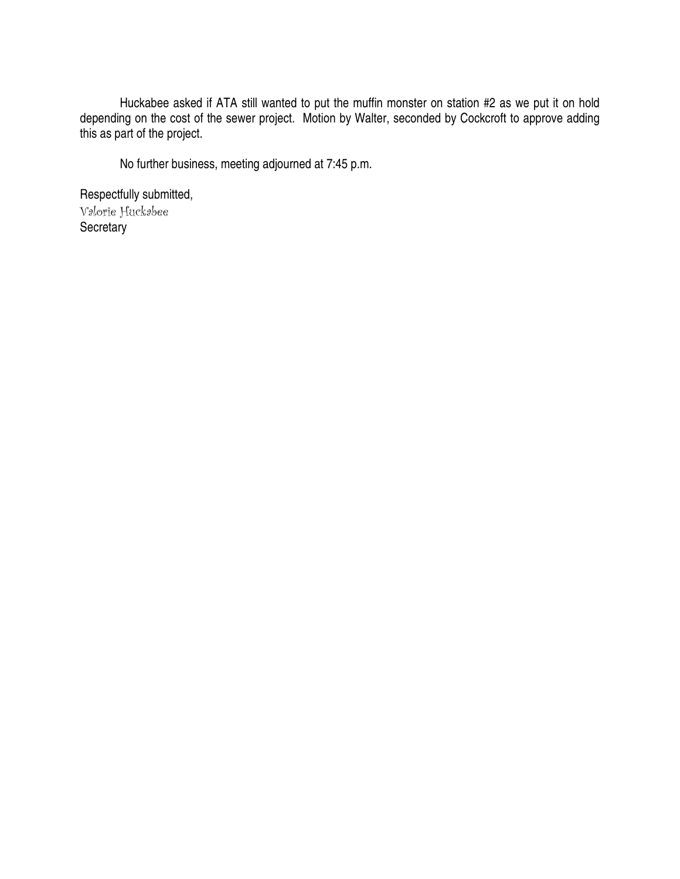Huckabee asked if ATA still wanted to put the muffin monster on station #2 as we put it on hold depending on the cost of the sewer project. Motion by Walter, seconded by Cockcroft to approve adding this as part of the project.

No further business, meeting adjourned at 7:45 p.m.

Respectfully submitted,
Valorie Huckabee
Secretary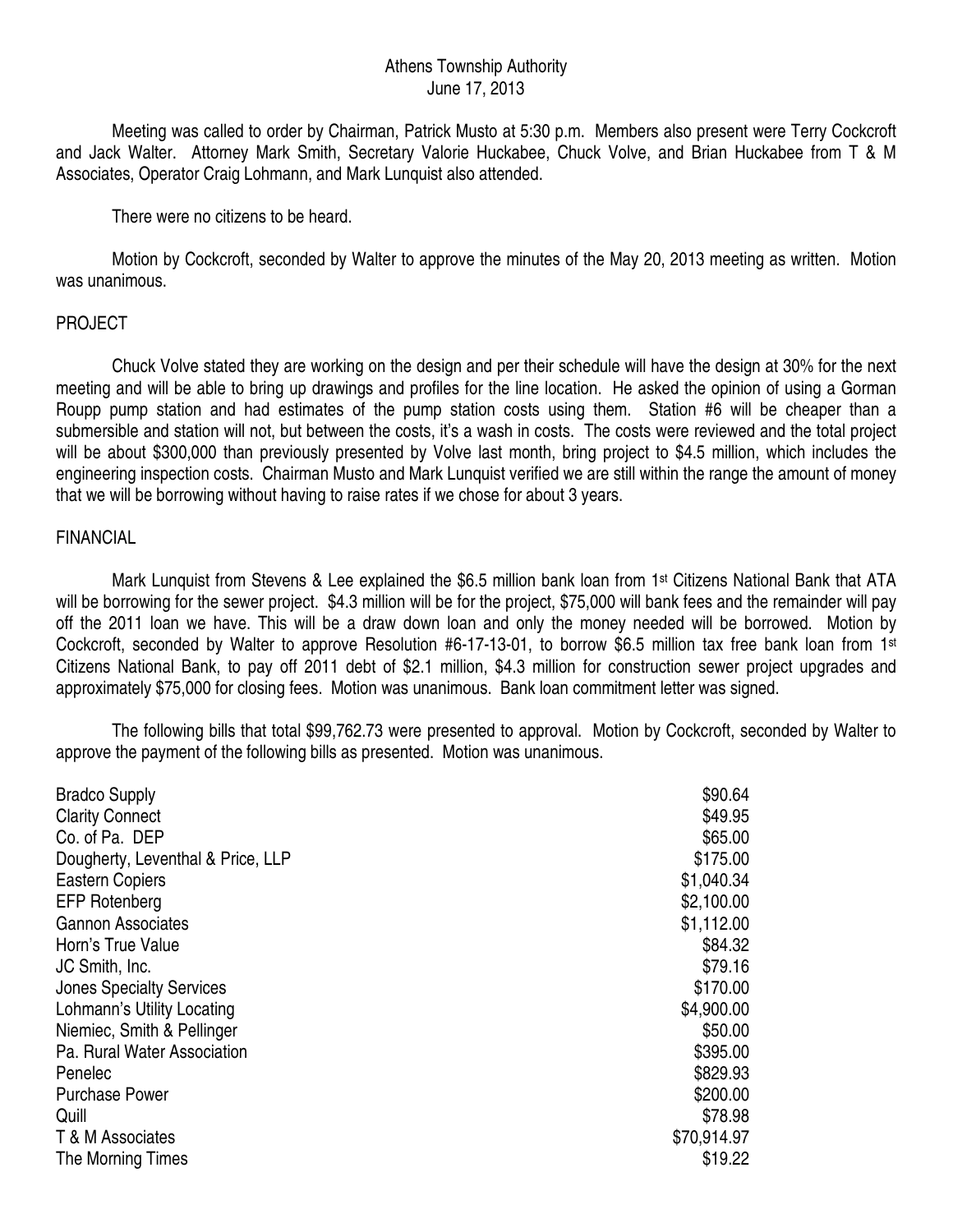Athens Township Authority
June 17, 2013

Meeting was called to order by Chairman, Patrick Musto at 5:30 p.m. Members also present were Terry Cockcroft and Jack Walter. Attorney Mark Smith, Secretary Valorie Huckabee, Chuck Volve, and Brian Huckabee from T & M Associates, Operator Craig Lohmann, and Mark Lunquist also attended.

There were no citizens to be heard.

Motion by Cockcroft, seconded by Walter to approve the minutes of the May 20, 2013 meeting as written. Motion was unanimous.

PROJECT

Chuck Volve stated they are working on the design and per their schedule will have the design at 30% for the next meeting and will be able to bring up drawings and profiles for the line location. He asked the opinion of using a Gorman Roupp pump station and had estimates of the pump station costs using them. Station #6 will be cheaper than a submersible and station will not, but between the costs, it's a wash in costs. The costs were reviewed and the total project will be about $300,000 than previously presented by Volve last month, bring project to $4.5 million, which includes the engineering inspection costs. Chairman Musto and Mark Lunquist verified we are still within the range the amount of money that we will be borrowing without having to raise rates if we chose for about 3 years.

FINANCIAL

Mark Lunquist from Stevens & Lee explained the $6.5 million bank loan from 1st Citizens National Bank that ATA will be borrowing for the sewer project. $4.3 million will be for the project, $75,000 will bank fees and the remainder will pay off the 2011 loan we have. This will be a draw down loan and only the money needed will be borrowed. Motion by Cockcroft, seconded by Walter to approve Resolution #6-17-13-01, to borrow $6.5 million tax free bank loan from 1st Citizens National Bank, to pay off 2011 debt of $2.1 million, $4.3 million for construction sewer project upgrades and approximately $75,000 for closing fees. Motion was unanimous. Bank loan commitment letter was signed.

The following bills that total $99,762.73 were presented to approval. Motion by Cockcroft, seconded by Walter to approve the payment of the following bills as presented. Motion was unanimous.

| | |
|---|---|
| Bradco Supply | $90.64 |
| Clarity Connect | $49.95 |
| Co. of Pa. DEP | $65.00 |
| Dougherty, Leventhal & Price, LLP | $175.00 |
| Eastern Copiers | $1,040.34 |
| EFP Rotenberg | $2,100.00 |
| Gannon Associates | $1,112.00 |
| Horn's True Value | $84.32 |
| JC Smith, Inc. | $79.16 |
| Jones Specialty Services | $170.00 |
| Lohmann's Utility Locating | $4,900.00 |
| Niemiec, Smith & Pellinger | $50.00 |
| Pa. Rural Water Association | $395.00 |
| Penelec | $829.93 |
| Purchase Power | $200.00 |
| Quill | $78.98 |
| T & M Associates | $70,914.97 |
| The Morning Times | $19.22 |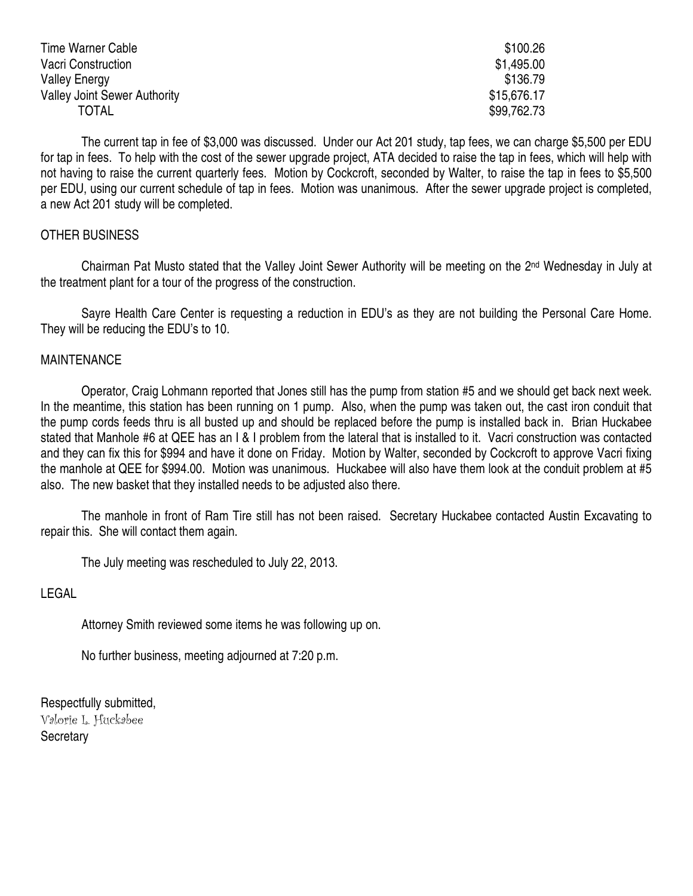| | |
|---|---|
| Time Warner Cable | $100.26 |
| Vacri Construction | $1,495.00 |
| Valley Energy | $136.79 |
| Valley Joint Sewer Authority | $15,676.17 |
| TOTAL | $99,762.73 |

The current tap in fee of $3,000 was discussed. Under our Act 201 study, tap fees, we can charge $5,500 per EDU for tap in fees. To help with the cost of the sewer upgrade project, ATA decided to raise the tap in fees, which will help with not having to raise the current quarterly fees. Motion by Cockcroft, seconded by Walter, to raise the tap in fees to $5,500 per EDU, using our current schedule of tap in fees. Motion was unanimous. After the sewer upgrade project is completed, a new Act 201 study will be completed.

OTHER BUSINESS

Chairman Pat Musto stated that the Valley Joint Sewer Authority will be meeting on the 2nd Wednesday in July at the treatment plant for a tour of the progress of the construction.

Sayre Health Care Center is requesting a reduction in EDU's as they are not building the Personal Care Home. They will be reducing the EDU's to 10.

MAINTENANCE

Operator, Craig Lohmann reported that Jones still has the pump from station #5 and we should get back next week. In the meantime, this station has been running on 1 pump. Also, when the pump was taken out, the cast iron conduit that the pump cords feeds thru is all busted up and should be replaced before the pump is installed back in. Brian Huckabee stated that Manhole #6 at QEE has an I & I problem from the lateral that is installed to it. Vacri construction was contacted and they can fix this for $994 and have it done on Friday. Motion by Walter, seconded by Cockcroft to approve Vacri fixing the manhole at QEE for $994.00. Motion was unanimous. Huckabee will also have them look at the conduit problem at #5 also. The new basket that they installed needs to be adjusted also there.

The manhole in front of Ram Tire still has not been raised. Secretary Huckabee contacted Austin Excavating to repair this. She will contact them again.

The July meeting was rescheduled to July 22, 2013.

LEGAL

Attorney Smith reviewed some items he was following up on.

No further business, meeting adjourned at 7:20 p.m.

Respectfully submitted,
Valorie L. Huckabee
Secretary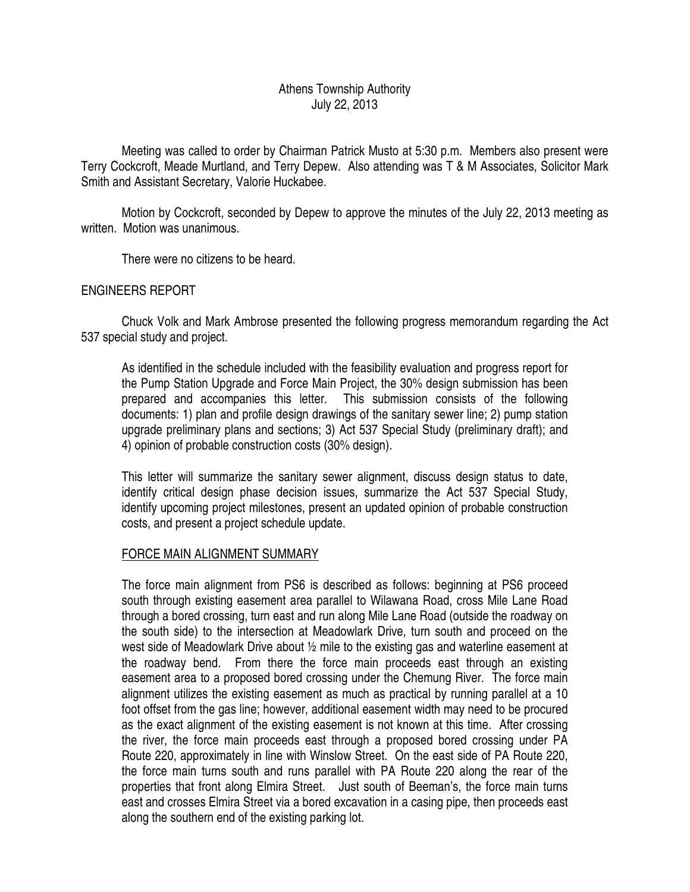Athens Township Authority
July 22, 2013

Meeting was called to order by Chairman Patrick Musto at 5:30 p.m. Members also present were Terry Cockcroft, Meade Murtland, and Terry Depew. Also attending was T & M Associates, Solicitor Mark Smith and Assistant Secretary, Valorie Huckabee.

Motion by Cockcroft, seconded by Depew to approve the minutes of the July 22, 2013 meeting as written. Motion was unanimous.

There were no citizens to be heard.

ENGINEERS REPORT

Chuck Volk and Mark Ambrose presented the following progress memorandum regarding the Act 537 special study and project.

> As identified in the schedule included with the feasibility evaluation and progress report for the Pump Station Upgrade and Force Main Project, the 30% design submission has been prepared and accompanies this letter. This submission consists of the following documents: 1) plan and profile design drawings of the sanitary sewer line; 2) pump station upgrade preliminary plans and sections; 3) Act 537 Special Study (preliminary draft); and 4) opinion of probable construction costs (30% design).
>
> This letter will summarize the sanitary sewer alignment, discuss design status to date, identify critical design phase decision issues, summarize the Act 537 Special Study, identify upcoming project milestones, present an updated opinion of probable construction costs, and present a project schedule update.
>
> FORCE MAIN ALIGNMENT SUMMARY
>
> The force main alignment from PS6 is described as follows: beginning at PS6 proceed south through existing easement area parallel to Wilawana Road, cross Mile Lane Road through a bored crossing, turn east and run along Mile Lane Road (outside the roadway on the south side) to the intersection at Meadowlark Drive, turn south and proceed on the west side of Meadowlark Drive about ½ mile to the existing gas and waterline easement at the roadway bend. From there the force main proceeds east through an existing easement area to a proposed bored crossing under the Chemung River. The force main alignment utilizes the existing easement as much as practical by running parallel at a 10 foot offset from the gas line; however, additional easement width may need to be procured as the exact alignment of the existing easement is not known at this time. After crossing the river, the force main proceeds east through a proposed bored crossing under PA Route 220, approximately in line with Winslow Street. On the east side of PA Route 220, the force main turns south and runs parallel with PA Route 220 along the rear of the properties that front along Elmira Street. Just south of Beeman's, the force main turns east and crosses Elmira Street via a bored excavation in a casing pipe, then proceeds east along the southern end of the existing parking lot.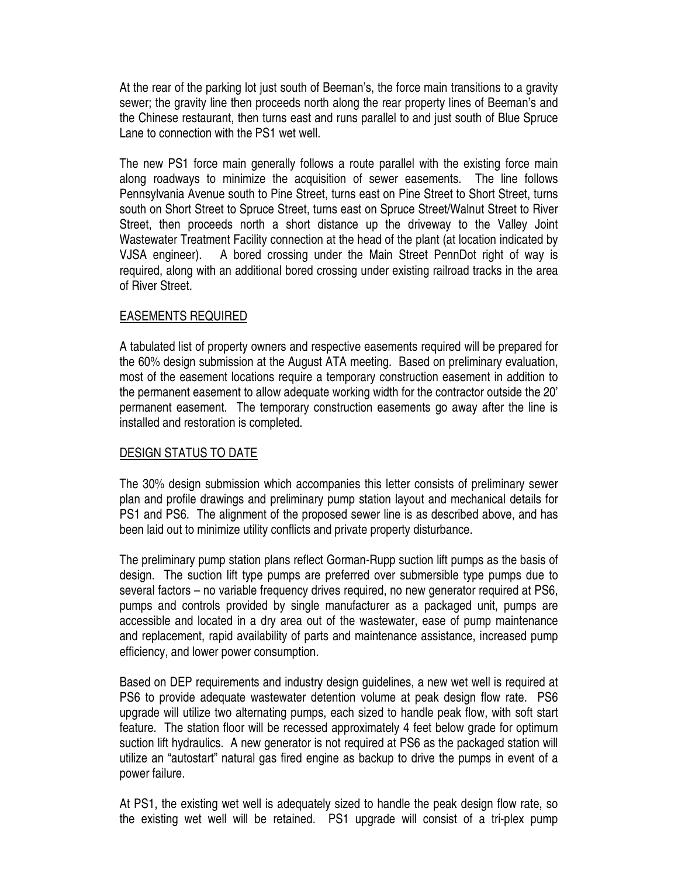At the rear of the parking lot just south of Beeman's, the force main transitions to a gravity sewer; the gravity line then proceeds north along the rear property lines of Beeman's and the Chinese restaurant, then turns east and runs parallel to and just south of Blue Spruce Lane to connection with the PS1 wet well.

The new PS1 force main generally follows a route parallel with the existing force main along roadways to minimize the acquisition of sewer easements. The line follows Pennsylvania Avenue south to Pine Street, turns east on Pine Street to Short Street, turns south on Short Street to Spruce Street, turns east on Spruce Street/Walnut Street to River Street, then proceeds north a short distance up the driveway to the Valley Joint Wastewater Treatment Facility connection at the head of the plant (at location indicated by VJSA engineer). A bored crossing under the Main Street PennDot right of way is required, along with an additional bored crossing under existing railroad tracks in the area of River Street.

## EASEMENTS REQUIRED

A tabulated list of property owners and respective easements required will be prepared for the 60% design submission at the August ATA meeting. Based on preliminary evaluation, most of the easement locations require a temporary construction easement in addition to the permanent easement to allow adequate working width for the contractor outside the 20' permanent easement. The temporary construction easements go away after the line is installed and restoration is completed.

## DESIGN STATUS TO DATE

The 30% design submission which accompanies this letter consists of preliminary sewer plan and profile drawings and preliminary pump station layout and mechanical details for PS1 and PS6. The alignment of the proposed sewer line is as described above, and has been laid out to minimize utility conflicts and private property disturbance.

The preliminary pump station plans reflect Gorman-Rupp suction lift pumps as the basis of design. The suction lift type pumps are preferred over submersible type pumps due to several factors – no variable frequency drives required, no new generator required at PS6, pumps and controls provided by single manufacturer as a packaged unit, pumps are accessible and located in a dry area out of the wastewater, ease of pump maintenance and replacement, rapid availability of parts and maintenance assistance, increased pump efficiency, and lower power consumption.

Based on DEP requirements and industry design guidelines, a new wet well is required at PS6 to provide adequate wastewater detention volume at peak design flow rate. PS6 upgrade will utilize two alternating pumps, each sized to handle peak flow, with soft start feature. The station floor will be recessed approximately 4 feet below grade for optimum suction lift hydraulics. A new generator is not required at PS6 as the packaged station will utilize an "autostart" natural gas fired engine as backup to drive the pumps in event of a power failure.

At PS1, the existing wet well is adequately sized to handle the peak design flow rate, so the existing wet well will be retained. PS1 upgrade will consist of a tri-plex pump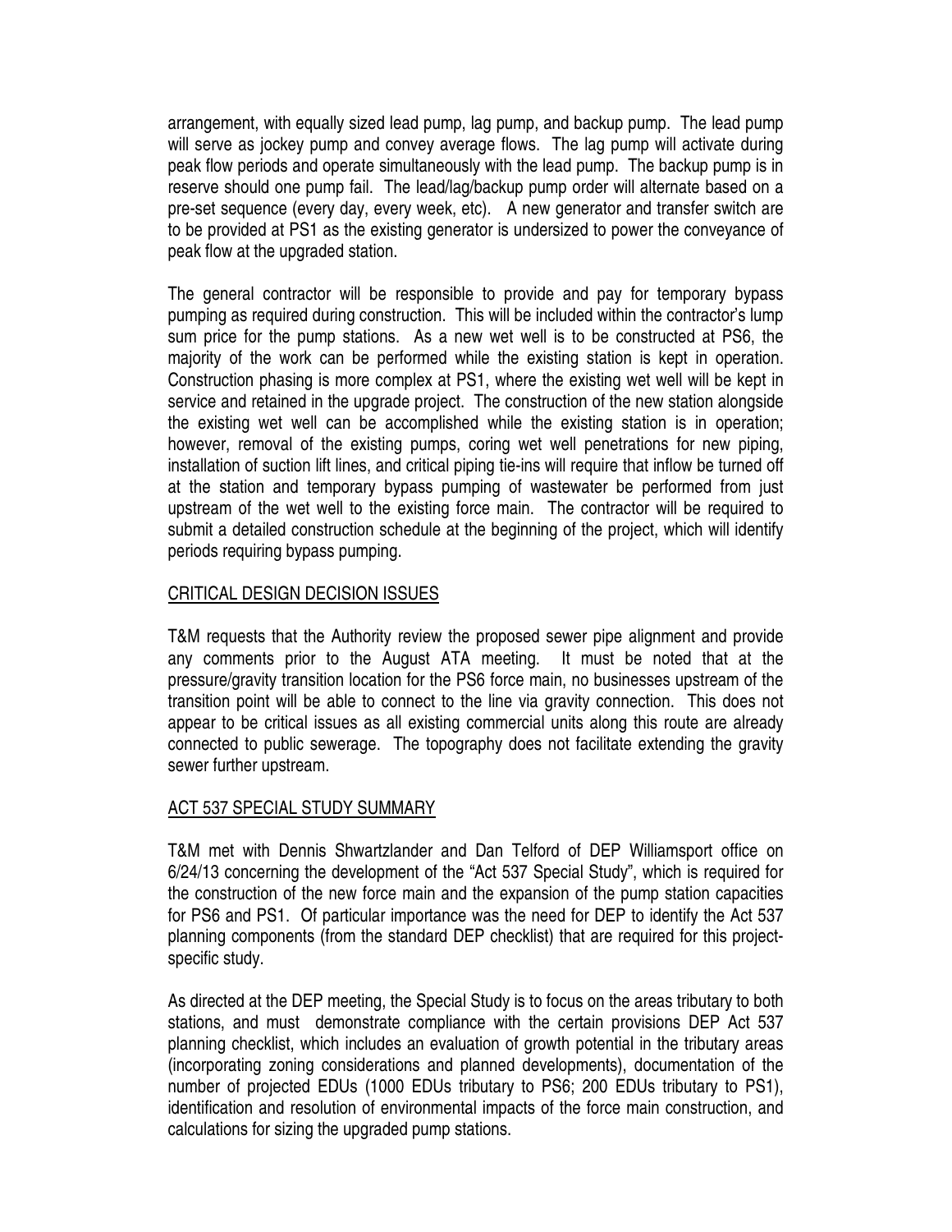arrangement, with equally sized lead pump, lag pump, and backup pump. The lead pump will serve as jockey pump and convey average flows. The lag pump will activate during peak flow periods and operate simultaneously with the lead pump. The backup pump is in reserve should one pump fail. The lead/lag/backup pump order will alternate based on a pre-set sequence (every day, every week, etc). A new generator and transfer switch are to be provided at PS1 as the existing generator is undersized to power the conveyance of peak flow at the upgraded station.

The general contractor will be responsible to provide and pay for temporary bypass pumping as required during construction. This will be included within the contractor's lump sum price for the pump stations. As a new wet well is to be constructed at PS6, the majority of the work can be performed while the existing station is kept in operation. Construction phasing is more complex at PS1, where the existing wet well will be kept in service and retained in the upgrade project. The construction of the new station alongside the existing wet well can be accomplished while the existing station is in operation; however, removal of the existing pumps, coring wet well penetrations for new piping, installation of suction lift lines, and critical piping tie-ins will require that inflow be turned off at the station and temporary bypass pumping of wastewater be performed from just upstream of the wet well to the existing force main. The contractor will be required to submit a detailed construction schedule at the beginning of the project, which will identify periods requiring bypass pumping.

## CRITICAL DESIGN DECISION ISSUES

T&M requests that the Authority review the proposed sewer pipe alignment and provide any comments prior to the August ATA meeting. It must be noted that at the pressure/gravity transition location for the PS6 force main, no businesses upstream of the transition point will be able to connect to the line via gravity connection. This does not appear to be critical issues as all existing commercial units along this route are already connected to public sewerage. The topography does not facilitate extending the gravity sewer further upstream.

## ACT 537 SPECIAL STUDY SUMMARY

T&M met with Dennis Shwartzlander and Dan Telford of DEP Williamsport office on 6/24/13 concerning the development of the "Act 537 Special Study", which is required for the construction of the new force main and the expansion of the pump station capacities for PS6 and PS1. Of particular importance was the need for DEP to identify the Act 537 planning components (from the standard DEP checklist) that are required for this project-specific study.

As directed at the DEP meeting, the Special Study is to focus on the areas tributary to both stations, and must demonstrate compliance with the certain provisions DEP Act 537 planning checklist, which includes an evaluation of growth potential in the tributary areas (incorporating zoning considerations and planned developments), documentation of the number of projected EDUs (1000 EDUs tributary to PS6; 200 EDUs tributary to PS1), identification and resolution of environmental impacts of the force main construction, and calculations for sizing the upgraded pump stations.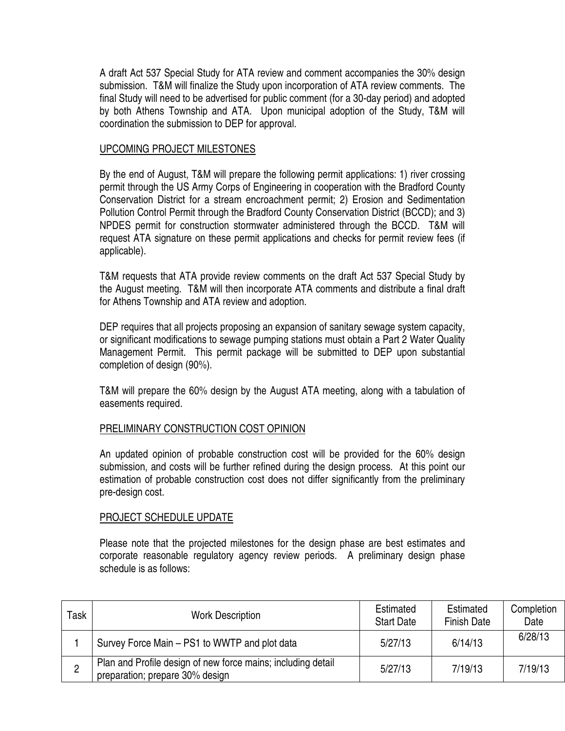A draft Act 537 Special Study for ATA review and comment accompanies the 30% design submission. T&M will finalize the Study upon incorporation of ATA review comments. The final Study will need to be advertised for public comment (for a 30-day period) and adopted by both Athens Township and ATA. Upon municipal adoption of the Study, T&M will coordination the submission to DEP for approval.

## UPCOMING PROJECT MILESTONES

By the end of August, T&M will prepare the following permit applications: 1) river crossing permit through the US Army Corps of Engineering in cooperation with the Bradford County Conservation District for a stream encroachment permit; 2) Erosion and Sedimentation Pollution Control Permit through the Bradford County Conservation District (BCCD); and 3) NPDES permit for construction stormwater administered through the BCCD. T&M will request ATA signature on these permit applications and checks for permit review fees (if applicable).

T&M requests that ATA provide review comments on the draft Act 537 Special Study by the August meeting. T&M will then incorporate ATA comments and distribute a final draft for Athens Township and ATA review and adoption.

DEP requires that all projects proposing an expansion of sanitary sewage system capacity, or significant modifications to sewage pumping stations must obtain a Part 2 Water Quality Management Permit. This permit package will be submitted to DEP upon substantial completion of design (90%).

T&M will prepare the 60% design by the August ATA meeting, along with a tabulation of easements required.

## PRELIMINARY CONSTRUCTION COST OPINION

An updated opinion of probable construction cost will be provided for the 60% design submission, and costs will be further refined during the design process. At this point our estimation of probable construction cost does not differ significantly from the preliminary pre-design cost.

## PROJECT SCHEDULE UPDATE

Please note that the projected milestones for the design phase are best estimates and corporate reasonable regulatory agency review periods. A preliminary design phase schedule is as follows:

| Task | Work Description | Estimated Start Date | Estimated Finish Date | Completion Date |
|---|---|---|---|---|
| 1 | Survey Force Main – PS1 to WWTP and plot data | 5/27/13 | 6/14/13 | 6/28/13 |
| 2 | Plan and Profile design of new force mains; including detail preparation; prepare 30% design | 5/27/13 | 7/19/13 | 7/19/13 |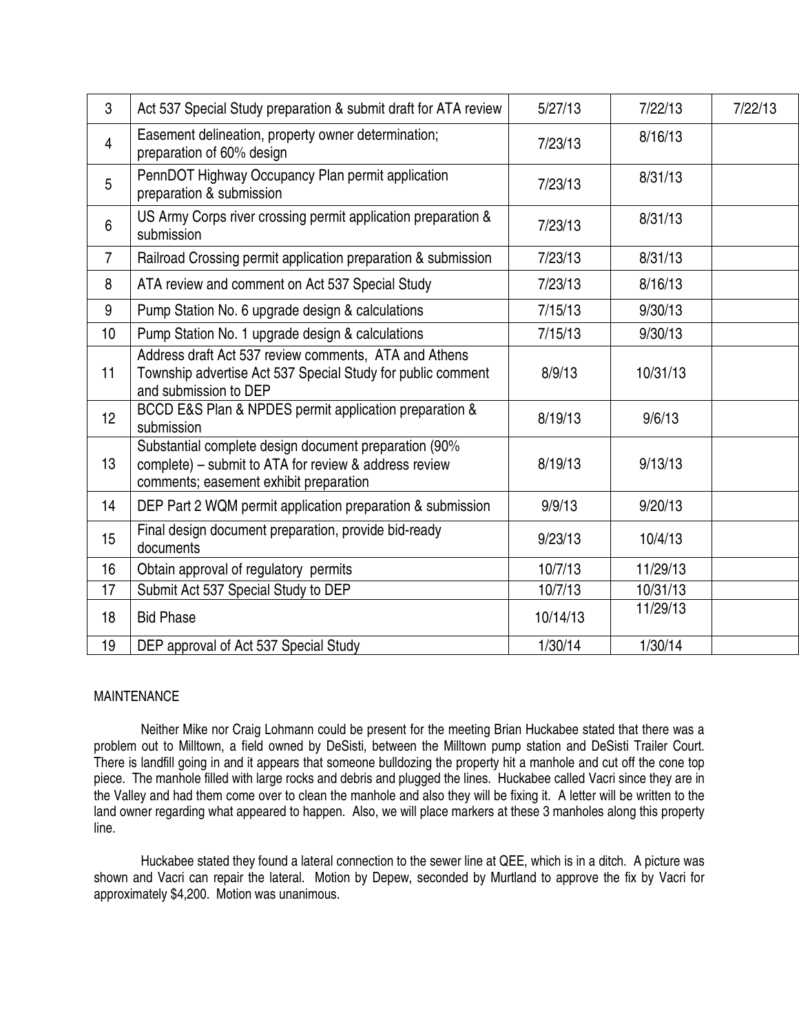| 3 | Act 537 Special Study preparation & submit draft for ATA review | 5/27/13 | 7/22/13 | 7/22/13 |
|---|---|---|---|---|
| 4 | Easement delineation, property owner determination; preparation of 60% design | 7/23/13 | 8/16/13 | |
| 5 | PennDOT Highway Occupancy Plan permit application preparation & submission | 7/23/13 | 8/31/13 | |
| 6 | US Army Corps river crossing permit application preparation & submission | 7/23/13 | 8/31/13 | |
| 7 | Railroad Crossing permit application preparation & submission | 7/23/13 | 8/31/13 | |
| 8 | ATA review and comment on Act 537 Special Study | 7/23/13 | 8/16/13 | |
| 9 | Pump Station No. 6 upgrade design & calculations | 7/15/13 | 9/30/13 | |
| 10 | Pump Station No. 1 upgrade design & calculations | 7/15/13 | 9/30/13 | |
| 11 | Address draft Act 537 review comments, ATA and Athens Township advertise Act 537 Special Study for public comment and submission to DEP | 8/9/13 | 10/31/13 | |
| 12 | BCCD E&S Plan & NPDES permit application preparation & submission | 8/19/13 | 9/6/13 | |
| 13 | Substantial complete design document preparation (90% complete) – submit to ATA for review & address review comments; easement exhibit preparation | 8/19/13 | 9/13/13 | |
| 14 | DEP Part 2 WQM permit application preparation & submission | 9/9/13 | 9/20/13 | |
| 15 | Final design document preparation, provide bid-ready documents | 9/23/13 | 10/4/13 | |
| 16 | Obtain approval of regulatory permits | 10/7/13 | 11/29/13 | |
| 17 | Submit Act 537 Special Study to DEP | 10/7/13 | 10/31/13 | |
| 18 | Bid Phase | 10/14/13 | 11/29/13 | |
| 19 | DEP approval of Act 537 Special Study | 1/30/14 | 1/30/14 | |

MAINTENANCE

Neither Mike nor Craig Lohmann could be present for the meeting Brian Huckabee stated that there was a problem out to Milltown, a field owned by DeSisti, between the Milltown pump station and DeSisti Trailer Court. There is landfill going in and it appears that someone bulldozing the property hit a manhole and cut off the cone top piece. The manhole filled with large rocks and debris and plugged the lines. Huckabee called Vacri since they are in the Valley and had them come over to clean the manhole and also they will be fixing it. A letter will be written to the land owner regarding what appeared to happen. Also, we will place markers at these 3 manholes along this property line.

Huckabee stated they found a lateral connection to the sewer line at QEE, which is in a ditch. A picture was shown and Vacri can repair the lateral. Motion by Depew, seconded by Murtland to approve the fix by Vacri for approximately $4,200. Motion was unanimous.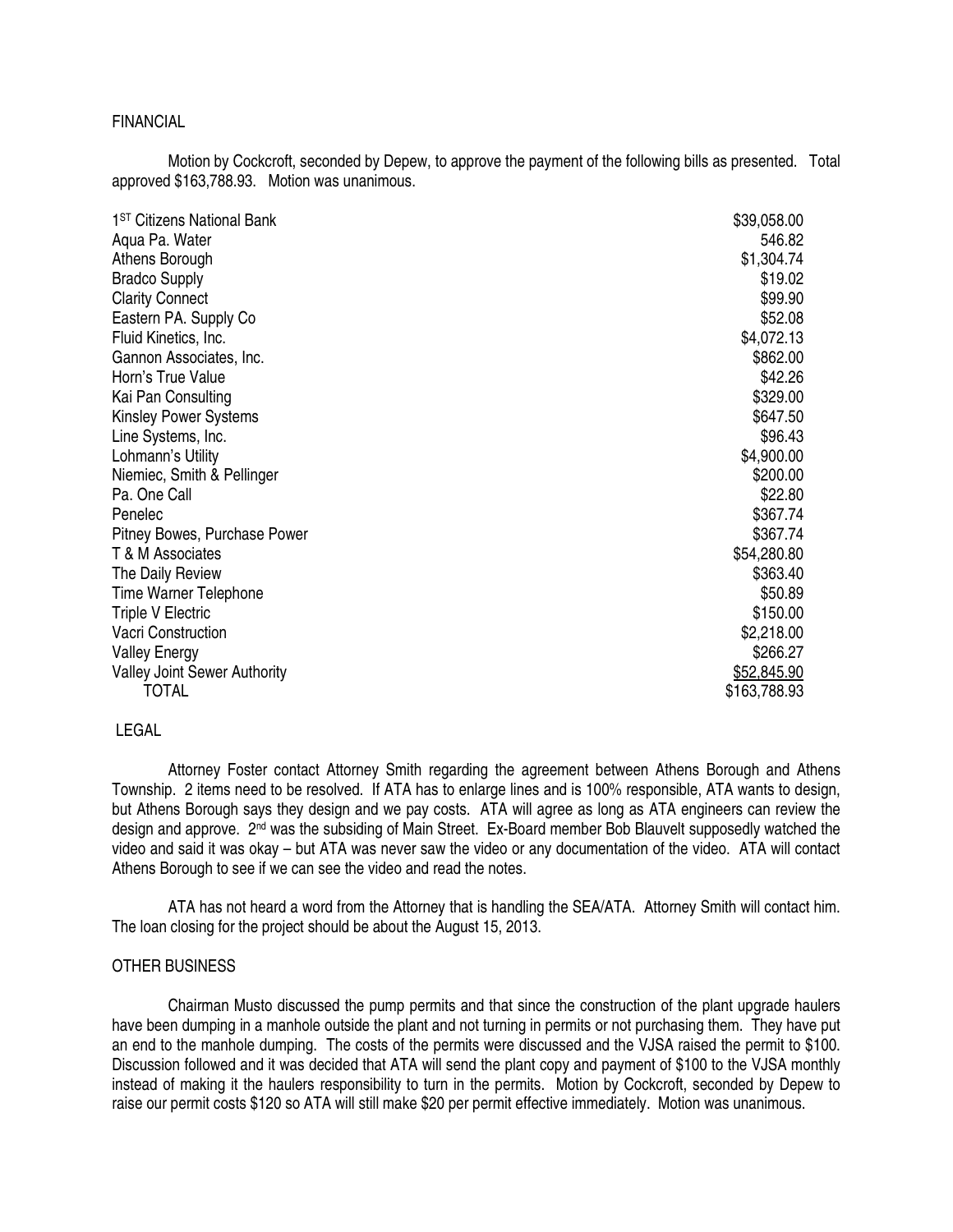FINANCIAL

Motion by Cockcroft, seconded by Depew, to approve the payment of the following bills as presented. Total approved $163,788.93. Motion was unanimous.

| | |
|---|---|
| 1[ST] Citizens National Bank | $39,058.00 |
| Aqua Pa. Water | 546.82 |
| Athens Borough | $1,304.74 |
| Bradco Supply | $19.02 |
| Clarity Connect | $99.90 |
| Eastern PA. Supply Co | $52.08 |
| Fluid Kinetics, Inc. | $4,072.13 |
| Gannon Associates, Inc. | $862.00 |
| Horn's True Value | $42.26 |
| Kai Pan Consulting | $329.00 |
| Kinsley Power Systems | $647.50 |
| Line Systems, Inc. | $96.43 |
| Lohmann's Utility | $4,900.00 |
| Niemiec, Smith & Pellinger | $200.00 |
| Pa. One Call | $22.80 |
| Penelec | $367.74 |
| Pitney Bowes, Purchase Power | $367.74 |
| T & M Associates | $54,280.80 |
| The Daily Review | $363.40 |
| Time Warner Telephone | $50.89 |
| Triple V Electric | $150.00 |
| Vacri Construction | $2,218.00 |
| Valley Energy | $266.27 |
| Valley Joint Sewer Authority | $52,845.90 |
| TOTAL | $163,788.93 |

LEGAL

Attorney Foster contact Attorney Smith regarding the agreement between Athens Borough and Athens Township. 2 items need to be resolved. If ATA has to enlarge lines and is 100% responsible, ATA wants to design, but Athens Borough says they design and we pay costs. ATA will agree as long as ATA engineers can review the design and approve. 2[nd] was the subsiding of Main Street. Ex-Board member Bob Blauvelt supposedly watched the video and said it was okay – but ATA was never saw the video or any documentation of the video. ATA will contact Athens Borough to see if we can see the video and read the notes.

ATA has not heard a word from the Attorney that is handling the SEA/ATA. Attorney Smith will contact him. The loan closing for the project should be about the August 15, 2013.

OTHER BUSINESS

Chairman Musto discussed the pump permits and that since the construction of the plant upgrade haulers have been dumping in a manhole outside the plant and not turning in permits or not purchasing them. They have put an end to the manhole dumping. The costs of the permits were discussed and the VJSA raised the permit to $100. Discussion followed and it was decided that ATA will send the plant copy and payment of $100 to the VJSA monthly instead of making it the haulers responsibility to turn in the permits. Motion by Cockcroft, seconded by Depew to raise our permit costs $120 so ATA will still make $20 per permit effective immediately. Motion was unanimous.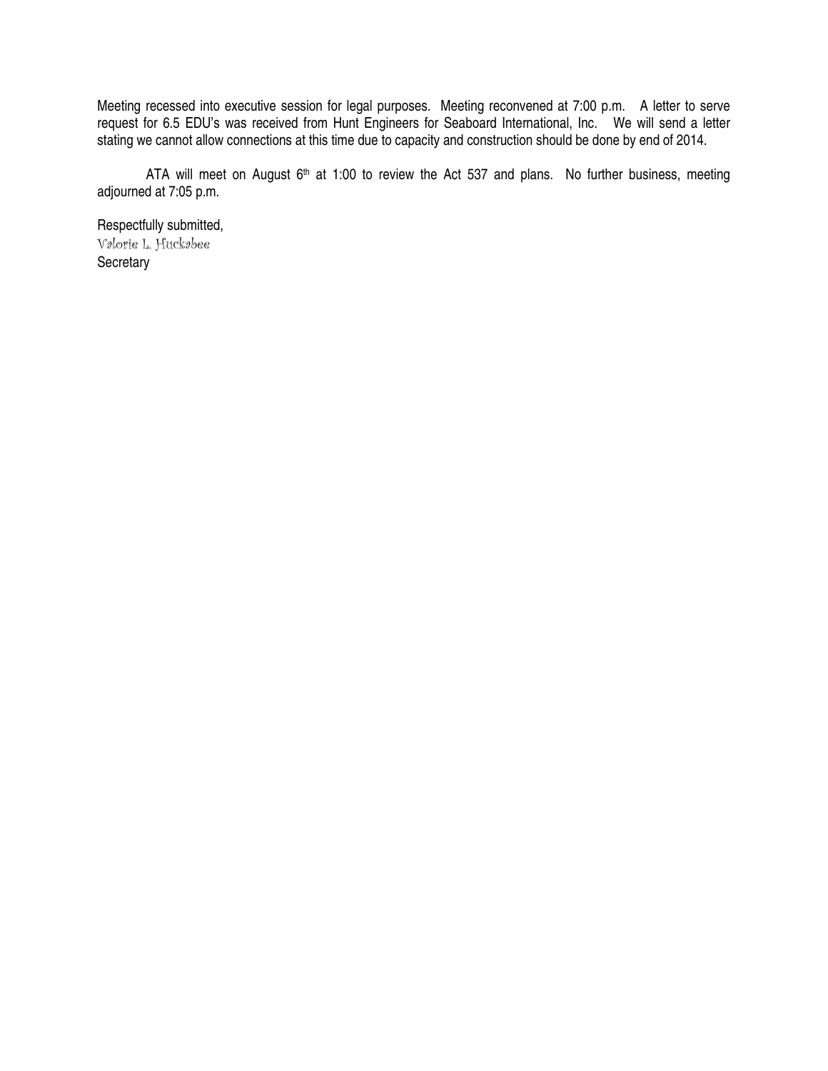Meeting recessed into executive session for legal purposes. Meeting reconvened at 7:00 p.m. A letter to serve request for 6.5 EDU's was received from Hunt Engineers for Seaboard International, Inc. We will send a letter stating we cannot allow connections at this time due to capacity and construction should be done by end of 2014.

ATA will meet on August 6th at 1:00 to review the Act 537 and plans. No further business, meeting adjourned at 7:05 p.m.

Respectfully submitted,
Valorie L. Huckabee
Secretary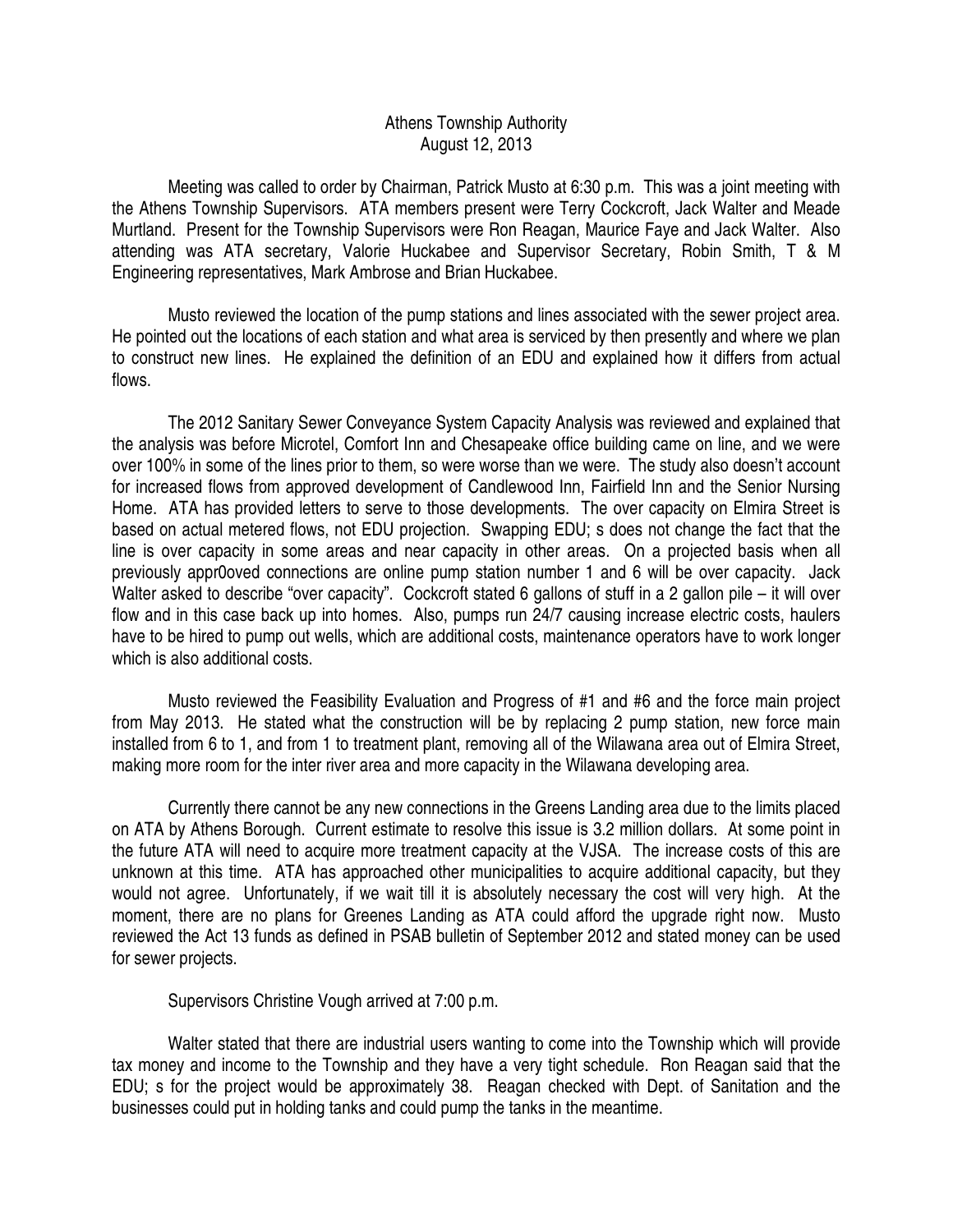Athens Township Authority
August 12, 2013

Meeting was called to order by Chairman, Patrick Musto at 6:30 p.m. This was a joint meeting with the Athens Township Supervisors. ATA members present were Terry Cockcroft, Jack Walter and Meade Murtland. Present for the Township Supervisors were Ron Reagan, Maurice Faye and Jack Walter. Also attending was ATA secretary, Valorie Huckabee and Supervisor Secretary, Robin Smith, T & M Engineering representatives, Mark Ambrose and Brian Huckabee.

Musto reviewed the location of the pump stations and lines associated with the sewer project area. He pointed out the locations of each station and what area is serviced by then presently and where we plan to construct new lines. He explained the definition of an EDU and explained how it differs from actual flows.

The 2012 Sanitary Sewer Conveyance System Capacity Analysis was reviewed and explained that the analysis was before Microtel, Comfort Inn and Chesapeake office building came on line, and we were over 100% in some of the lines prior to them, so were worse than we were. The study also doesn't account for increased flows from approved development of Candlewood Inn, Fairfield Inn and the Senior Nursing Home. ATA has provided letters to serve to those developments. The over capacity on Elmira Street is based on actual metered flows, not EDU projection. Swapping EDU; s does not change the fact that the line is over capacity in some areas and near capacity in other areas. On a projected basis when all previously appr0oved connections are online pump station number 1 and 6 will be over capacity. Jack Walter asked to describe "over capacity". Cockcroft stated 6 gallons of stuff in a 2 gallon pile – it will over flow and in this case back up into homes. Also, pumps run 24/7 causing increase electric costs, haulers have to be hired to pump out wells, which are additional costs, maintenance operators have to work longer which is also additional costs.

Musto reviewed the Feasibility Evaluation and Progress of #1 and #6 and the force main project from May 2013. He stated what the construction will be by replacing 2 pump station, new force main installed from 6 to 1, and from 1 to treatment plant, removing all of the Wilawana area out of Elmira Street, making more room for the inter river area and more capacity in the Wilawana developing area.

Currently there cannot be any new connections in the Greens Landing area due to the limits placed on ATA by Athens Borough. Current estimate to resolve this issue is 3.2 million dollars. At some point in the future ATA will need to acquire more treatment capacity at the VJSA. The increase costs of this are unknown at this time. ATA has approached other municipalities to acquire additional capacity, but they would not agree. Unfortunately, if we wait till it is absolutely necessary the cost will very high. At the moment, there are no plans for Greenes Landing as ATA could afford the upgrade right now. Musto reviewed the Act 13 funds as defined in PSAB bulletin of September 2012 and stated money can be used for sewer projects.

Supervisors Christine Vough arrived at 7:00 p.m.

Walter stated that there are industrial users wanting to come into the Township which will provide tax money and income to the Township and they have a very tight schedule. Ron Reagan said that the EDU; s for the project would be approximately 38. Reagan checked with Dept. of Sanitation and the businesses could put in holding tanks and could pump the tanks in the meantime.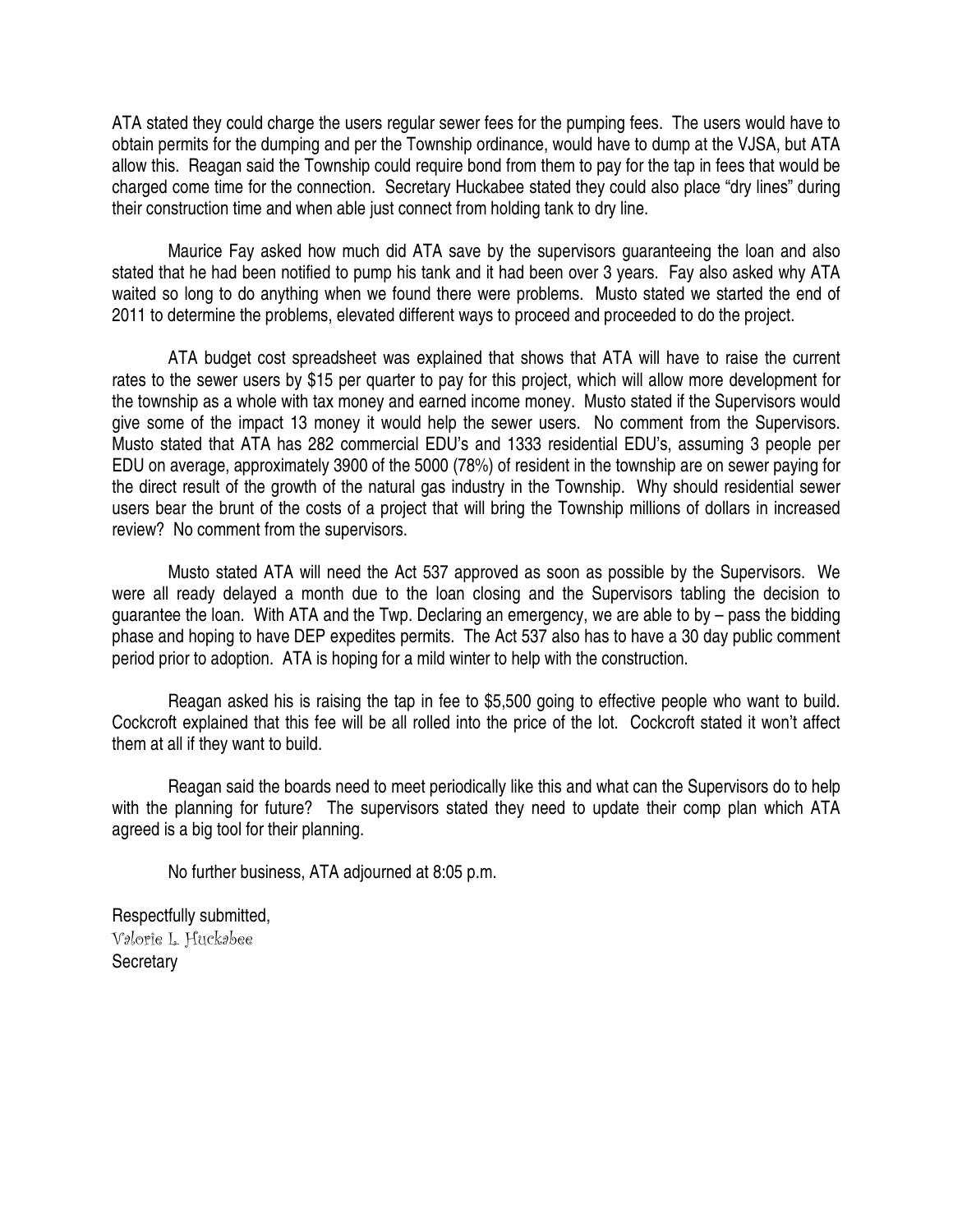ATA stated they could charge the users regular sewer fees for the pumping fees. The users would have to obtain permits for the dumping and per the Township ordinance, would have to dump at the VJSA, but ATA allow this. Reagan said the Township could require bond from them to pay for the tap in fees that would be charged come time for the connection. Secretary Huckabee stated they could also place "dry lines" during their construction time and when able just connect from holding tank to dry line.

Maurice Fay asked how much did ATA save by the supervisors guaranteeing the loan and also stated that he had been notified to pump his tank and it had been over 3 years. Fay also asked why ATA waited so long to do anything when we found there were problems. Musto stated we started the end of 2011 to determine the problems, elevated different ways to proceed and proceeded to do the project.

ATA budget cost spreadsheet was explained that shows that ATA will have to raise the current rates to the sewer users by $15 per quarter to pay for this project, which will allow more development for the township as a whole with tax money and earned income money. Musto stated if the Supervisors would give some of the impact 13 money it would help the sewer users. No comment from the Supervisors. Musto stated that ATA has 282 commercial EDU's and 1333 residential EDU's, assuming 3 people per EDU on average, approximately 3900 of the 5000 (78%) of resident in the township are on sewer paying for the direct result of the growth of the natural gas industry in the Township. Why should residential sewer users bear the brunt of the costs of a project that will bring the Township millions of dollars in increased review? No comment from the supervisors.

Musto stated ATA will need the Act 537 approved as soon as possible by the Supervisors. We were all ready delayed a month due to the loan closing and the Supervisors tabling the decision to guarantee the loan. With ATA and the Twp. Declaring an emergency, we are able to by – pass the bidding phase and hoping to have DEP expedites permits. The Act 537 also has to have a 30 day public comment period prior to adoption. ATA is hoping for a mild winter to help with the construction.

Reagan asked his is raising the tap in fee to $5,500 going to effective people who want to build. Cockcroft explained that this fee will be all rolled into the price of the lot. Cockcroft stated it won't affect them at all if they want to build.

Reagan said the boards need to meet periodically like this and what can the Supervisors do to help with the planning for future? The supervisors stated they need to update their comp plan which ATA agreed is a big tool for their planning.

No further business, ATA adjourned at 8:05 p.m.

Respectfully submitted,
Valorie L. Huckabee
Secretary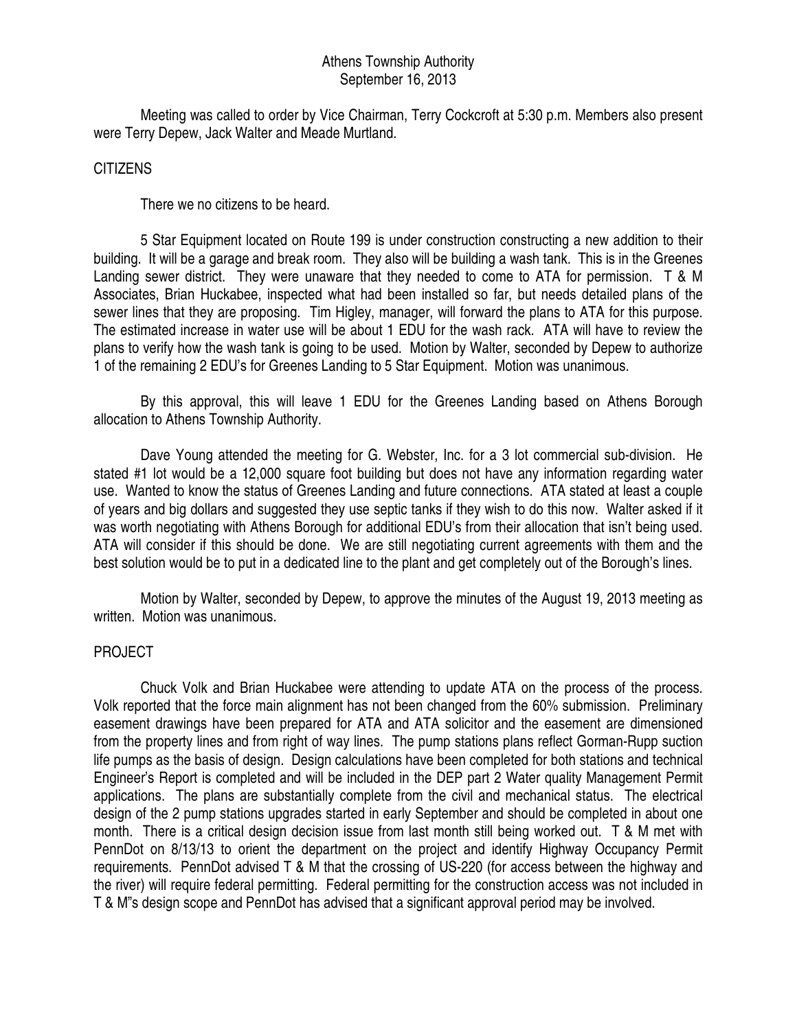Athens Township Authority
September 16, 2013

Meeting was called to order by Vice Chairman, Terry Cockcroft at 5:30 p.m. Members also present were Terry Depew, Jack Walter and Meade Murtland.

CITIZENS

There we no citizens to be heard.

5 Star Equipment located on Route 199 is under construction constructing a new addition to their building. It will be a garage and break room. They also will be building a wash tank. This is in the Greenes Landing sewer district. They were unaware that they needed to come to ATA for permission. T & M Associates, Brian Huckabee, inspected what had been installed so far, but needs detailed plans of the sewer lines that they are proposing. Tim Higley, manager, will forward the plans to ATA for this purpose. The estimated increase in water use will be about 1 EDU for the wash rack. ATA will have to review the plans to verify how the wash tank is going to be used. Motion by Walter, seconded by Depew to authorize 1 of the remaining 2 EDU's for Greenes Landing to 5 Star Equipment. Motion was unanimous.

By this approval, this will leave 1 EDU for the Greenes Landing based on Athens Borough allocation to Athens Township Authority.

Dave Young attended the meeting for G. Webster, Inc. for a 3 lot commercial sub-division. He stated #1 lot would be a 12,000 square foot building but does not have any information regarding water use. Wanted to know the status of Greenes Landing and future connections. ATA stated at least a couple of years and big dollars and suggested they use septic tanks if they wish to do this now. Walter asked if it was worth negotiating with Athens Borough for additional EDU's from their allocation that isn't being used. ATA will consider if this should be done. We are still negotiating current agreements with them and the best solution would be to put in a dedicated line to the plant and get completely out of the Borough's lines.

Motion by Walter, seconded by Depew, to approve the minutes of the August 19, 2013 meeting as written. Motion was unanimous.

PROJECT

Chuck Volk and Brian Huckabee were attending to update ATA on the process of the process. Volk reported that the force main alignment has not been changed from the 60% submission. Preliminary easement drawings have been prepared for ATA and ATA solicitor and the easement are dimensioned from the property lines and from right of way lines. The pump stations plans reflect Gorman-Rupp suction life pumps as the basis of design. Design calculations have been completed for both stations and technical Engineer's Report is completed and will be included in the DEP part 2 Water quality Management Permit applications. The plans are substantially complete from the civil and mechanical status. The electrical design of the 2 pump stations upgrades started in early September and should be completed in about one month. There is a critical design decision issue from last month still being worked out. T & M met with PennDot on 8/13/13 to orient the department on the project and identify Highway Occupancy Permit requirements. PennDot advised T & M that the crossing of US-220 (for access between the highway and the river) will require federal permitting. Federal permitting for the construction access was not included in T & M"s design scope and PennDot has advised that a significant approval period may be involved.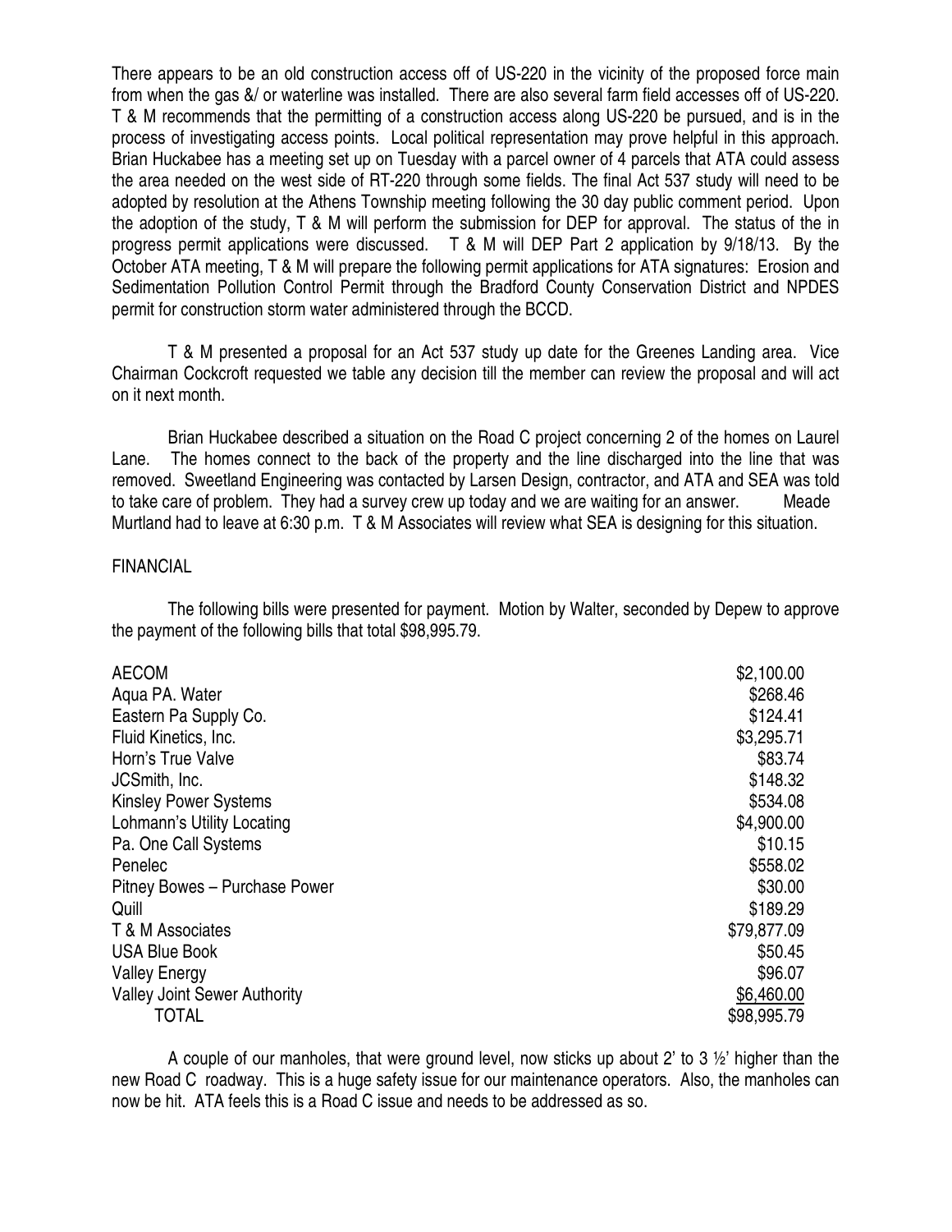There appears to be an old construction access off of US-220 in the vicinity of the proposed force main from when the gas &/ or waterline was installed. There are also several farm field accesses off of US-220. T & M recommends that the permitting of a construction access along US-220 be pursued, and is in the process of investigating access points. Local political representation may prove helpful in this approach. Brian Huckabee has a meeting set up on Tuesday with a parcel owner of 4 parcels that ATA could assess the area needed on the west side of RT-220 through some fields. The final Act 537 study will need to be adopted by resolution at the Athens Township meeting following the 30 day public comment period. Upon the adoption of the study, T & M will perform the submission for DEP for approval. The status of the in progress permit applications were discussed. T & M will DEP Part 2 application by 9/18/13. By the October ATA meeting, T & M will prepare the following permit applications for ATA signatures: Erosion and Sedimentation Pollution Control Permit through the Bradford County Conservation District and NPDES permit for construction storm water administered through the BCCD.

T & M presented a proposal for an Act 537 study up date for the Greenes Landing area. Vice Chairman Cockcroft requested we table any decision till the member can review the proposal and will act on it next month.

Brian Huckabee described a situation on the Road C project concerning 2 of the homes on Laurel Lane. The homes connect to the back of the property and the line discharged into the line that was removed. Sweetland Engineering was contacted by Larsen Design, contractor, and ATA and SEA was told to take care of problem. They had a survey crew up today and we are waiting for an answer. Meade Murtland had to leave at 6:30 p.m. T & M Associates will review what SEA is designing for this situation.

FINANCIAL

The following bills were presented for payment. Motion by Walter, seconded by Depew to approve the payment of the following bills that total $98,995.79.

| | |
|---|---|
| AECOM | $2,100.00 |
| Aqua PA. Water | $268.46 |
| Eastern Pa Supply Co. | $124.41 |
| Fluid Kinetics, Inc. | $3,295.71 |
| Horn's True Valve | $83.74 |
| JCSmith, Inc. | $148.32 |
| Kinsley Power Systems | $534.08 |
| Lohmann's Utility Locating | $4,900.00 |
| Pa. One Call Systems | $10.15 |
| Penelec | $558.02 |
| Pitney Bowes – Purchase Power | $30.00 |
| Quill | $189.29 |
| T & M Associates | $79,877.09 |
| USA Blue Book | $50.45 |
| Valley Energy | $96.07 |
| Valley Joint Sewer Authority | $6,460.00 |
| TOTAL | $98,995.79 |

A couple of our manholes, that were ground level, now sticks up about 2' to 3 ½' higher than the new Road C roadway. This is a huge safety issue for our maintenance operators. Also, the manholes can now be hit. ATA feels this is a Road C issue and needs to be addressed as so.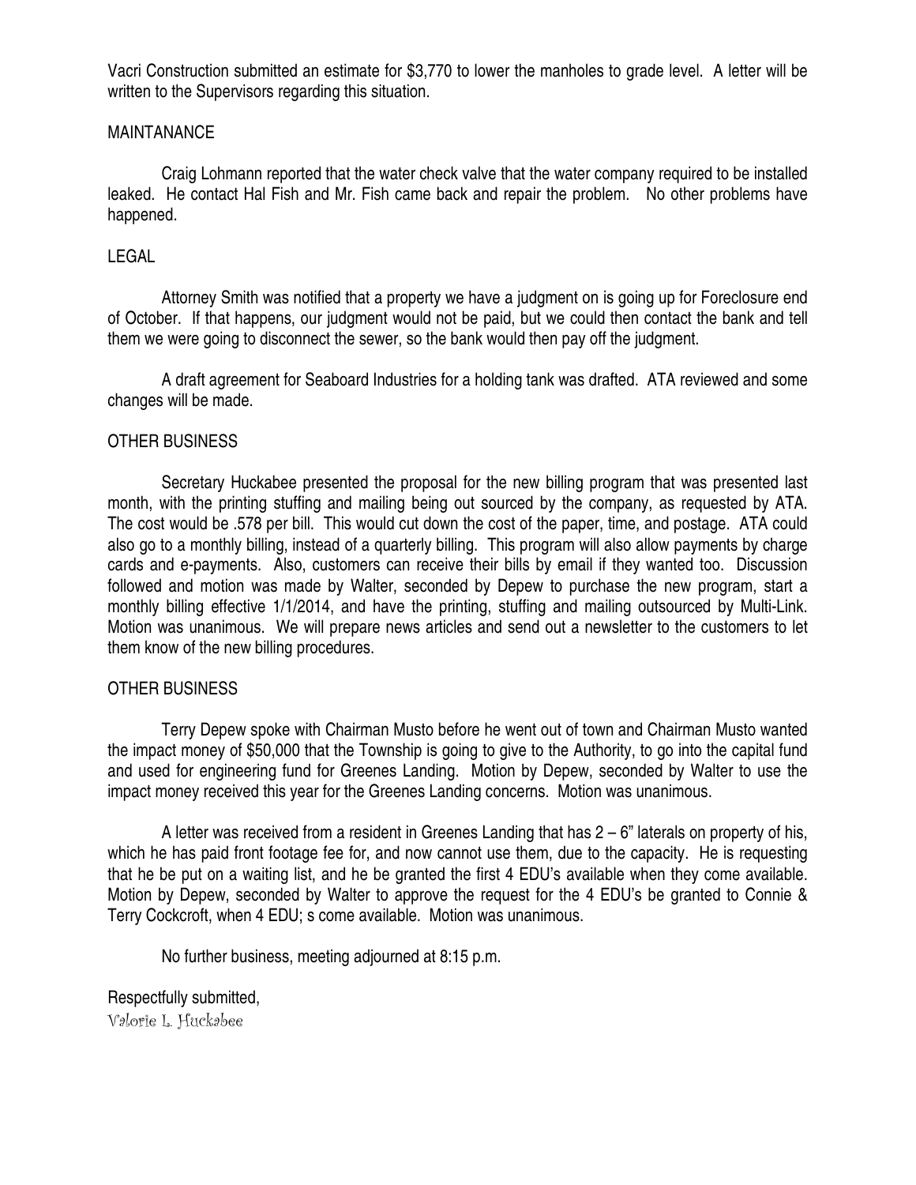Vacri Construction submitted an estimate for $3,770 to lower the manholes to grade level. A letter will be written to the Supervisors regarding this situation.

MAINTANANCE

Craig Lohmann reported that the water check valve that the water company required to be installed leaked. He contact Hal Fish and Mr. Fish came back and repair the problem. No other problems have happened.

LEGAL

Attorney Smith was notified that a property we have a judgment on is going up for Foreclosure end of October. If that happens, our judgment would not be paid, but we could then contact the bank and tell them we were going to disconnect the sewer, so the bank would then pay off the judgment.

A draft agreement for Seaboard Industries for a holding tank was drafted. ATA reviewed and some changes will be made.

OTHER BUSINESS

Secretary Huckabee presented the proposal for the new billing program that was presented last month, with the printing stuffing and mailing being out sourced by the company, as requested by ATA. The cost would be .578 per bill. This would cut down the cost of the paper, time, and postage. ATA could also go to a monthly billing, instead of a quarterly billing. This program will also allow payments by charge cards and e-payments. Also, customers can receive their bills by email if they wanted too. Discussion followed and motion was made by Walter, seconded by Depew to purchase the new program, start a monthly billing effective 1/1/2014, and have the printing, stuffing and mailing outsourced by Multi-Link. Motion was unanimous. We will prepare news articles and send out a newsletter to the customers to let them know of the new billing procedures.

OTHER BUSINESS

Terry Depew spoke with Chairman Musto before he went out of town and Chairman Musto wanted the impact money of $50,000 that the Township is going to give to the Authority, to go into the capital fund and used for engineering fund for Greenes Landing. Motion by Depew, seconded by Walter to use the impact money received this year for the Greenes Landing concerns. Motion was unanimous.

A letter was received from a resident in Greenes Landing that has 2 – 6" laterals on property of his, which he has paid front footage fee for, and now cannot use them, due to the capacity. He is requesting that he be put on a waiting list, and he be granted the first 4 EDU's available when they come available. Motion by Depew, seconded by Walter to approve the request for the 4 EDU's be granted to Connie & Terry Cockcroft, when 4 EDU; s come available. Motion was unanimous.

No further business, meeting adjourned at 8:15 p.m.

Respectfully submitted,
Valorie L. Huckabee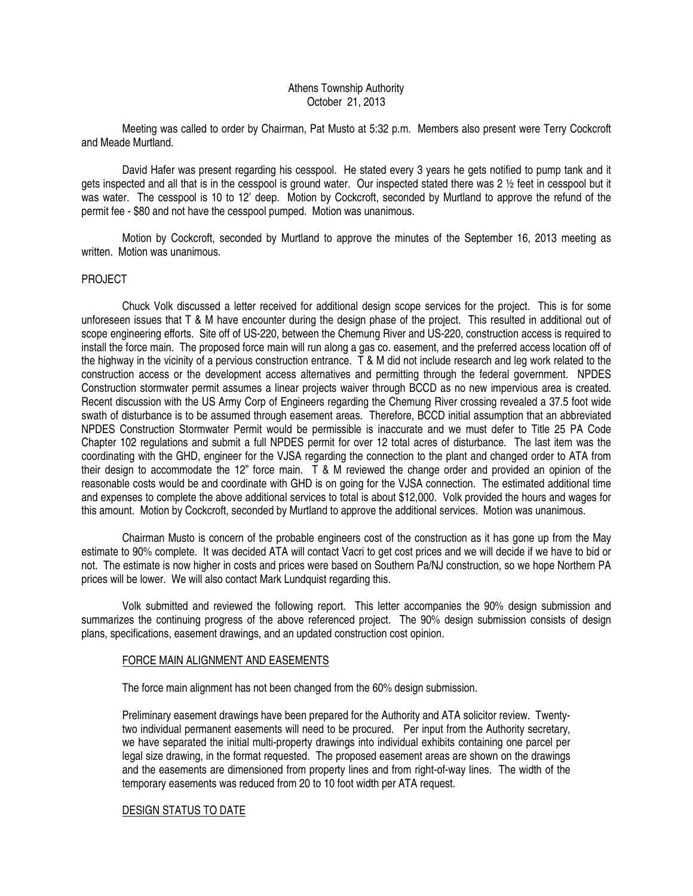Athens Township Authority
October 21, 2013

Meeting was called to order by Chairman, Pat Musto at 5:32 p.m. Members also present were Terry Cockcroft and Meade Murtland.

David Hafer was present regarding his cesspool. He stated every 3 years he gets notified to pump tank and it gets inspected and all that is in the cesspool is ground water. Our inspected stated there was 2 ½ feet in cesspool but it was water. The cesspool is 10 to 12' deep. Motion by Cockcroft, seconded by Murtland to approve the refund of the permit fee - $80 and not have the cesspool pumped. Motion was unanimous.

Motion by Cockcroft, seconded by Murtland to approve the minutes of the September 16, 2013 meeting as written. Motion was unanimous.

PROJECT

Chuck Volk discussed a letter received for additional design scope services for the project. This is for some unforeseen issues that T & M have encounter during the design phase of the project. This resulted in additional out of scope engineering efforts. Site off of US-220, between the Chemung River and US-220, construction access is required to install the force main. The proposed force main will run along a gas co. easement, and the preferred access location off of the highway in the vicinity of a pervious construction entrance. T & M did not include research and leg work related to the construction access or the development access alternatives and permitting through the federal government. NPDES Construction stormwater permit assumes a linear projects waiver through BCCD as no new impervious area is created. Recent discussion with the US Army Corp of Engineers regarding the Chemung River crossing revealed a 37.5 foot wide swath of disturbance is to be assumed through easement areas. Therefore, BCCD initial assumption that an abbreviated NPDES Construction Stormwater Permit would be permissible is inaccurate and we must defer to Title 25 PA Code Chapter 102 regulations and submit a full NPDES permit for over 12 total acres of disturbance. The last item was the coordinating with the GHD, engineer for the VJSA regarding the connection to the plant and changed order to ATA from their design to accommodate the 12" force main. T & M reviewed the change order and provided an opinion of the reasonable costs would be and coordinate with GHD is on going for the VJSA connection. The estimated additional time and expenses to complete the above additional services to total is about $12,000. Volk provided the hours and wages for this amount. Motion by Cockcroft, seconded by Murtland to approve the additional services. Motion was unanimous.

Chairman Musto is concern of the probable engineers cost of the construction as it has gone up from the May estimate to 90% complete. It was decided ATA will contact Vacri to get cost prices and we will decide if we have to bid or not. The estimate is now higher in costs and prices were based on Southern Pa/NJ construction, so we hope Northern PA prices will be lower. We will also contact Mark Lundquist regarding this.

Volk submitted and reviewed the following report. This letter accompanies the 90% design submission and summarizes the continuing progress of the above referenced project. The 90% design submission consists of design plans, specifications, easement drawings, and an updated construction cost opinion.

FORCE MAIN ALIGNMENT AND EASEMENTS

The force main alignment has not been changed from the 60% design submission.

Preliminary easement drawings have been prepared for the Authority and ATA solicitor review. Twenty-two individual permanent easements will need to be procured. Per input from the Authority secretary, we have separated the initial multi-property drawings into individual exhibits containing one parcel per legal size drawing, in the format requested. The proposed easement areas are shown on the drawings and the easements are dimensioned from property lines and from right-of-way lines. The width of the temporary easements was reduced from 20 to 10 foot width per ATA request.

DESIGN STATUS TO DATE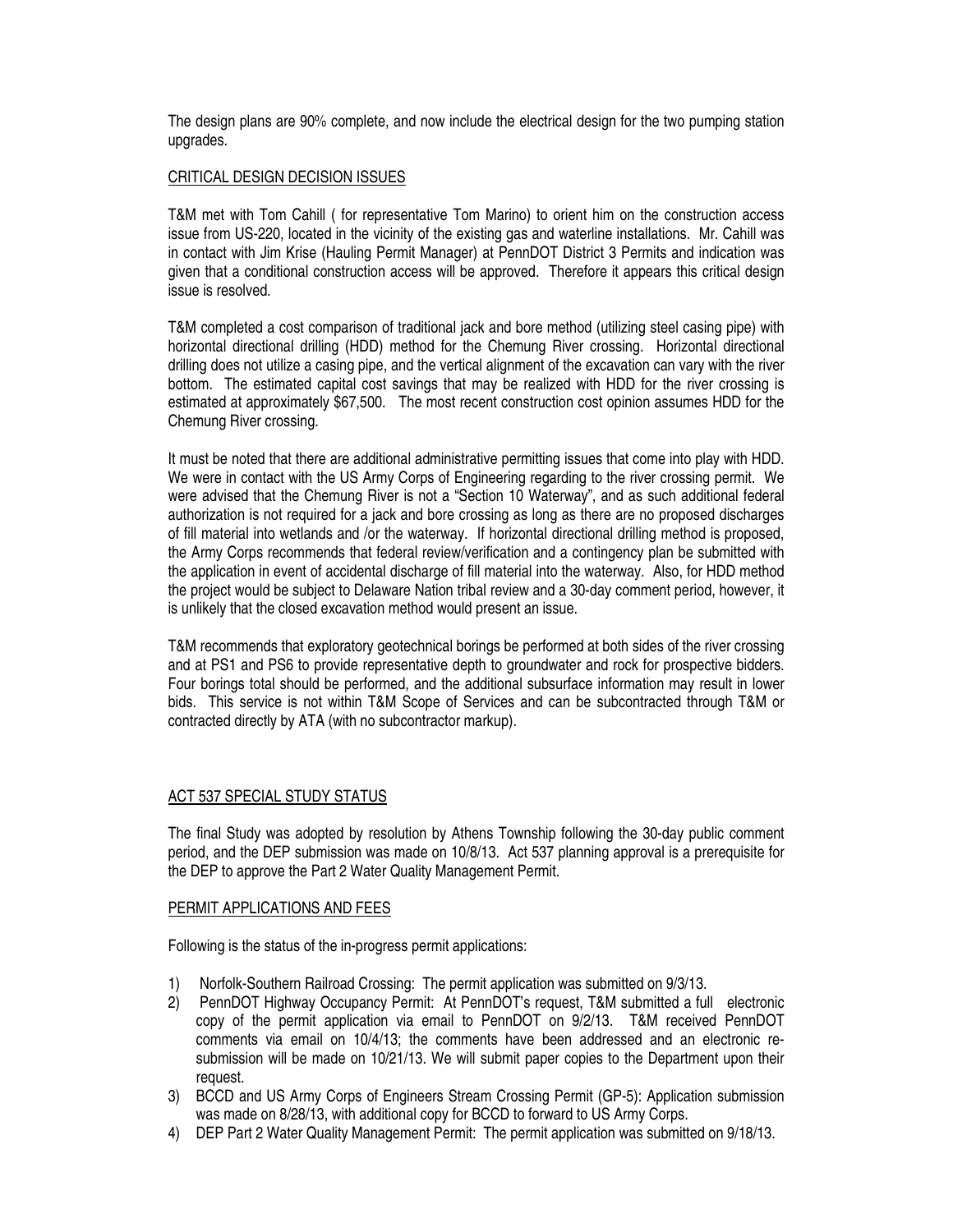The design plans are 90% complete, and now include the electrical design for the two pumping station upgrades.

## CRITICAL DESIGN DECISION ISSUES

T&M met with Tom Cahill ( for representative Tom Marino) to orient him on the construction access issue from US-220, located in the vicinity of the existing gas and waterline installations. Mr. Cahill was in contact with Jim Krise (Hauling Permit Manager) at PennDOT District 3 Permits and indication was given that a conditional construction access will be approved. Therefore it appears this critical design issue is resolved.

T&M completed a cost comparison of traditional jack and bore method (utilizing steel casing pipe) with horizontal directional drilling (HDD) method for the Chemung River crossing. Horizontal directional drilling does not utilize a casing pipe, and the vertical alignment of the excavation can vary with the river bottom. The estimated capital cost savings that may be realized with HDD for the river crossing is estimated at approximately $67,500. The most recent construction cost opinion assumes HDD for the Chemung River crossing.

It must be noted that there are additional administrative permitting issues that come into play with HDD. We were in contact with the US Army Corps of Engineering regarding to the river crossing permit. We were advised that the Chemung River is not a "Section 10 Waterway", and as such additional federal authorization is not required for a jack and bore crossing as long as there are no proposed discharges of fill material into wetlands and /or the waterway. If horizontal directional drilling method is proposed, the Army Corps recommends that federal review/verification and a contingency plan be submitted with the application in event of accidental discharge of fill material into the waterway. Also, for HDD method the project would be subject to Delaware Nation tribal review and a 30-day comment period, however, it is unlikely that the closed excavation method would present an issue.

T&M recommends that exploratory geotechnical borings be performed at both sides of the river crossing and at PS1 and PS6 to provide representative depth to groundwater and rock for prospective bidders. Four borings total should be performed, and the additional subsurface information may result in lower bids. This service is not within T&M Scope of Services and can be subcontracted through T&M or contracted directly by ATA (with no subcontractor markup).

## ACT 537 SPECIAL STUDY STATUS

The final Study was adopted by resolution by Athens Township following the 30-day public comment period, and the DEP submission was made on 10/8/13. Act 537 planning approval is a prerequisite for the DEP to approve the Part 2 Water Quality Management Permit.

## PERMIT APPLICATIONS AND FEES

Following is the status of the in-progress permit applications:

1) Norfolk-Southern Railroad Crossing: The permit application was submitted on 9/3/13.
2) PennDOT Highway Occupancy Permit: At PennDOT's request, T&M submitted a full electronic copy of the permit application via email to PennDOT on 9/2/13. T&M received PennDOT comments via email on 10/4/13; the comments have been addressed and an electronic re-submission will be made on 10/21/13. We will submit paper copies to the Department upon their request.
3) BCCD and US Army Corps of Engineers Stream Crossing Permit (GP-5): Application submission was made on 8/28/13, with additional copy for BCCD to forward to US Army Corps.
4) DEP Part 2 Water Quality Management Permit: The permit application was submitted on 9/18/13.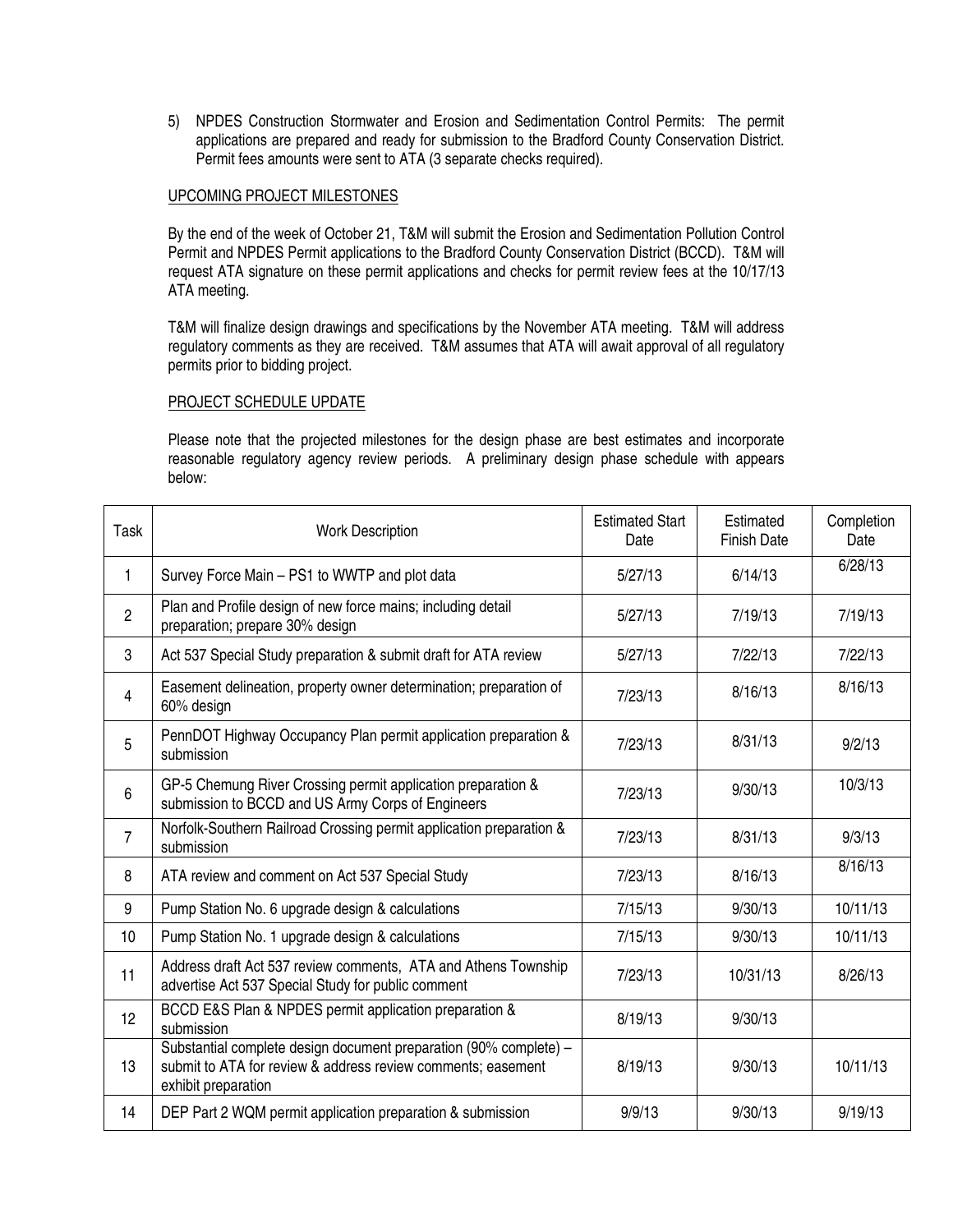5) NPDES Construction Stormwater and Erosion and Sedimentation Control Permits: The permit applications are prepared and ready for submission to the Bradford County Conservation District. Permit fees amounts were sent to ATA (3 separate checks required).

UPCOMING PROJECT MILESTONES

By the end of the week of October 21, T&M will submit the Erosion and Sedimentation Pollution Control Permit and NPDES Permit applications to the Bradford County Conservation District (BCCD). T&M will request ATA signature on these permit applications and checks for permit review fees at the 10/17/13 ATA meeting.

T&M will finalize design drawings and specifications by the November ATA meeting. T&M will address regulatory comments as they are received. T&M assumes that ATA will await approval of all regulatory permits prior to bidding project.

PROJECT SCHEDULE UPDATE

Please note that the projected milestones for the design phase are best estimates and incorporate reasonable regulatory agency review periods. A preliminary design phase schedule with appears below:

| Task | Work Description | Estimated Start Date | Estimated Finish Date | Completion Date |
|---|---|---|---|---|
| 1 | Survey Force Main – PS1 to WWTP and plot data | 5/27/13 | 6/14/13 | 6/28/13 |
| 2 | Plan and Profile design of new force mains; including detail preparation; prepare 30% design | 5/27/13 | 7/19/13 | 7/19/13 |
| 3 | Act 537 Special Study preparation & submit draft for ATA review | 5/27/13 | 7/22/13 | 7/22/13 |
| 4 | Easement delineation, property owner determination; preparation of 60% design | 7/23/13 | 8/16/13 | 8/16/13 |
| 5 | PennDOT Highway Occupancy Plan permit application preparation & submission | 7/23/13 | 8/31/13 | 9/2/13 |
| 6 | GP-5 Chemung River Crossing permit application preparation & submission to BCCD and US Army Corps of Engineers | 7/23/13 | 9/30/13 | 10/3/13 |
| 7 | Norfolk-Southern Railroad Crossing permit application preparation & submission | 7/23/13 | 8/31/13 | 9/3/13 |
| 8 | ATA review and comment on Act 537 Special Study | 7/23/13 | 8/16/13 | 8/16/13 |
| 9 | Pump Station No. 6 upgrade design & calculations | 7/15/13 | 9/30/13 | 10/11/13 |
| 10 | Pump Station No. 1 upgrade design & calculations | 7/15/13 | 9/30/13 | 10/11/13 |
| 11 | Address draft Act 537 review comments, ATA and Athens Township advertise Act 537 Special Study for public comment | 7/23/13 | 10/31/13 | 8/26/13 |
| 12 | BCCD E&S Plan & NPDES permit application preparation & submission | 8/19/13 | 9/30/13 | |
| 13 | Substantial complete design document preparation (90% complete) – submit to ATA for review & address review comments; easement exhibit preparation | 8/19/13 | 9/30/13 | 10/11/13 |
| 14 | DEP Part 2 WQM permit application preparation & submission | 9/9/13 | 9/30/13 | 9/19/13 |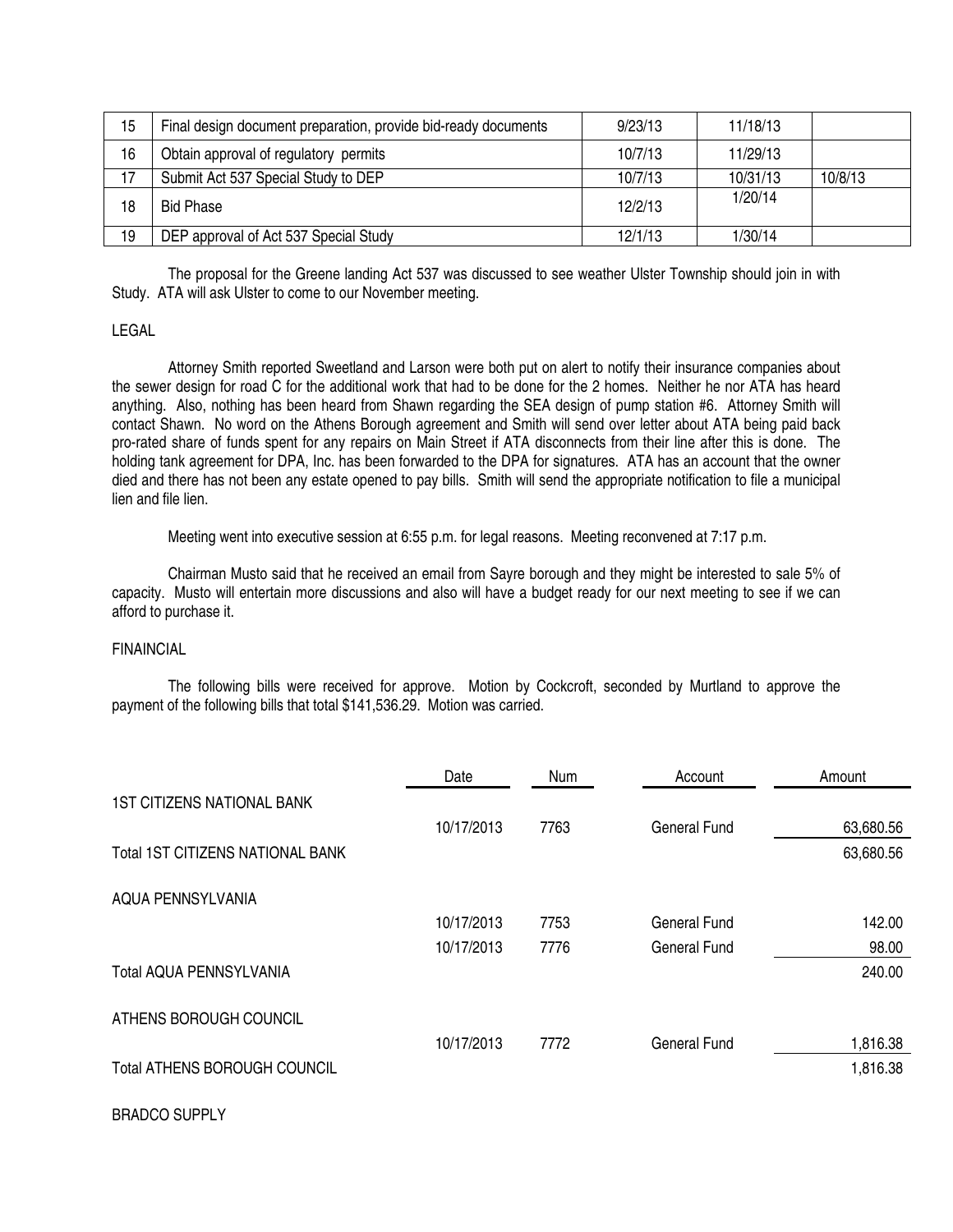| 15 | Final design document preparation, provide bid-ready documents | 9/23/13 | 11/18/13 | |
|---|---|---|---|---|
| 16 | Obtain approval of regulatory permits | 10/7/13 | 11/29/13 | |
| 17 | Submit Act 537 Special Study to DEP | 10/7/13 | 10/31/13 | 10/8/13 |
| 18 | Bid Phase | 12/2/13 | 1/20/14 | |
| 19 | DEP approval of Act 537 Special Study | 12/1/13 | 1/30/14 | |

The proposal for the Greene landing Act 537 was discussed to see weather Ulster Township should join in with Study. ATA will ask Ulster to come to our November meeting.

LEGAL

Attorney Smith reported Sweetland and Larson were both put on alert to notify their insurance companies about the sewer design for road C for the additional work that had to be done for the 2 homes. Neither he nor ATA has heard anything. Also, nothing has been heard from Shawn regarding the SEA design of pump station #6. Attorney Smith will contact Shawn. No word on the Athens Borough agreement and Smith will send over letter about ATA being paid back pro-rated share of funds spent for any repairs on Main Street if ATA disconnects from their line after this is done. The holding tank agreement for DPA, Inc. has been forwarded to the DPA for signatures. ATA has an account that the owner died and there has not been any estate opened to pay bills. Smith will send the appropriate notification to file a municipal lien and file lien.

Meeting went into executive session at 6:55 p.m. for legal reasons. Meeting reconvened at 7:17 p.m.

Chairman Musto said that he received an email from Sayre borough and they might be interested to sale 5% of capacity. Musto will entertain more discussions and also will have a budget ready for our next meeting to see if we can afford to purchase it.

FINAINCIAL

The following bills were received for approve. Motion by Cockcroft, seconded by Murtland to approve the payment of the following bills that total $141,536.29. Motion was carried.

| | Date | Num | Account | Amount |
|---|---|---|---|---|
| 1ST CITIZENS NATIONAL BANK | | | | |
| | 10/17/2013 | 7763 | General Fund | 63,680.56 |
| Total 1ST CITIZENS NATIONAL BANK | | | | 63,680.56 |
| AQUA PENNSYLVANIA | | | | |
| | 10/17/2013 | 7753 | General Fund | 142.00 |
| | 10/17/2013 | 7776 | General Fund | 98.00 |
| Total AQUA PENNSYLVANIA | | | | 240.00 |
| ATHENS BOROUGH COUNCIL | | | | |
| | 10/17/2013 | 7772 | General Fund | 1,816.38 |
| Total ATHENS BOROUGH COUNCIL | | | | 1,816.38 |
| BRADCO SUPPLY | | | | |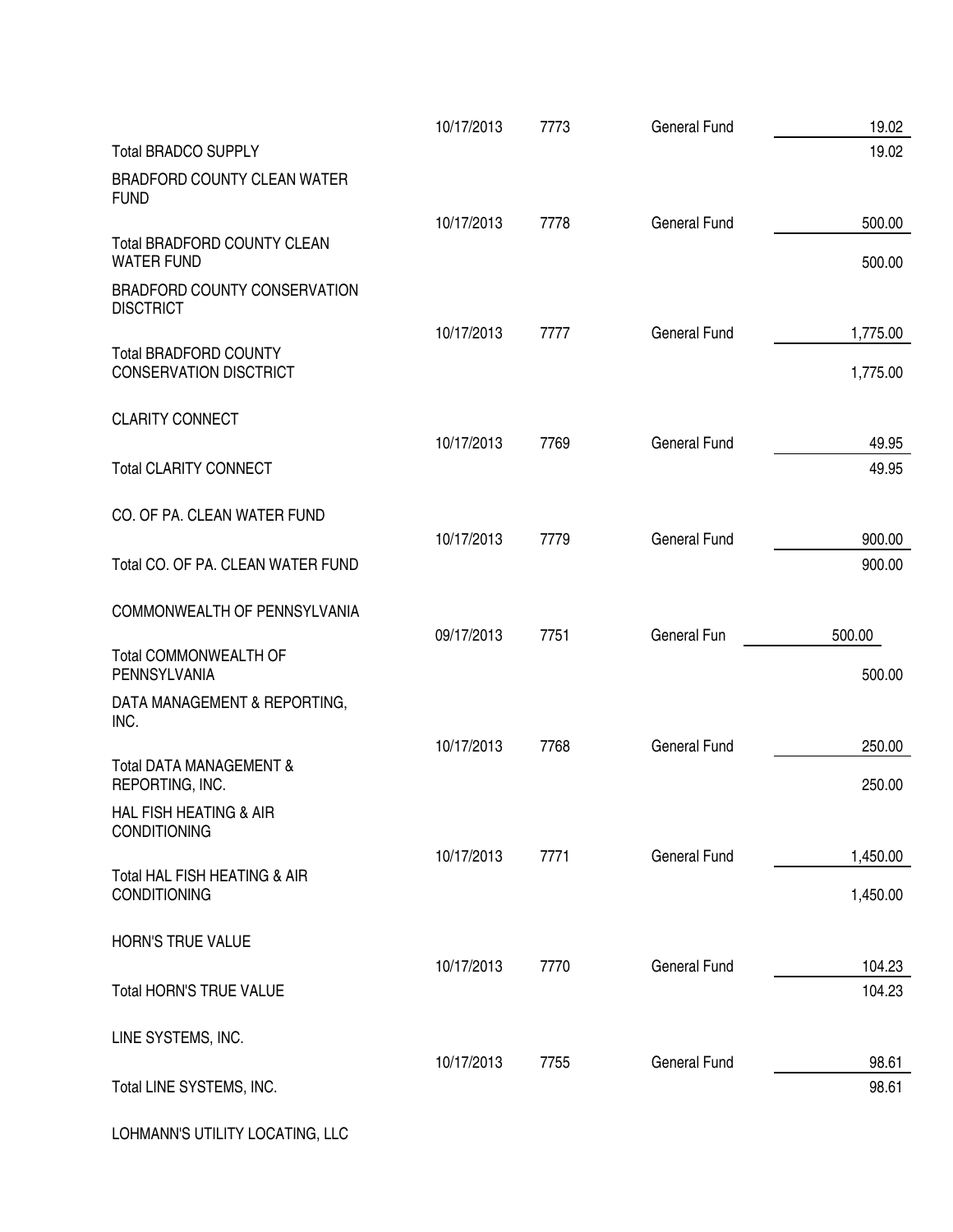| | | | | |
|---|---|---|---|---|
| | 10/17/2013 | 7773 | General Fund | 19.02 |
| Total BRADCO SUPPLY | | | | 19.02 |
| BRADFORD COUNTY CLEAN WATER FUND | | | | |
| | 10/17/2013 | 7778 | General Fund | 500.00 |
| Total BRADFORD COUNTY CLEAN WATER FUND | | | | 500.00 |
| BRADFORD COUNTY CONSERVATION DISCTRICT | | | | |
| | 10/17/2013 | 7777 | General Fund | 1,775.00 |
| Total BRADFORD COUNTY CONSERVATION DISCTRICT | | | | 1,775.00 |
| CLARITY CONNECT | | | | |
| | 10/17/2013 | 7769 | General Fund | 49.95 |
| Total CLARITY CONNECT | | | | 49.95 |
| CO. OF PA. CLEAN WATER FUND | | | | |
| | 10/17/2013 | 7779 | General Fund | 900.00 |
| Total CO. OF PA. CLEAN WATER FUND | | | | 900.00 |
| COMMONWEALTH OF PENNSYLVANIA | | | | |
| | 09/17/2013 | 7751 | General Fun | 500.00 |
| Total COMMONWEALTH OF PENNSYLVANIA | | | | 500.00 |
| DATA MANAGEMENT & REPORTING, INC. | | | | |
| | 10/17/2013 | 7768 | General Fund | 250.00 |
| Total DATA MANAGEMENT & REPORTING, INC. | | | | 250.00 |
| HAL FISH HEATING & AIR CONDITIONING | | | | |
| | 10/17/2013 | 7771 | General Fund | 1,450.00 |
| Total HAL FISH HEATING & AIR CONDITIONING | | | | 1,450.00 |
| HORN'S TRUE VALUE | | | | |
| | 10/17/2013 | 7770 | General Fund | 104.23 |
| Total HORN'S TRUE VALUE | | | | 104.23 |
| LINE SYSTEMS, INC. | | | | |
| | 10/17/2013 | 7755 | General Fund | 98.61 |
| Total LINE SYSTEMS, INC. | | | | 98.61 |
| LOHMANN'S UTILITY LOCATING, LLC | | | | |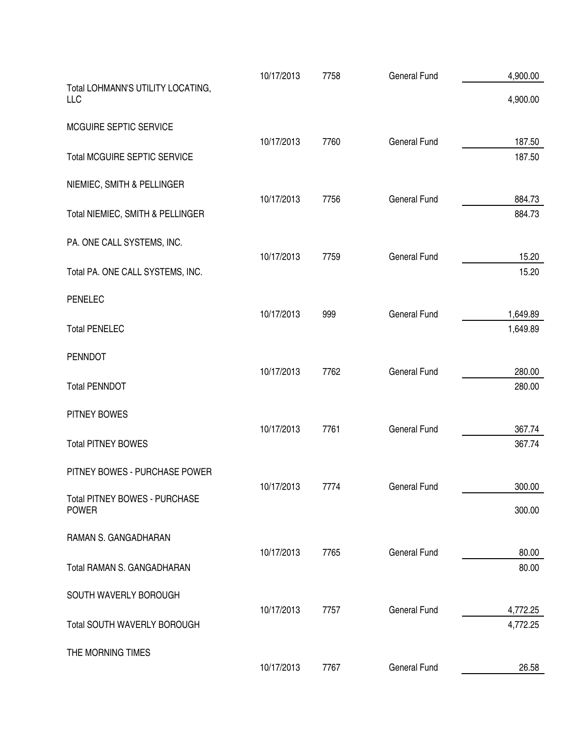| Vendor | Date | Check No. | Fund | Amount |
|---|---|---|---|---|
| | 10/17/2013 | 7758 | General Fund | 4,900.00 |
| Total LOHMANN'S UTILITY LOCATING, LLC | | | | 4,900.00 |
| MCGUIRE SEPTIC SERVICE | | | | |
| | 10/17/2013 | 7760 | General Fund | 187.50 |
| Total MCGUIRE SEPTIC SERVICE | | | | 187.50 |
| NIEMIEC, SMITH & PELLINGER | | | | |
| | 10/17/2013 | 7756 | General Fund | 884.73 |
| Total NIEMIEC, SMITH & PELLINGER | | | | 884.73 |
| PA. ONE CALL SYSTEMS, INC. | | | | |
| | 10/17/2013 | 7759 | General Fund | 15.20 |
| Total PA. ONE CALL SYSTEMS, INC. | | | | 15.20 |
| PENELEC | | | | |
| | 10/17/2013 | 999 | General Fund | 1,649.89 |
| Total PENELEC | | | | 1,649.89 |
| PENNDOT | | | | |
| | 10/17/2013 | 7762 | General Fund | 280.00 |
| Total PENNDOT | | | | 280.00 |
| PITNEY BOWES | | | | |
| | 10/17/2013 | 7761 | General Fund | 367.74 |
| Total PITNEY BOWES | | | | 367.74 |
| PITNEY BOWES - PURCHASE POWER | | | | |
| | 10/17/2013 | 7774 | General Fund | 300.00 |
| Total PITNEY BOWES - PURCHASE POWER | | | | 300.00 |
| RAMAN S. GANGADHARAN | | | | |
| | 10/17/2013 | 7765 | General Fund | 80.00 |
| Total RAMAN S. GANGADHARAN | | | | 80.00 |
| SOUTH WAVERLY BOROUGH | | | | |
| | 10/17/2013 | 7757 | General Fund | 4,772.25 |
| Total SOUTH WAVERLY BOROUGH | | | | 4,772.25 |
| THE MORNING TIMES | | | | |
| | 10/17/2013 | 7767 | General Fund | 26.58 |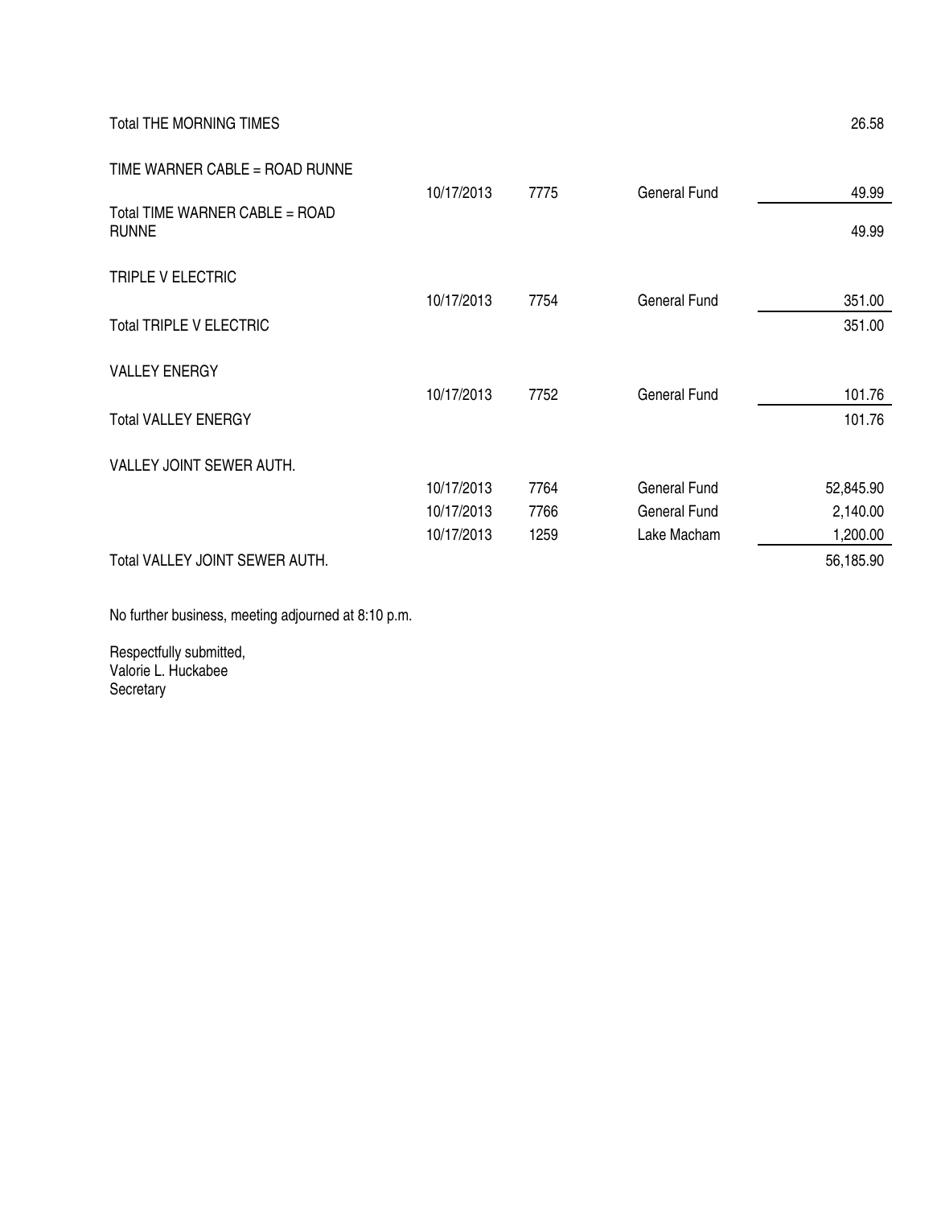| | | | | |
|---|---|---|---|---|
| Total THE MORNING TIMES | | | | 26.58 |
| TIME WARNER CABLE = ROAD RUNNE | | | | |
| | 10/17/2013 | 7775 | General Fund | 49.99 |
| Total TIME WARNER CABLE = ROAD RUNNE | | | | 49.99 |
| TRIPLE V ELECTRIC | | | | |
| | 10/17/2013 | 7754 | General Fund | 351.00 |
| Total TRIPLE V ELECTRIC | | | | 351.00 |
| VALLEY ENERGY | | | | |
| | 10/17/2013 | 7752 | General Fund | 101.76 |
| Total VALLEY ENERGY | | | | 101.76 |
| VALLEY JOINT SEWER AUTH. | | | | |
| | 10/17/2013 | 7764 | General Fund | 52,845.90 |
| | 10/17/2013 | 7766 | General Fund | 2,140.00 |
| | 10/17/2013 | 1259 | Lake Macham | 1,200.00 |
| Total VALLEY JOINT SEWER AUTH. | | | | 56,185.90 |

No further business, meeting adjourned at 8:10 p.m.

Respectfully submitted,
Valorie L. Huckabee
Secretary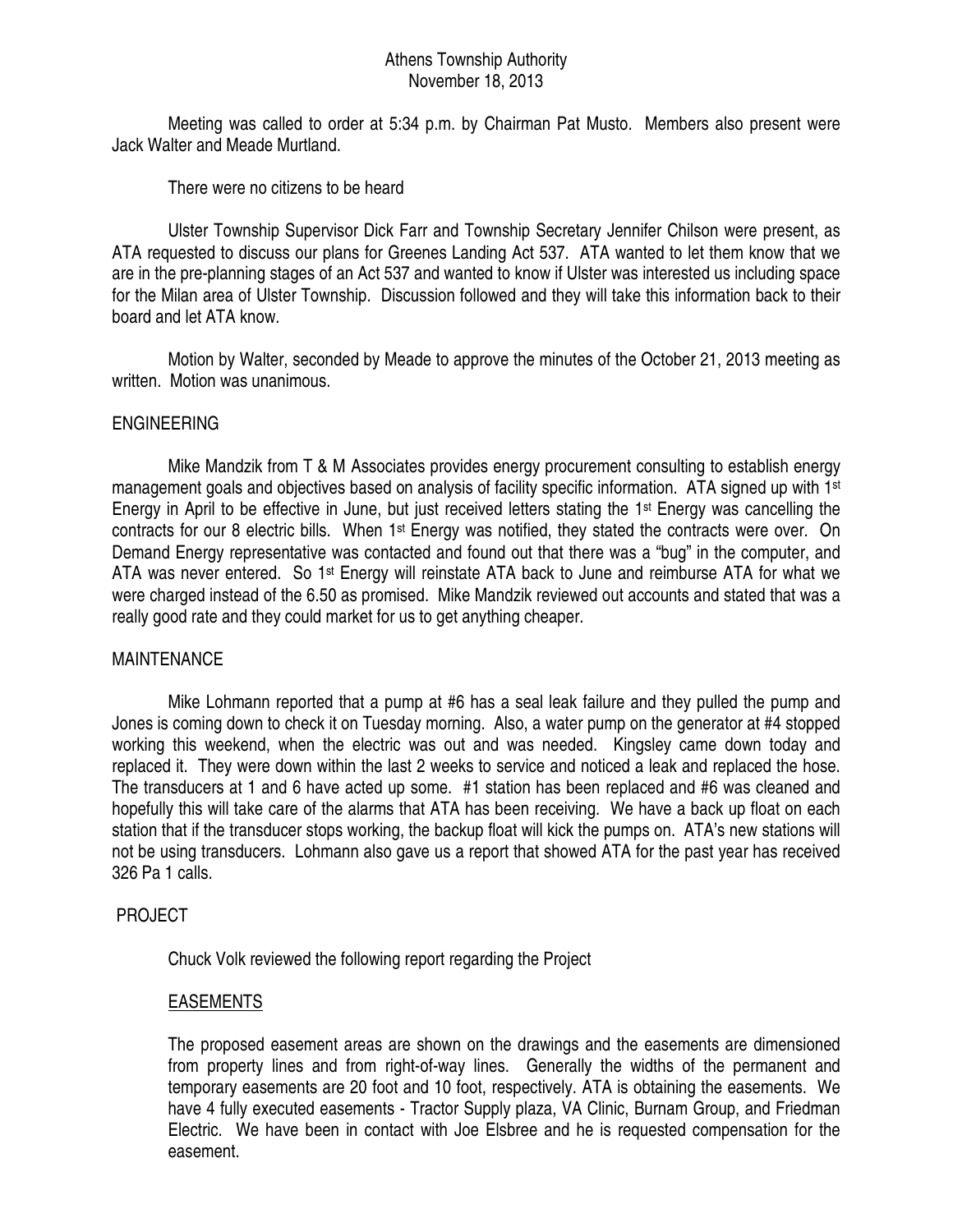# Athens Township Authority
## November 18, 2013

Meeting was called to order at 5:34 p.m. by Chairman Pat Musto. Members also present were Jack Walter and Meade Murtland.

There were no citizens to be heard

Ulster Township Supervisor Dick Farr and Township Secretary Jennifer Chilson were present, as ATA requested to discuss our plans for Greenes Landing Act 537. ATA wanted to let them know that we are in the pre-planning stages of an Act 537 and wanted to know if Ulster was interested us including space for the Milan area of Ulster Township. Discussion followed and they will take this information back to their board and let ATA know.

Motion by Walter, seconded by Meade to approve the minutes of the October 21, 2013 meeting as written. Motion was unanimous.

### ENGINEERING

Mike Mandzik from T & M Associates provides energy procurement consulting to establish energy management goals and objectives based on analysis of facility specific information. ATA signed up with 1st Energy in April to be effective in June, but just received letters stating the 1st Energy was cancelling the contracts for our 8 electric bills. When 1st Energy was notified, they stated the contracts were over. On Demand Energy representative was contacted and found out that there was a "bug" in the computer, and ATA was never entered. So 1st Energy will reinstate ATA back to June and reimburse ATA for what we were charged instead of the 6.50 as promised. Mike Mandzik reviewed out accounts and stated that was a really good rate and they could market for us to get anything cheaper.

### MAINTENANCE

Mike Lohmann reported that a pump at #6 has a seal leak failure and they pulled the pump and Jones is coming down to check it on Tuesday morning. Also, a water pump on the generator at #4 stopped working this weekend, when the electric was out and was needed. Kingsley came down today and replaced it. They were down within the last 2 weeks to service and noticed a leak and replaced the hose. The transducers at 1 and 6 have acted up some. #1 station has been replaced and #6 was cleaned and hopefully this will take care of the alarms that ATA has been receiving. We have a back up float on each station that if the transducer stops working, the backup float will kick the pumps on. ATA's new stations will not be using transducers. Lohmann also gave us a report that showed ATA for the past year has received 326 Pa 1 calls.

### PROJECT

Chuck Volk reviewed the following report regarding the Project

#### EASEMENTS

The proposed easement areas are shown on the drawings and the easements are dimensioned from property lines and from right-of-way lines. Generally the widths of the permanent and temporary easements are 20 foot and 10 foot, respectively. ATA is obtaining the easements. We have 4 fully executed easements - Tractor Supply plaza, VA Clinic, Burnam Group, and Friedman Electric. We have been in contact with Joe Elsbree and he is requested compensation for the easement.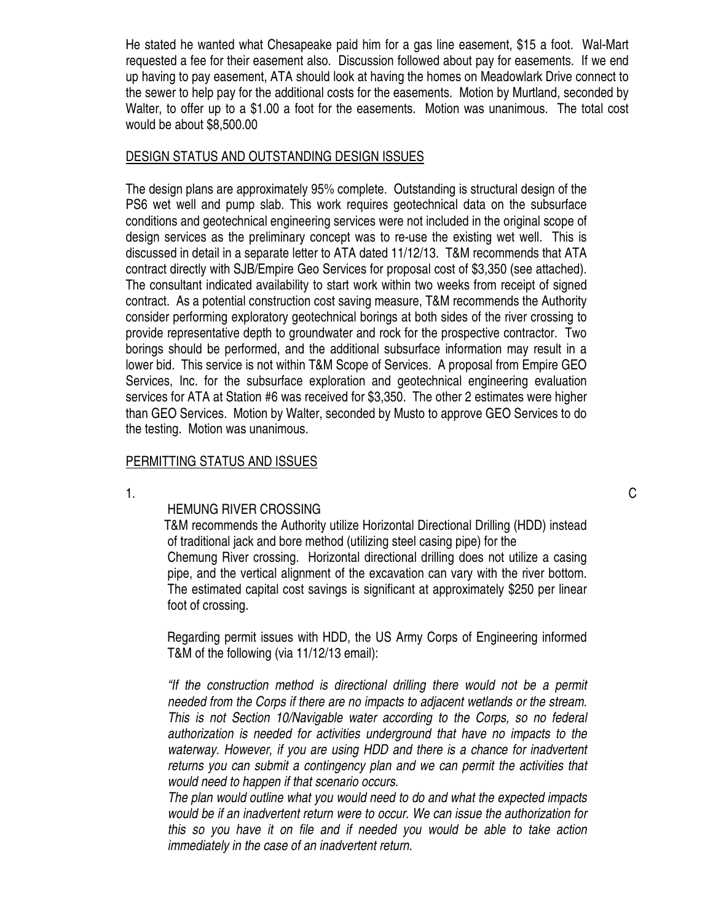He stated he wanted what Chesapeake paid him for a gas line easement, $15 a foot. Wal-Mart requested a fee for their easement also. Discussion followed about pay for easements. If we end up having to pay easement, ATA should look at having the homes on Meadowlark Drive connect to the sewer to help pay for the additional costs for the easements. Motion by Murtland, seconded by Walter, to offer up to a $1.00 a foot for the easements. Motion was unanimous. The total cost would be about $8,500.00

## DESIGN STATUS AND OUTSTANDING DESIGN ISSUES

The design plans are approximately 95% complete. Outstanding is structural design of the PS6 wet well and pump slab. This work requires geotechnical data on the subsurface conditions and geotechnical engineering services were not included in the original scope of design services as the preliminary concept was to re-use the existing wet well. This is discussed in detail in a separate letter to ATA dated 11/12/13. T&M recommends that ATA contract directly with SJB/Empire Geo Services for proposal cost of $3,350 (see attached). The consultant indicated availability to start work within two weeks from receipt of signed contract. As a potential construction cost saving measure, T&M recommends the Authority consider performing exploratory geotechnical borings at both sides of the river crossing to provide representative depth to groundwater and rock for the prospective contractor. Two borings should be performed, and the additional subsurface information may result in a lower bid. This service is not within T&M Scope of Services. A proposal from Empire GEO Services, Inc. for the subsurface exploration and geotechnical engineering evaluation services for ATA at Station #6 was received for $3,350. The other 2 estimates were higher than GEO Services. Motion by Walter, seconded by Musto to approve GEO Services to do the testing. Motion was unanimous.

## PERMITTING STATUS AND ISSUES

1. C

HEMUNG RIVER CROSSING

T&M recommends the Authority utilize Horizontal Directional Drilling (HDD) instead of traditional jack and bore method (utilizing steel casing pipe) for the Chemung River crossing. Horizontal directional drilling does not utilize a casing pipe, and the vertical alignment of the excavation can vary with the river bottom. The estimated capital cost savings is significant at approximately $250 per linear foot of crossing.

Regarding permit issues with HDD, the US Army Corps of Engineering informed T&M of the following (via 11/12/13 email):

*"If the construction method is directional drilling there would not be a permit needed from the Corps if there are no impacts to adjacent wetlands or the stream. This is not Section 10/Navigable water according to the Corps, so no federal authorization is needed for activities underground that have no impacts to the waterway. However, if you are using HDD and there is a chance for inadvertent returns you can submit a contingency plan and we can permit the activities that would need to happen if that scenario occurs.*

*The plan would outline what you would need to do and what the expected impacts would be if an inadvertent return were to occur. We can issue the authorization for this so you have it on file and if needed you would be able to take action immediately in the case of an inadvertent return.*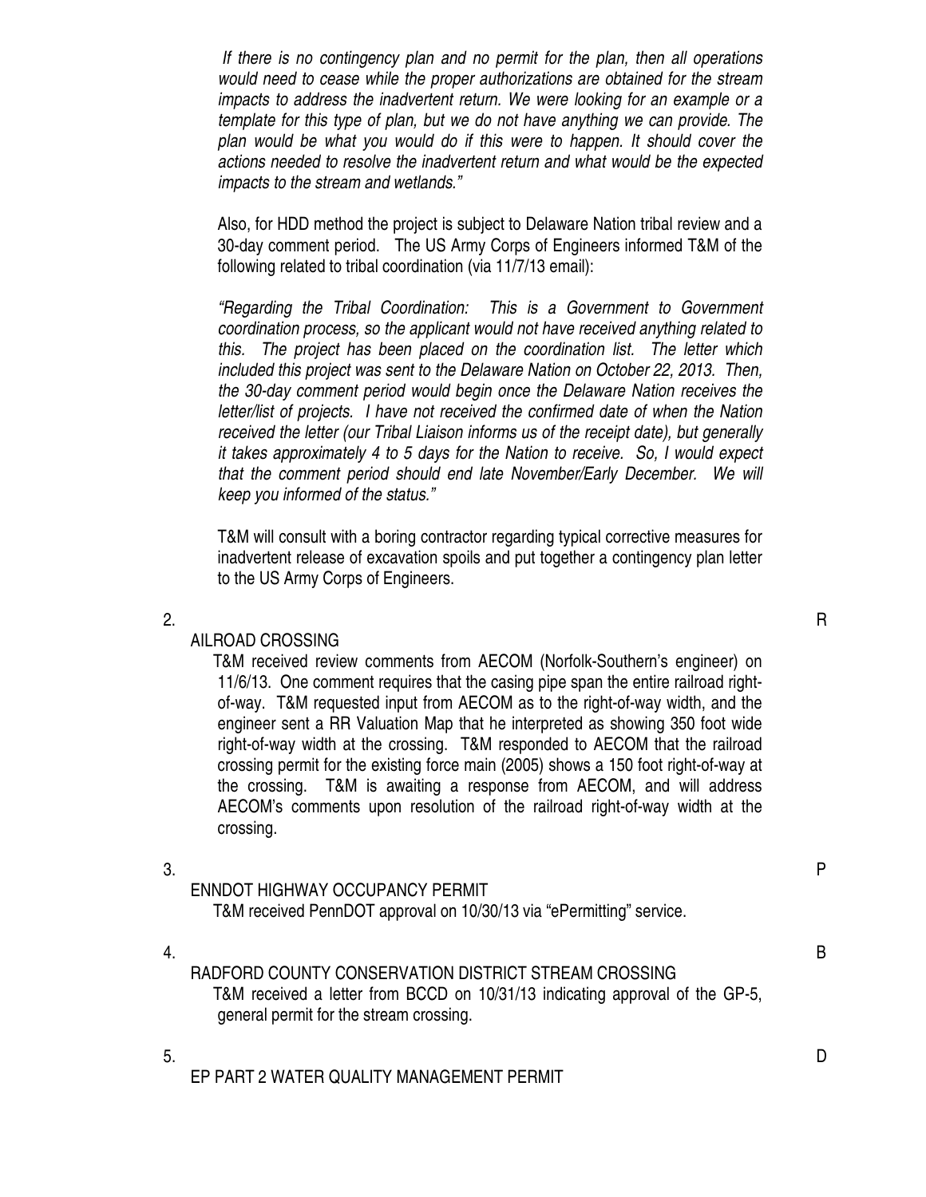*If there is no contingency plan and no permit for the plan, then all operations would need to cease while the proper authorizations are obtained for the stream impacts to address the inadvertent return. We were looking for an example or a template for this type of plan, but we do not have anything we can provide. The plan would be what you would do if this were to happen. It should cover the actions needed to resolve the inadvertent return and what would be the expected impacts to the stream and wetlands."*

Also, for HDD method the project is subject to Delaware Nation tribal review and a 30-day comment period. The US Army Corps of Engineers informed T&M of the following related to tribal coordination (via 11/7/13 email):

*"Regarding the Tribal Coordination: This is a Government to Government coordination process, so the applicant would not have received anything related to this. The project has been placed on the coordination list. The letter which included this project was sent to the Delaware Nation on October 22, 2013. Then, the 30-day comment period would begin once the Delaware Nation receives the letter/list of projects. I have not received the confirmed date of when the Nation received the letter (our Tribal Liaison informs us of the receipt date), but generally it takes approximately 4 to 5 days for the Nation to receive. So, I would expect that the comment period should end late November/Early December. We will keep you informed of the status."*

T&M will consult with a boring contractor regarding typical corrective measures for inadvertent release of excavation spoils and put together a contingency plan letter to the US Army Corps of Engineers.

2. RAILROAD CROSSING

T&M received review comments from AECOM (Norfolk-Southern's engineer) on 11/6/13. One comment requires that the casing pipe span the entire railroad right-of-way. T&M requested input from AECOM as to the right-of-way width, and the engineer sent a RR Valuation Map that he interpreted as showing 350 foot wide right-of-way width at the crossing. T&M responded to AECOM that the railroad crossing permit for the existing force main (2005) shows a 150 foot right-of-way at the crossing. T&M is awaiting a response from AECOM, and will address AECOM's comments upon resolution of the railroad right-of-way width at the crossing.

3. PENNDOT HIGHWAY OCCUPANCY PERMIT

T&M received PennDOT approval on 10/30/13 via "ePermitting" service.

4. BRADFORD COUNTY CONSERVATION DISTRICT STREAM CROSSING

T&M received a letter from BCCD on 10/31/13 indicating approval of the GP-5, general permit for the stream crossing.

5. DEP PART 2 WATER QUALITY MANAGEMENT PERMIT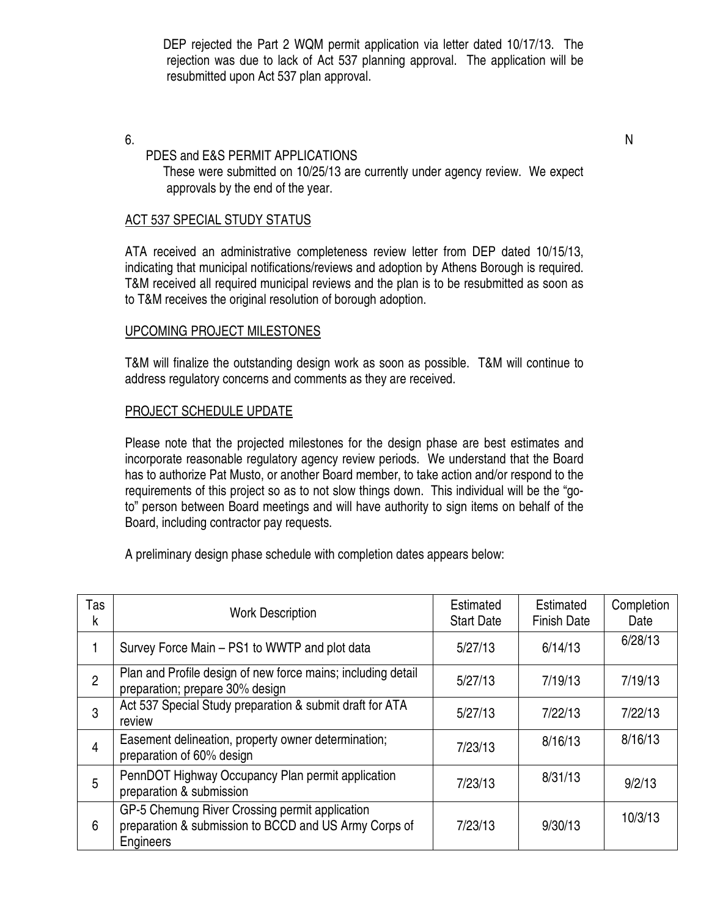DEP rejected the Part 2 WQM permit application via letter dated 10/17/13. The rejection was due to lack of Act 537 planning approval. The application will be resubmitted upon Act 537 plan approval.

6. N

PDES and E&S PERMIT APPLICATIONS

These were submitted on 10/25/13 are currently under agency review. We expect approvals by the end of the year.

ACT 537 SPECIAL STUDY STATUS

ATA received an administrative completeness review letter from DEP dated 10/15/13, indicating that municipal notifications/reviews and adoption by Athens Borough is required. T&M received all required municipal reviews and the plan is to be resubmitted as soon as to T&M receives the original resolution of borough adoption.

UPCOMING PROJECT MILESTONES

T&M will finalize the outstanding design work as soon as possible. T&M will continue to address regulatory concerns and comments as they are received.

PROJECT SCHEDULE UPDATE

Please note that the projected milestones for the design phase are best estimates and incorporate reasonable regulatory agency review periods. We understand that the Board has to authorize Pat Musto, or another Board member, to take action and/or respond to the requirements of this project so as to not slow things down. This individual will be the "go-to" person between Board meetings and will have authority to sign items on behalf of the Board, including contractor pay requests.

A preliminary design phase schedule with completion dates appears below:

| Task | Work Description | Estimated Start Date | Estimated Finish Date | Completion Date |
|---|---|---|---|---|
| 1 | Survey Force Main – PS1 to WWTP and plot data | 5/27/13 | 6/14/13 | 6/28/13 |
| 2 | Plan and Profile design of new force mains; including detail preparation; prepare 30% design | 5/27/13 | 7/19/13 | 7/19/13 |
| 3 | Act 537 Special Study preparation & submit draft for ATA review | 5/27/13 | 7/22/13 | 7/22/13 |
| 4 | Easement delineation, property owner determination; preparation of 60% design | 7/23/13 | 8/16/13 | 8/16/13 |
| 5 | PennDOT Highway Occupancy Plan permit application preparation & submission | 7/23/13 | 8/31/13 | 9/2/13 |
| 6 | GP-5 Chemung River Crossing permit application preparation & submission to BCCD and US Army Corps of Engineers | 7/23/13 | 9/30/13 | 10/3/13 |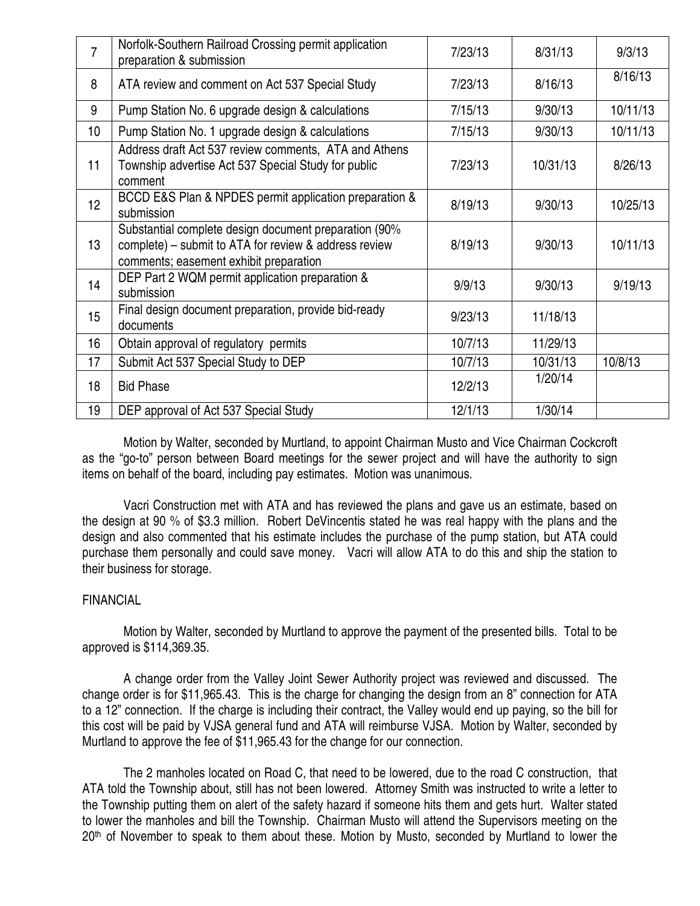| 7 | Norfolk-Southern Railroad Crossing permit application preparation & submission | 7/23/13 | 8/31/13 | 9/3/13 |
|---|---|---|---|---|
| 8 | ATA review and comment on Act 537 Special Study | 7/23/13 | 8/16/13 | 8/16/13 |
| 9 | Pump Station No. 6 upgrade design & calculations | 7/15/13 | 9/30/13 | 10/11/13 |
| 10 | Pump Station No. 1 upgrade design & calculations | 7/15/13 | 9/30/13 | 10/11/13 |
| 11 | Address draft Act 537 review comments, ATA and Athens Township advertise Act 537 Special Study for public comment | 7/23/13 | 10/31/13 | 8/26/13 |
| 12 | BCCD E&S Plan & NPDES permit application preparation & submission | 8/19/13 | 9/30/13 | 10/25/13 |
| 13 | Substantial complete design document preparation (90% complete) – submit to ATA for review & address review comments; easement exhibit preparation | 8/19/13 | 9/30/13 | 10/11/13 |
| 14 | DEP Part 2 WQM permit application preparation & submission | 9/9/13 | 9/30/13 | 9/19/13 |
| 15 | Final design document preparation, provide bid-ready documents | 9/23/13 | 11/18/13 | |
| 16 | Obtain approval of regulatory permits | 10/7/13 | 11/29/13 | |
| 17 | Submit Act 537 Special Study to DEP | 10/7/13 | 10/31/13 | 10/8/13 |
| 18 | Bid Phase | 12/2/13 | 1/20/14 | |
| 19 | DEP approval of Act 537 Special Study | 12/1/13 | 1/30/14 | |

Motion by Walter, seconded by Murtland, to appoint Chairman Musto and Vice Chairman Cockcroft as the "go-to" person between Board meetings for the sewer project and will have the authority to sign items on behalf of the board, including pay estimates. Motion was unanimous.

Vacri Construction met with ATA and has reviewed the plans and gave us an estimate, based on the design at 90 % of $3.3 million. Robert DeVincentis stated he was real happy with the plans and the design and also commented that his estimate includes the purchase of the pump station, but ATA could purchase them personally and could save money. Vacri will allow ATA to do this and ship the station to their business for storage.

FINANCIAL

Motion by Walter, seconded by Murtland to approve the payment of the presented bills. Total to be approved is $114,369.35.

A change order from the Valley Joint Sewer Authority project was reviewed and discussed. The change order is for $11,965.43. This is the charge for changing the design from an 8" connection for ATA to a 12" connection. If the charge is including their contract, the Valley would end up paying, so the bill for this cost will be paid by VJSA general fund and ATA will reimburse VJSA. Motion by Walter, seconded by Murtland to approve the fee of $11,965.43 for the change for our connection.

The 2 manholes located on Road C, that need to be lowered, due to the road C construction, that ATA told the Township about, still has not been lowered. Attorney Smith was instructed to write a letter to the Township putting them on alert of the safety hazard if someone hits them and gets hurt. Walter stated to lower the manholes and bill the Township. Chairman Musto will attend the Supervisors meeting on the 20th of November to speak to them about these. Motion by Musto, seconded by Murtland to lower the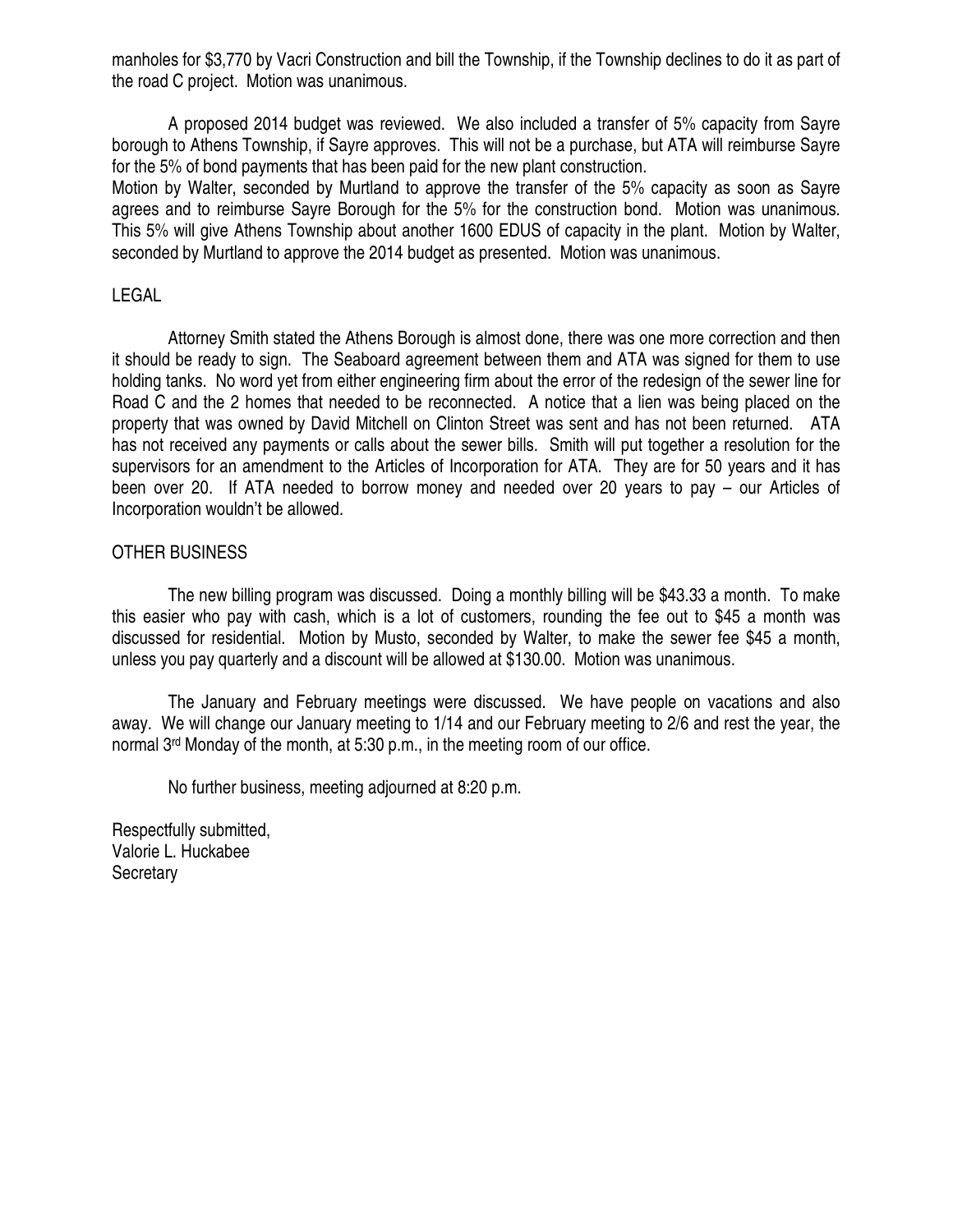manholes for $3,770 by Vacri Construction and bill the Township, if the Township declines to do it as part of the road C project. Motion was unanimous.

A proposed 2014 budget was reviewed. We also included a transfer of 5% capacity from Sayre borough to Athens Township, if Sayre approves. This will not be a purchase, but ATA will reimburse Sayre for the 5% of bond payments that has been paid for the new plant construction.
Motion by Walter, seconded by Murtland to approve the transfer of the 5% capacity as soon as Sayre agrees and to reimburse Sayre Borough for the 5% for the construction bond. Motion was unanimous. This 5% will give Athens Township about another 1600 EDUS of capacity in the plant. Motion by Walter, seconded by Murtland to approve the 2014 budget as presented. Motion was unanimous.

LEGAL

Attorney Smith stated the Athens Borough is almost done, there was one more correction and then it should be ready to sign. The Seaboard agreement between them and ATA was signed for them to use holding tanks. No word yet from either engineering firm about the error of the redesign of the sewer line for Road C and the 2 homes that needed to be reconnected. A notice that a lien was being placed on the property that was owned by David Mitchell on Clinton Street was sent and has not been returned. ATA has not received any payments or calls about the sewer bills. Smith will put together a resolution for the supervisors for an amendment to the Articles of Incorporation for ATA. They are for 50 years and it has been over 20. If ATA needed to borrow money and needed over 20 years to pay – our Articles of Incorporation wouldn't be allowed.

OTHER BUSINESS

The new billing program was discussed. Doing a monthly billing will be $43.33 a month. To make this easier who pay with cash, which is a lot of customers, rounding the fee out to $45 a month was discussed for residential. Motion by Musto, seconded by Walter, to make the sewer fee $45 a month, unless you pay quarterly and a discount will be allowed at $130.00. Motion was unanimous.

The January and February meetings were discussed. We have people on vacations and also away. We will change our January meeting to 1/14 and our February meeting to 2/6 and rest the year, the normal 3rd Monday of the month, at 5:30 p.m., in the meeting room of our office.

No further business, meeting adjourned at 8:20 p.m.

Respectfully submitted,
Valorie L. Huckabee
Secretary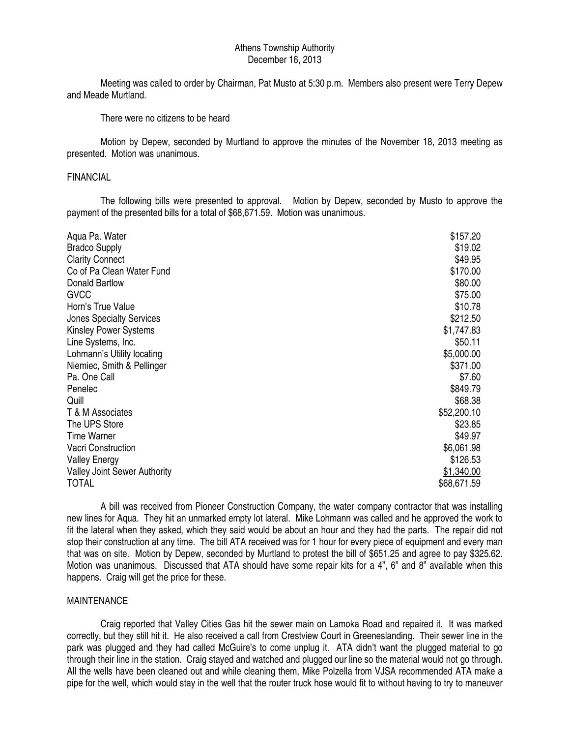Athens Township Authority
December 16, 2013

Meeting was called to order by Chairman, Pat Musto at 5:30 p.m. Members also present were Terry Depew and Meade Murtland.

There were no citizens to be heard

Motion by Depew, seconded by Murtland to approve the minutes of the November 18, 2013 meeting as presented. Motion was unanimous.

FINANCIAL

The following bills were presented to approval. Motion by Depew, seconded by Musto to approve the payment of the presented bills for a total of $68,671.59. Motion was unanimous.

| | |
|---|---|
| Aqua Pa. Water | $157.20 |
| Bradco Supply | $19.02 |
| Clarity Connect | $49.95 |
| Co of Pa Clean Water Fund | $170.00 |
| Donald Bartlow | $80.00 |
| GVCC | $75.00 |
| Horn's True Value | $10.78 |
| Jones Specialty Services | $212.50 |
| Kinsley Power Systems | $1,747.83 |
| Line Systems, Inc. | $50.11 |
| Lohmann's Utility locating | $5,000.00 |
| Niemiec, Smith & Pellinger | $371.00 |
| Pa. One Call | $7.60 |
| Penelec | $849.79 |
| Quill | $68.38 |
| T & M Associates | $52,200.10 |
| The UPS Store | $23.85 |
| Time Warner | $49.97 |
| Vacri Construction | $6,061.98 |
| Valley Energy | $126.53 |
| Valley Joint Sewer Authority | $1,340.00 |
| TOTAL | $68,671.59 |

A bill was received from Pioneer Construction Company, the water company contractor that was installing new lines for Aqua. They hit an unmarked empty lot lateral. Mike Lohmann was called and he approved the work to fit the lateral when they asked, which they said would be about an hour and they had the parts. The repair did not stop their construction at any time. The bill ATA received was for 1 hour for every piece of equipment and every man that was on site. Motion by Depew, seconded by Murtland to protest the bill of $651.25 and agree to pay $325.62. Motion was unanimous. Discussed that ATA should have some repair kits for a 4", 6" and 8" available when this happens. Craig will get the price for these.

MAINTENANCE

Craig reported that Valley Cities Gas hit the sewer main on Lamoka Road and repaired it. It was marked correctly, but they still hit it. He also received a call from Crestview Court in Greeneslanding. Their sewer line in the park was plugged and they had called McGuire's to come unplug it. ATA didn't want the plugged material to go through their line in the station. Craig stayed and watched and plugged our line so the material would not go through. All the wells have been cleaned out and while cleaning them, Mike Polzella from VJSA recommended ATA make a pipe for the well, which would stay in the well that the router truck hose would fit to without having to try to maneuver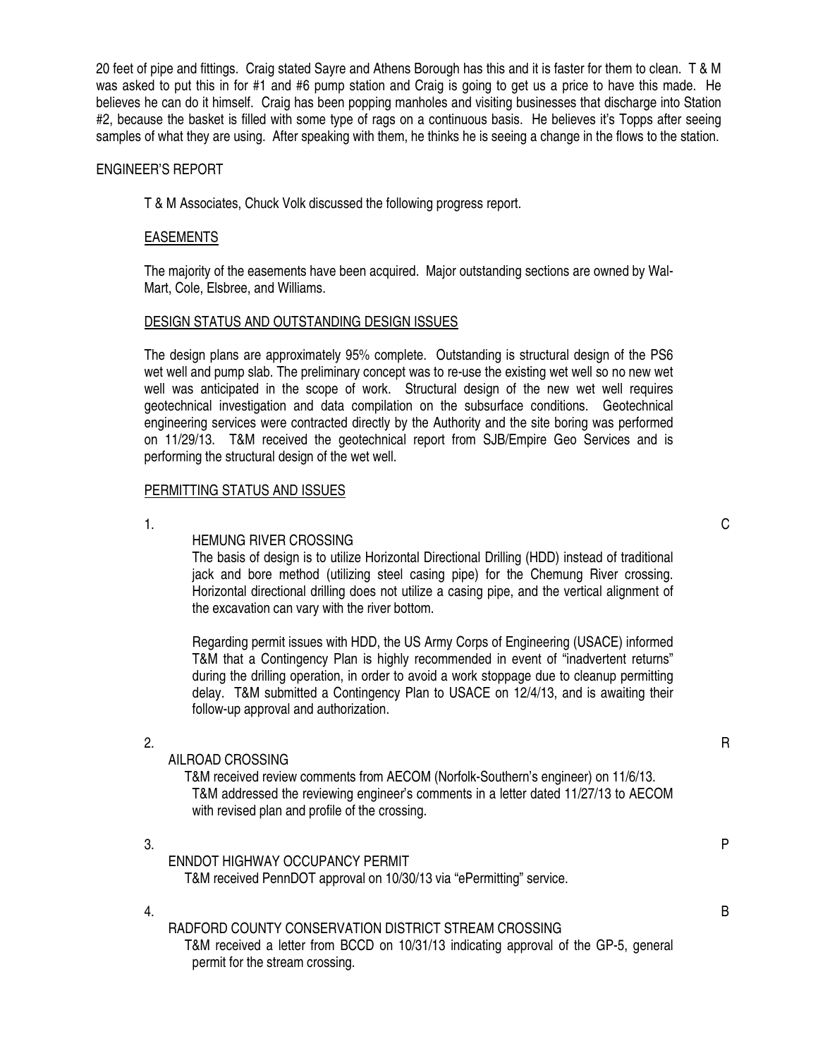20 feet of pipe and fittings. Craig stated Sayre and Athens Borough has this and it is faster for them to clean. T & M was asked to put this in for #1 and #6 pump station and Craig is going to get us a price to have this made. He believes he can do it himself. Craig has been popping manholes and visiting businesses that discharge into Station #2, because the basket is filled with some type of rags on a continuous basis. He believes it's Topps after seeing samples of what they are using. After speaking with them, he thinks he is seeing a change in the flows to the station.

ENGINEER'S REPORT

T & M Associates, Chuck Volk discussed the following progress report.

EASEMENTS

The majority of the easements have been acquired. Major outstanding sections are owned by Wal-Mart, Cole, Elsbree, and Williams.

DESIGN STATUS AND OUTSTANDING DESIGN ISSUES

The design plans are approximately 95% complete. Outstanding is structural design of the PS6 wet well and pump slab. The preliminary concept was to re-use the existing wet well so no new wet well was anticipated in the scope of work. Structural design of the new wet well requires geotechnical investigation and data compilation on the subsurface conditions. Geotechnical engineering services were contracted directly by the Authority and the site boring was performed on 11/29/13. T&M received the geotechnical report from SJB/Empire Geo Services and is performing the structural design of the wet well.

PERMITTING STATUS AND ISSUES

1. CHEMUNG RIVER CROSSING

   The basis of design is to utilize Horizontal Directional Drilling (HDD) instead of traditional jack and bore method (utilizing steel casing pipe) for the Chemung River crossing. Horizontal directional drilling does not utilize a casing pipe, and the vertical alignment of the excavation can vary with the river bottom.

   Regarding permit issues with HDD, the US Army Corps of Engineering (USACE) informed T&M that a Contingency Plan is highly recommended in event of "inadvertent returns" during the drilling operation, in order to avoid a work stoppage due to cleanup permitting delay. T&M submitted a Contingency Plan to USACE on 12/4/13, and is awaiting their follow-up approval and authorization.

2. RAILROAD CROSSING

   T&M received review comments from AECOM (Norfolk-Southern's engineer) on 11/6/13. T&M addressed the reviewing engineer's comments in a letter dated 11/27/13 to AECOM with revised plan and profile of the crossing.

3. PENNDOT HIGHWAY OCCUPANCY PERMIT

   T&M received PennDOT approval on 10/30/13 via "ePermitting" service.

4. BRADFORD COUNTY CONSERVATION DISTRICT STREAM CROSSING

   T&M received a letter from BCCD on 10/31/13 indicating approval of the GP-5, general permit for the stream crossing.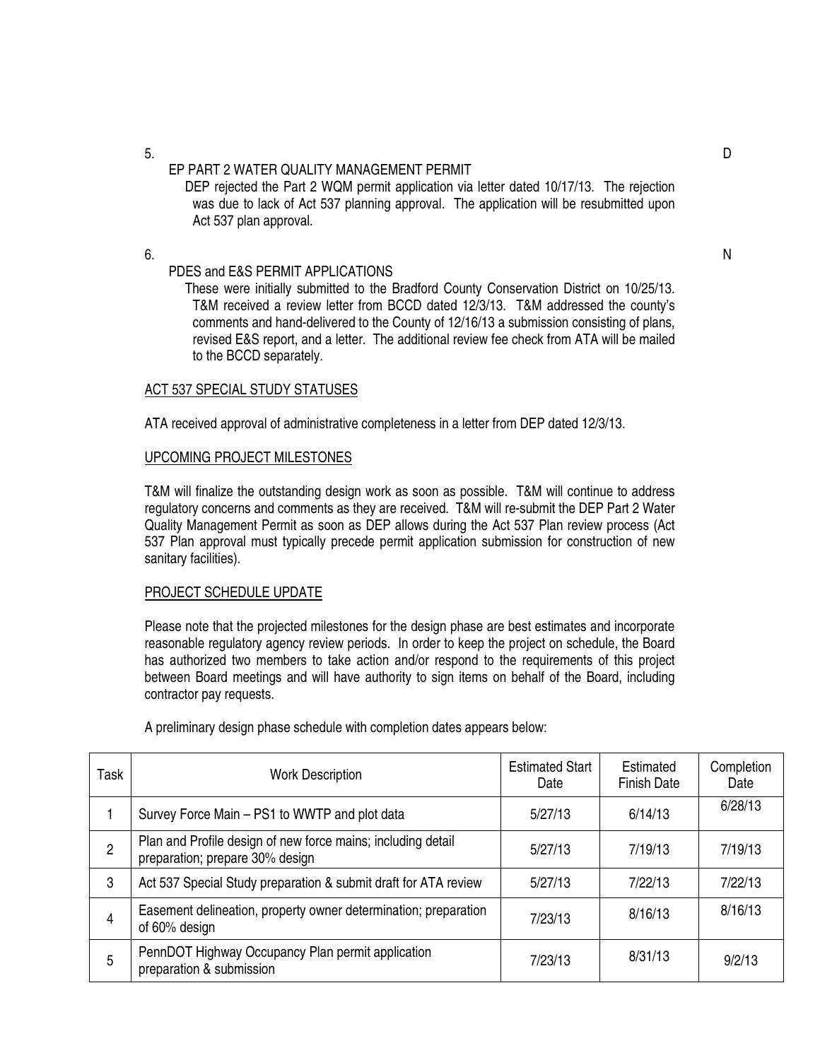5. D

EP PART 2 WATER QUALITY MANAGEMENT PERMIT

DEP rejected the Part 2 WQM permit application via letter dated 10/17/13. The rejection was due to lack of Act 537 planning approval. The application will be resubmitted upon Act 537 plan approval.

6. N

PDES and E&S PERMIT APPLICATIONS

These were initially submitted to the Bradford County Conservation District on 10/25/13. T&M received a review letter from BCCD dated 12/3/13. T&M addressed the county's comments and hand-delivered to the County of 12/16/13 a submission consisting of plans, revised E&S report, and a letter. The additional review fee check from ATA will be mailed to the BCCD separately.

ACT 537 SPECIAL STUDY STATUSES

ATA received approval of administrative completeness in a letter from DEP dated 12/3/13.

UPCOMING PROJECT MILESTONES

T&M will finalize the outstanding design work as soon as possible. T&M will continue to address regulatory concerns and comments as they are received. T&M will re-submit the DEP Part 2 Water Quality Management Permit as soon as DEP allows during the Act 537 Plan review process (Act 537 Plan approval must typically precede permit application submission for construction of new sanitary facilities).

PROJECT SCHEDULE UPDATE

Please note that the projected milestones for the design phase are best estimates and incorporate reasonable regulatory agency review periods. In order to keep the project on schedule, the Board has authorized two members to take action and/or respond to the requirements of this project between Board meetings and will have authority to sign items on behalf of the Board, including contractor pay requests.

A preliminary design phase schedule with completion dates appears below:

| Task | Work Description | Estimated Start Date | Estimated Finish Date | Completion Date |
|---|---|---|---|---|
| 1 | Survey Force Main – PS1 to WWTP and plot data | 5/27/13 | 6/14/13 | 6/28/13 |
| 2 | Plan and Profile design of new force mains; including detail preparation; prepare 30% design | 5/27/13 | 7/19/13 | 7/19/13 |
| 3 | Act 537 Special Study preparation & submit draft for ATA review | 5/27/13 | 7/22/13 | 7/22/13 |
| 4 | Easement delineation, property owner determination; preparation of 60% design | 7/23/13 | 8/16/13 | 8/16/13 |
| 5 | PennDOT Highway Occupancy Plan permit application preparation & submission | 7/23/13 | 8/31/13 | 9/2/13 |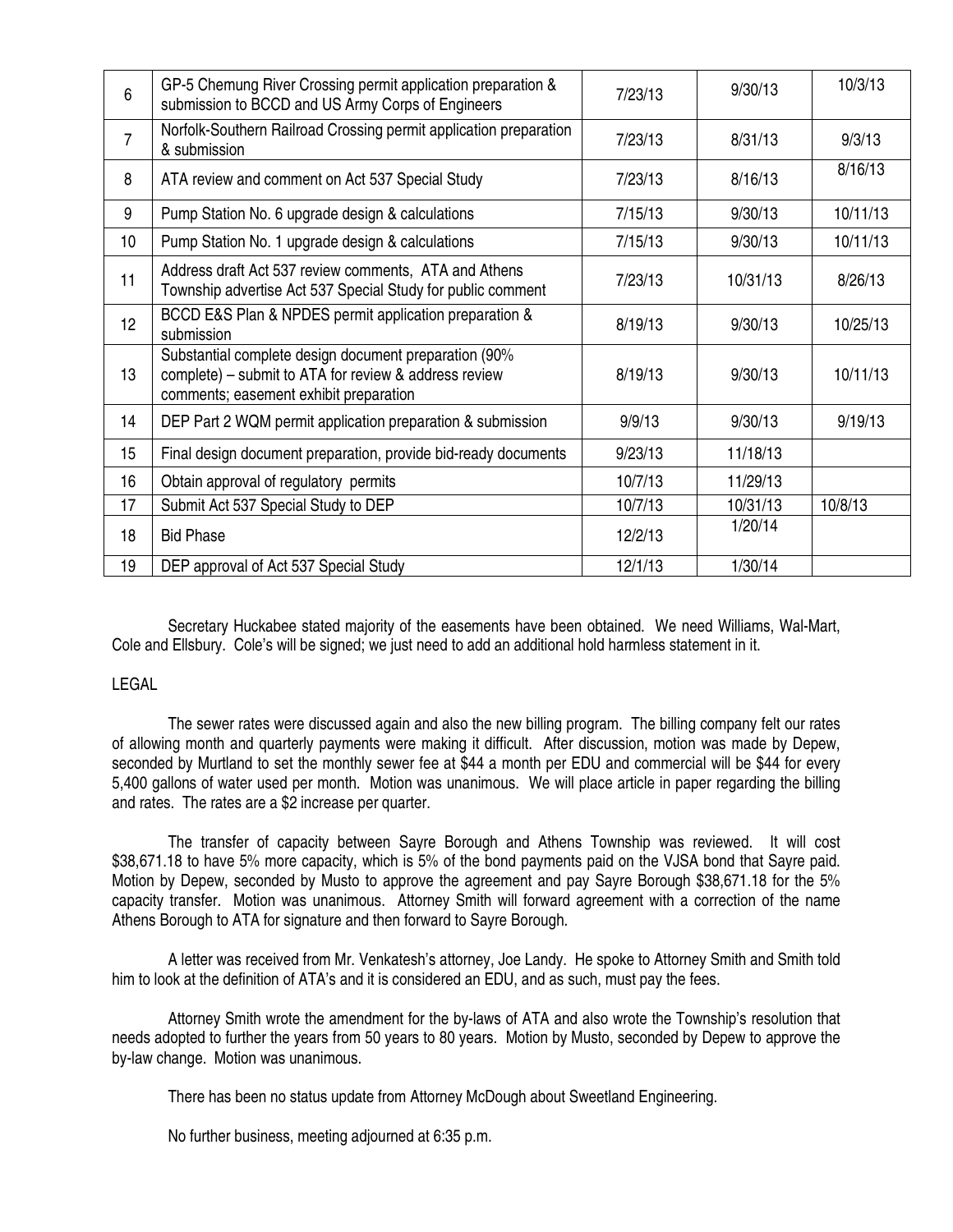| 6 | GP-5 Chemung River Crossing permit application preparation & submission to BCCD and US Army Corps of Engineers | 7/23/13 | 9/30/13 | 10/3/13 |
|---|---|---|---|---|
| 7 | Norfolk-Southern Railroad Crossing permit application preparation & submission | 7/23/13 | 8/31/13 | 9/3/13 |
| 8 | ATA review and comment on Act 537 Special Study | 7/23/13 | 8/16/13 | 8/16/13 |
| 9 | Pump Station No. 6 upgrade design & calculations | 7/15/13 | 9/30/13 | 10/11/13 |
| 10 | Pump Station No. 1 upgrade design & calculations | 7/15/13 | 9/30/13 | 10/11/13 |
| 11 | Address draft Act 537 review comments, ATA and Athens Township advertise Act 537 Special Study for public comment | 7/23/13 | 10/31/13 | 8/26/13 |
| 12 | BCCD E&S Plan & NPDES permit application preparation & submission | 8/19/13 | 9/30/13 | 10/25/13 |
| 13 | Substantial complete design document preparation (90% complete) – submit to ATA for review & address review comments; easement exhibit preparation | 8/19/13 | 9/30/13 | 10/11/13 |
| 14 | DEP Part 2 WQM permit application preparation & submission | 9/9/13 | 9/30/13 | 9/19/13 |
| 15 | Final design document preparation, provide bid-ready documents | 9/23/13 | 11/18/13 | |
| 16 | Obtain approval of regulatory permits | 10/7/13 | 11/29/13 | |
| 17 | Submit Act 537 Special Study to DEP | 10/7/13 | 10/31/13 | 10/8/13 |
| 18 | Bid Phase | 12/2/13 | 1/20/14 | |
| 19 | DEP approval of Act 537 Special Study | 12/1/13 | 1/30/14 | |

Secretary Huckabee stated majority of the easements have been obtained. We need Williams, Wal-Mart, Cole and Ellsbury. Cole's will be signed; we just need to add an additional hold harmless statement in it.

LEGAL

The sewer rates were discussed again and also the new billing program. The billing company felt our rates of allowing month and quarterly payments were making it difficult. After discussion, motion was made by Depew, seconded by Murtland to set the monthly sewer fee at $44 a month per EDU and commercial will be $44 for every 5,400 gallons of water used per month. Motion was unanimous. We will place article in paper regarding the billing and rates. The rates are a $2 increase per quarter.

The transfer of capacity between Sayre Borough and Athens Township was reviewed. It will cost $38,671.18 to have 5% more capacity, which is 5% of the bond payments paid on the VJSA bond that Sayre paid. Motion by Depew, seconded by Musto to approve the agreement and pay Sayre Borough $38,671.18 for the 5% capacity transfer. Motion was unanimous. Attorney Smith will forward agreement with a correction of the name Athens Borough to ATA for signature and then forward to Sayre Borough.

A letter was received from Mr. Venkatesh's attorney, Joe Landy. He spoke to Attorney Smith and Smith told him to look at the definition of ATA's and it is considered an EDU, and as such, must pay the fees.

Attorney Smith wrote the amendment for the by-laws of ATA and also wrote the Township's resolution that needs adopted to further the years from 50 years to 80 years. Motion by Musto, seconded by Depew to approve the by-law change. Motion was unanimous.

There has been no status update from Attorney McDough about Sweetland Engineering.

No further business, meeting adjourned at 6:35 p.m.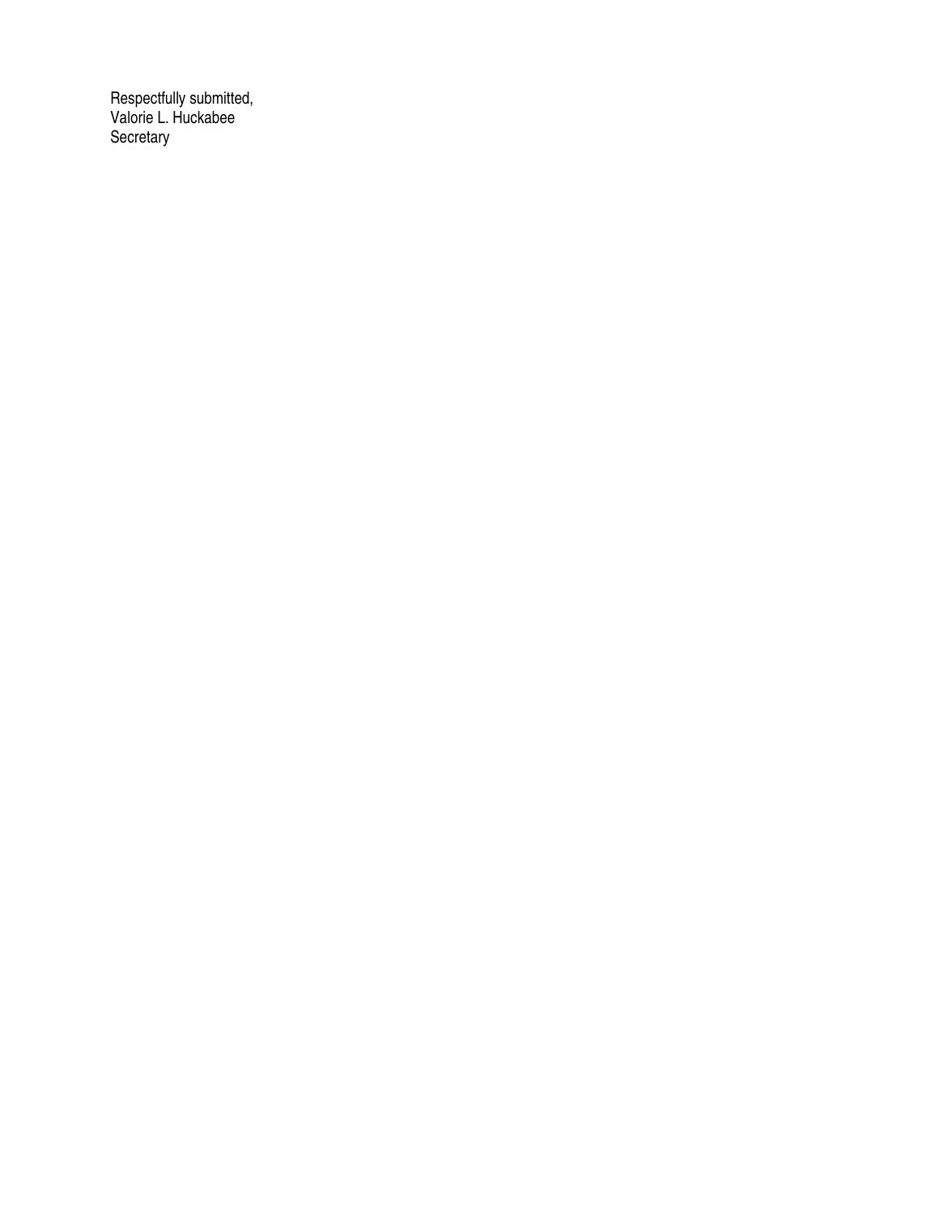Respectfully submitted,
Valorie L. Huckabee
Secretary